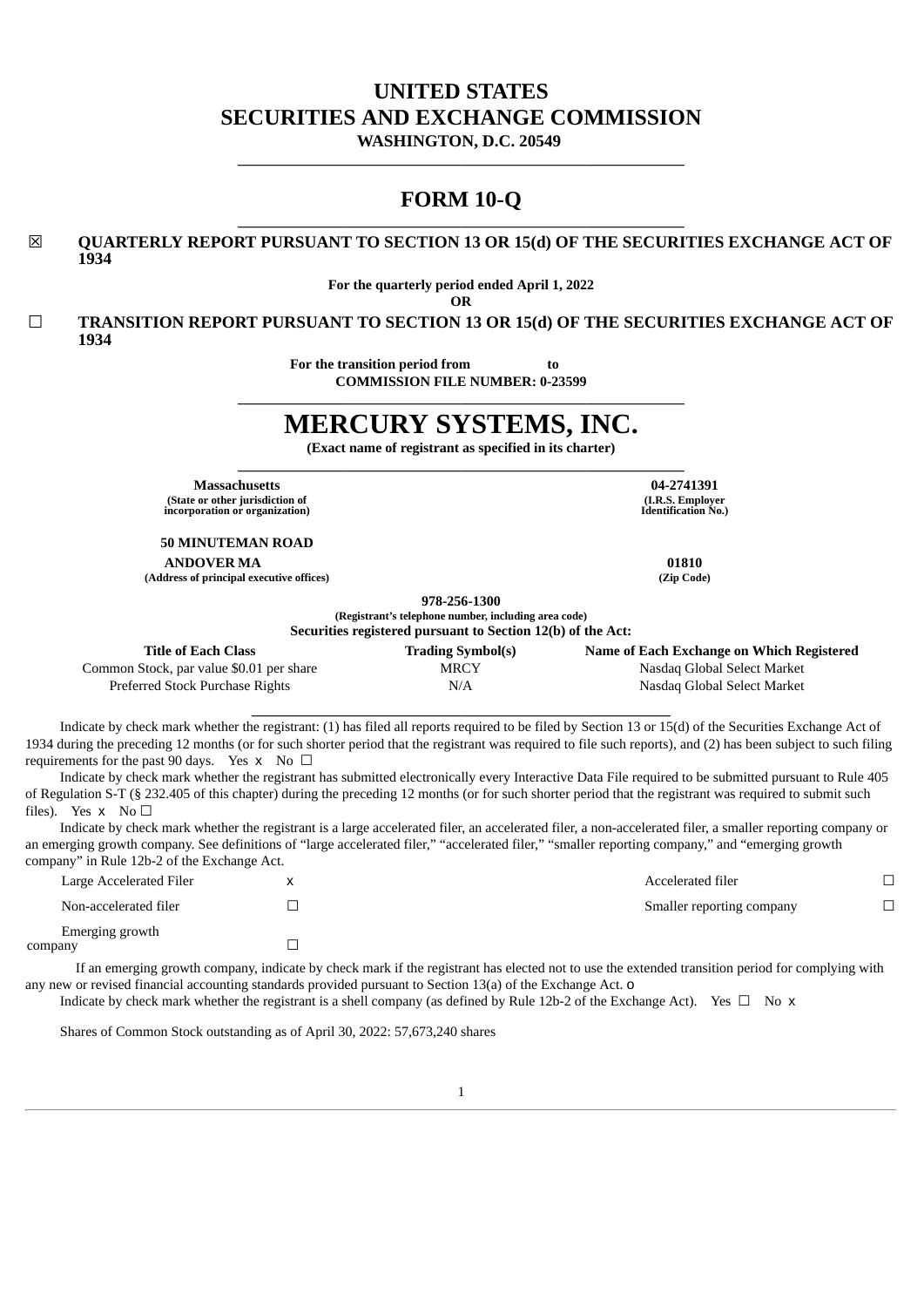# UNITED STATES
# SECURITIES AND EXCHANGE COMMISSION
**WASHINGTON, D.C. 20549**

---

# FORM 10-Q

---

☒ **QUARTERLY REPORT PURSUANT TO SECTION 13 OR 15(d) OF THE SECURITIES EXCHANGE ACT OF 1934**

**For the quarterly period ended April 1, 2022**

**OR**

☐ **TRANSITION REPORT PURSUANT TO SECTION 13 OR 15(d) OF THE SECURITIES EXCHANGE ACT OF 1934**

**For the transition period from to**

**COMMISSION FILE NUMBER: 0-23599**

---

# MERCURY SYSTEMS, INC.

**(Exact name of registrant as specified in its charter)**

---

| **Massachusetts** | **04-2741391** |
|---|---|
| **(State or other jurisdiction of incorporation or organization)** | **(I.R.S. Employer Identification No.)** |

| **50 MINUTEMAN ROAD ANDOVER MA** | **01810** |
|---|---|
| **(Address of principal executive offices)** | **(Zip Code)** |

**978-256-1300**

**(Registrant's telephone number, including area code)**

**Securities registered pursuant to Section 12(b) of the Act:**

| Title of Each Class | Trading Symbol(s) | Name of Each Exchange on Which Registered |
|---|---|---|
| Common Stock, par value $0.01 per share | MRCY | Nasdaq Global Select Market |
| Preferred Stock Purchase Rights | N/A | Nasdaq Global Select Market |

---

Indicate by check mark whether the registrant: (1) has filed all reports required to be filed by Section 13 or 15(d) of the Securities Exchange Act of 1934 during the preceding 12 months (or for such shorter period that the registrant was required to file such reports), and (2) has been subject to such filing requirements for the past 90 days. Yes x No ☐

Indicate by check mark whether the registrant has submitted electronically every Interactive Data File required to be submitted pursuant to Rule 405 of Regulation S-T (§ 232.405 of this chapter) during the preceding 12 months (or for such shorter period that the registrant was required to submit such files). Yes x No ☐

Indicate by check mark whether the registrant is a large accelerated filer, an accelerated filer, a non-accelerated filer, a smaller reporting company or an emerging growth company. See definitions of "large accelerated filer," "accelerated filer," "smaller reporting company," and "emerging growth company" in Rule 12b-2 of the Exchange Act.

| | | | |
|---|---|---|---|
| Large Accelerated Filer | x | Accelerated filer | ☐ |
| Non-accelerated filer | ☐ | Smaller reporting company | ☐ |
| Emerging growth company | ☐ | | |

If an emerging growth company, indicate by check mark if the registrant has elected not to use the extended transition period for complying with any new or revised financial accounting standards provided pursuant to Section 13(a) of the Exchange Act. o

Indicate by check mark whether the registrant is a shell company (as defined by Rule 12b-2 of the Exchange Act). Yes ☐ No x

Shares of Common Stock outstanding as of April 30, 2022: 57,673,240 shares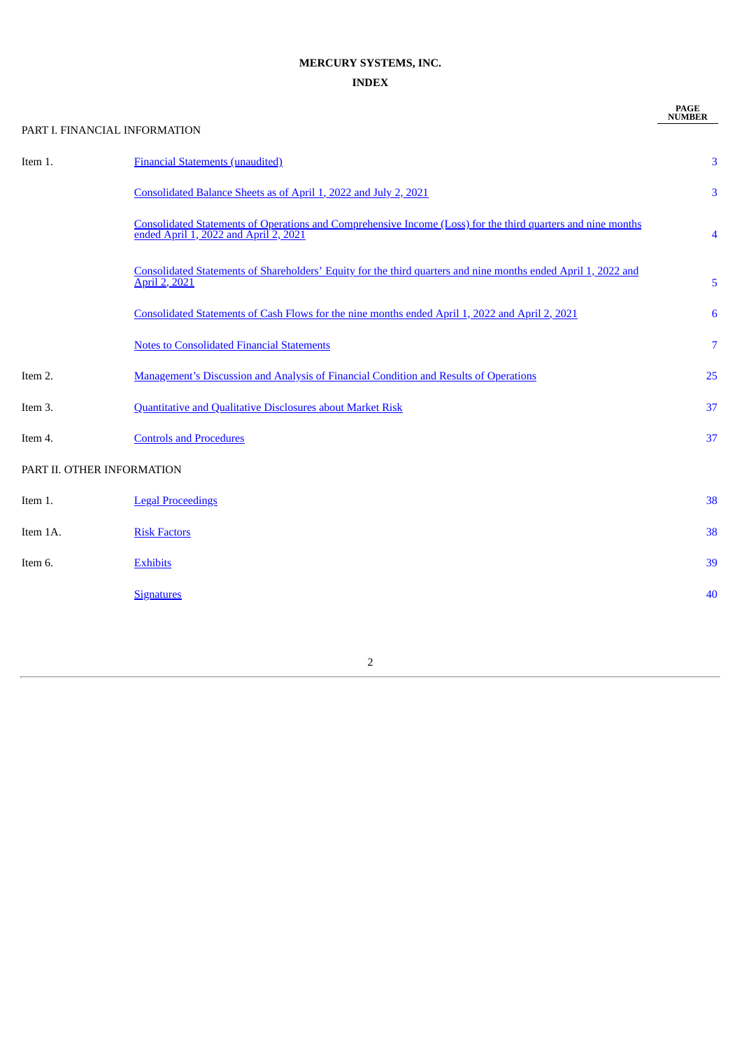**MERCURY SYSTEMS, INC.**

**INDEX**

| | | PAGE NUMBER |
|---|---|---|
| PART I. FINANCIAL INFORMATION | | |
| Item 1. | Financial Statements (unaudited) | 3 |
| | Consolidated Balance Sheets as of April 1, 2022 and July 2, 2021 | 3 |
| | Consolidated Statements of Operations and Comprehensive Income (Loss) for the third quarters and nine months ended April 1, 2022 and April 2, 2021 | 4 |
| | Consolidated Statements of Shareholders' Equity for the third quarters and nine months ended April 1, 2022 and April 2, 2021 | 5 |
| | Consolidated Statements of Cash Flows for the nine months ended April 1, 2022 and April 2, 2021 | 6 |
| | Notes to Consolidated Financial Statements | 7 |
| Item 2. | Management's Discussion and Analysis of Financial Condition and Results of Operations | 25 |
| Item 3. | Quantitative and Qualitative Disclosures about Market Risk | 37 |
| Item 4. | Controls and Procedures | 37 |
| PART II. OTHER INFORMATION | | |
| Item 1. | Legal Proceedings | 38 |
| Item 1A. | Risk Factors | 38 |
| Item 6. | Exhibits | 39 |
| | Signatures | 40 |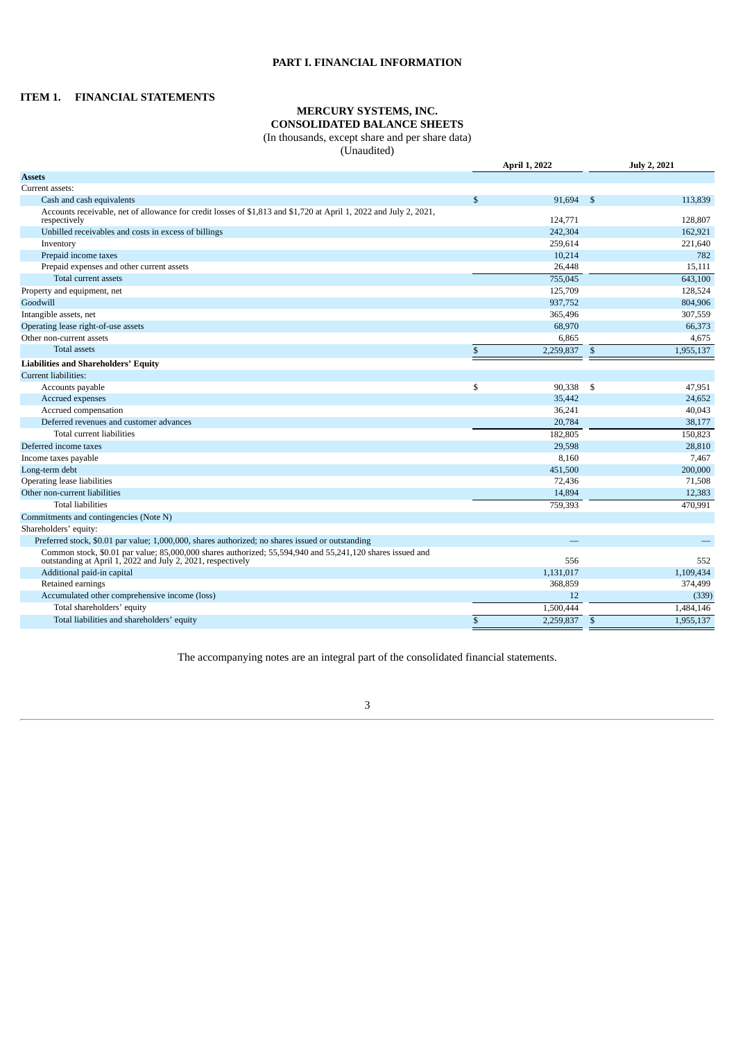# PART I. FINANCIAL INFORMATION

## ITEM 1. FINANCIAL STATEMENTS

### MERCURY SYSTEMS, INC.
### CONSOLIDATED BALANCE SHEETS
(In thousands, except share and per share data)
(Unaudited)

| | April 1, 2022 | July 2, 2021 |
|---|---|---|
| **Assets** | | |
| Current assets: | | |
| Cash and cash equivalents | $ 91,694 | $ 113,839 |
| Accounts receivable, net of allowance for credit losses of $1,813 and $1,720 at April 1, 2022 and July 2, 2021, respectively | 124,771 | 128,807 |
| Unbilled receivables and costs in excess of billings | 242,304 | 162,921 |
| Inventory | 259,614 | 221,640 |
| Prepaid income taxes | 10,214 | 782 |
| Prepaid expenses and other current assets | 26,448 | 15,111 |
| Total current assets | 755,045 | 643,100 |
| Property and equipment, net | 125,709 | 128,524 |
| Goodwill | 937,752 | 804,906 |
| Intangible assets, net | 365,496 | 307,559 |
| Operating lease right-of-use assets | 68,970 | 66,373 |
| Other non-current assets | 6,865 | 4,675 |
| Total assets | $ 2,259,837 | $ 1,955,137 |
| **Liabilities and Shareholders' Equity** | | |
| Current liabilities: | | |
| Accounts payable | $ 90,338 | $ 47,951 |
| Accrued expenses | 35,442 | 24,652 |
| Accrued compensation | 36,241 | 40,043 |
| Deferred revenues and customer advances | 20,784 | 38,177 |
| Total current liabilities | 182,805 | 150,823 |
| Deferred income taxes | 29,598 | 28,810 |
| Income taxes payable | 8,160 | 7,467 |
| Long-term debt | 451,500 | 200,000 |
| Operating lease liabilities | 72,436 | 71,508 |
| Other non-current liabilities | 14,894 | 12,383 |
| Total liabilities | 759,393 | 470,991 |
| Commitments and contingencies (Note N) | | |
| Shareholders' equity: | | |
| Preferred stock, $0.01 par value; 1,000,000, shares authorized; no shares issued or outstanding | — | — |
| Common stock, $0.01 par value; 85,000,000 shares authorized; 55,594,940 and 55,241,120 shares issued and outstanding at April 1, 2022 and July 2, 2021, respectively | 556 | 552 |
| Additional paid-in capital | 1,131,017 | 1,109,434 |
| Retained earnings | 368,859 | 374,499 |
| Accumulated other comprehensive income (loss) | 12 | (339) |
| Total shareholders' equity | 1,500,444 | 1,484,146 |
| Total liabilities and shareholders' equity | $ 2,259,837 | $ 1,955,137 |

The accompanying notes are an integral part of the consolidated financial statements.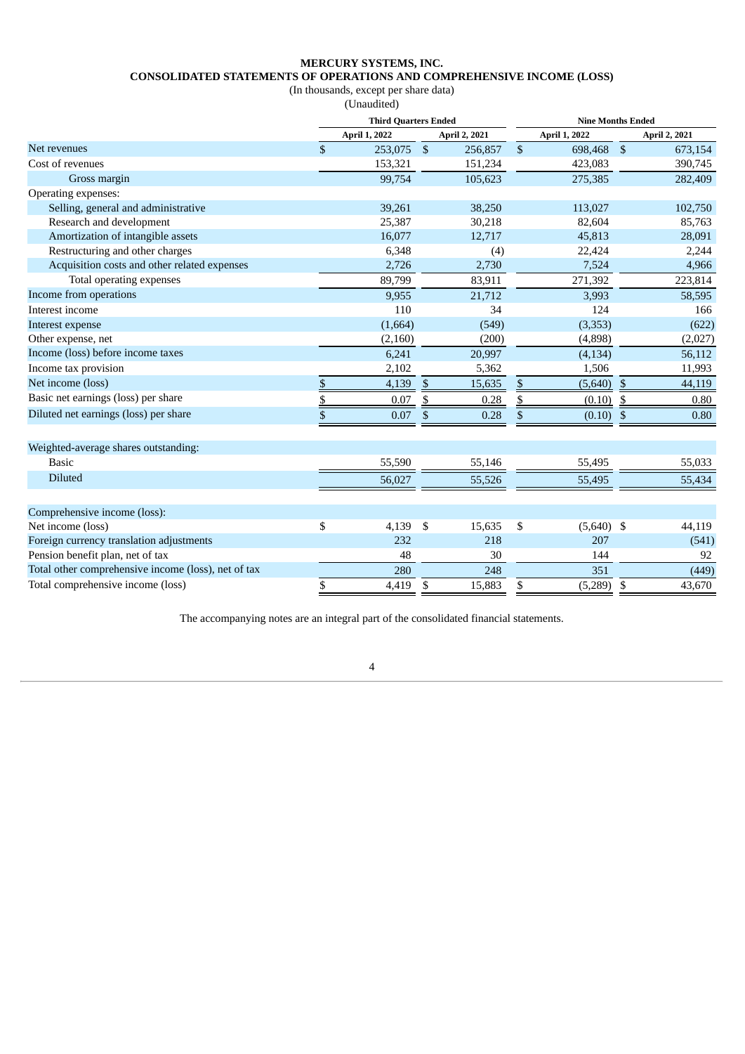**MERCURY SYSTEMS, INC.**
**CONSOLIDATED STATEMENTS OF OPERATIONS AND COMPREHENSIVE INCOME (LOSS)**
(In thousands, except per share data)
(Unaudited)

| | Third Quarters Ended | | Nine Months Ended | |
|---|---|---|---|---|
| | April 1, 2022 | April 2, 2021 | April 1, 2022 | April 2, 2021 |
| Net revenues | $ 253,075 | $ 256,857 | $ 698,468 | $ 673,154 |
| Cost of revenues | 153,321 | 151,234 | 423,083 | 390,745 |
| Gross margin | 99,754 | 105,623 | 275,385 | 282,409 |
| Operating expenses: | | | | |
| Selling, general and administrative | 39,261 | 38,250 | 113,027 | 102,750 |
| Research and development | 25,387 | 30,218 | 82,604 | 85,763 |
| Amortization of intangible assets | 16,077 | 12,717 | 45,813 | 28,091 |
| Restructuring and other charges | 6,348 | (4) | 22,424 | 2,244 |
| Acquisition costs and other related expenses | 2,726 | 2,730 | 7,524 | 4,966 |
| Total operating expenses | 89,799 | 83,911 | 271,392 | 223,814 |
| Income from operations | 9,955 | 21,712 | 3,993 | 58,595 |
| Interest income | 110 | 34 | 124 | 166 |
| Interest expense | (1,664) | (549) | (3,353) | (622) |
| Other expense, net | (2,160) | (200) | (4,898) | (2,027) |
| Income (loss) before income taxes | 6,241 | 20,997 | (4,134) | 56,112 |
| Income tax provision | 2,102 | 5,362 | 1,506 | 11,993 |
| Net income (loss) | $ 4,139 | $ 15,635 | $ (5,640) | $ 44,119 |
| Basic net earnings (loss) per share | $ 0.07 | $ 0.28 | $ (0.10) | $ 0.80 |
| Diluted net earnings (loss) per share | $ 0.07 | $ 0.28 | $ (0.10) | $ 0.80 |
| | | | | |
| Weighted-average shares outstanding: | | | | |
| Basic | 55,590 | 55,146 | 55,495 | 55,033 |
| Diluted | 56,027 | 55,526 | 55,495 | 55,434 |
| | | | | |
| Comprehensive income (loss): | | | | |
| Net income (loss) | $ 4,139 | $ 15,635 | $ (5,640) | $ 44,119 |
| Foreign currency translation adjustments | 232 | 218 | 207 | (541) |
| Pension benefit plan, net of tax | 48 | 30 | 144 | 92 |
| Total other comprehensive income (loss), net of tax | 280 | 248 | 351 | (449) |
| Total comprehensive income (loss) | $ 4,419 | $ 15,883 | $ (5,289) | $ 43,670 |

The accompanying notes are an integral part of the consolidated financial statements.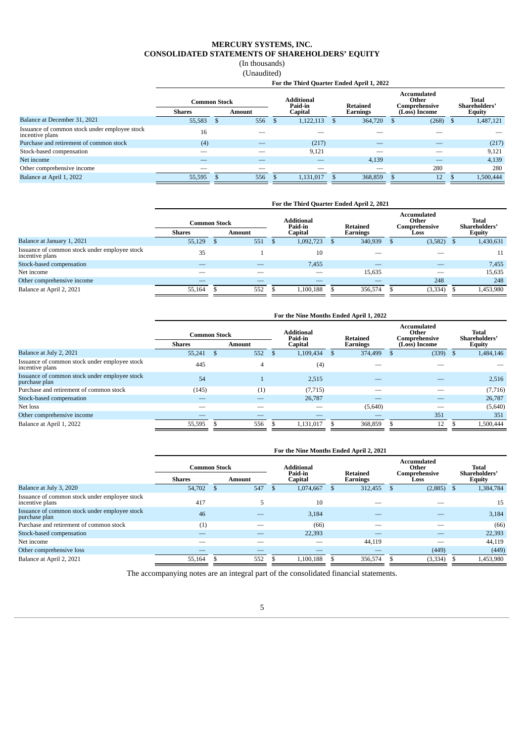# MERCURY SYSTEMS, INC.
# CONSOLIDATED STATEMENTS OF SHAREHOLDERS' EQUITY

(In thousands)

(Unaudited)

**For the Third Quarter Ended April 1, 2022**

| | Common Stock | | Additional Paid-in Capital | Retained Earnings | Accumulated Other Comprehensive (Loss) Income | Total Shareholders' Equity |
|---|---|---|---|---|---|---|
| | Shares | Amount | | | | |
| Balance at December 31, 2021 | 55,583 | $ 556 | $ 1,122,113 | $ 364,720 | $ (268) | $ 1,487,121 |
| Issuance of common stock under employee stock incentive plans | 16 | — | — | — | — | — |
| Purchase and retirement of common stock | (4) | — | (217) | — | — | (217) |
| Stock-based compensation | — | — | 9,121 | — | — | 9,121 |
| Net income | — | — | — | 4,139 | — | 4,139 |
| Other comprehensive income | — | — | — | — | 280 | 280 |
| Balance at April 1, 2022 | 55,595 | $ 556 | $ 1,131,017 | $ 368,859 | $ 12 | $ 1,500,444 |

**For the Third Quarter Ended April 2, 2021**

| | Common Stock | | Additional Paid-in Capital | Retained Earnings | Accumulated Other Comprehensive Loss | Total Shareholders' Equity |
|---|---|---|---|---|---|---|
| | Shares | Amount | | | | |
| Balance at January 1, 2021 | 55,129 | $ 551 | $ 1,092,723 | $ 340,939 | $ (3,582) | $ 1,430,631 |
| Issuance of common stock under employee stock incentive plans | 35 | 1 | 10 | — | — | 11 |
| Stock-based compensation | — | — | 7,455 | — | — | 7,455 |
| Net income | — | — | — | 15,635 | — | 15,635 |
| Other comprehensive income | — | — | — | — | 248 | 248 |
| Balance at April 2, 2021 | 55,164 | $ 552 | $ 1,100,188 | $ 356,574 | $ (3,334) | $ 1,453,980 |

**For the Nine Months Ended April 1, 2022**

| | Common Stock | | Additional Paid-in Capital | Retained Earnings | Accumulated Other Comprehensive (Loss) Income | Total Shareholders' Equity |
|---|---|---|---|---|---|---|
| | Shares | Amount | | | | |
| Balance at July 2, 2021 | 55,241 | $ 552 | $ 1,109,434 | $ 374,499 | $ (339) | $ 1,484,146 |
| Issuance of common stock under employee stock incentive plans | 445 | 4 | (4) | — | — | — |
| Issuance of common stock under employee stock purchase plan | 54 | 1 | 2,515 | — | — | 2,516 |
| Purchase and retirement of common stock | (145) | (1) | (7,715) | — | — | (7,716) |
| Stock-based compensation | — | — | 26,787 | — | — | 26,787 |
| Net loss | — | — | — | (5,640) | — | (5,640) |
| Other comprehensive income | — | — | — | — | 351 | 351 |
| Balance at April 1, 2022 | 55,595 | $ 556 | $ 1,131,017 | $ 368,859 | $ 12 | $ 1,500,444 |

**For the Nine Months Ended April 2, 2021**

| | Common Stock | | Additional Paid-in Capital | Retained Earnings | Accumulated Other Comprehensive Loss | Total Shareholders' Equity |
|---|---|---|---|---|---|---|
| | Shares | Amount | | | | |
| Balance at July 3, 2020 | 54,702 | $ 547 | $ 1,074,667 | $ 312,455 | $ (2,885) | $ 1,384,784 |
| Issuance of common stock under employee stock incentive plans | 417 | 5 | 10 | — | — | 15 |
| Issuance of common stock under employee stock purchase plan | 46 | — | 3,184 | — | — | 3,184 |
| Purchase and retirement of common stock | (1) | — | (66) | — | — | (66) |
| Stock-based compensation | — | — | 22,393 | — | — | 22,393 |
| Net income | — | — | — | 44,119 | — | 44,119 |
| Other comprehensive loss | — | — | — | — | (449) | (449) |
| Balance at April 2, 2021 | 55,164 | $ 552 | $ 1,100,188 | $ 356,574 | $ (3,334) | $ 1,453,980 |

The accompanying notes are an integral part of the consolidated financial statements.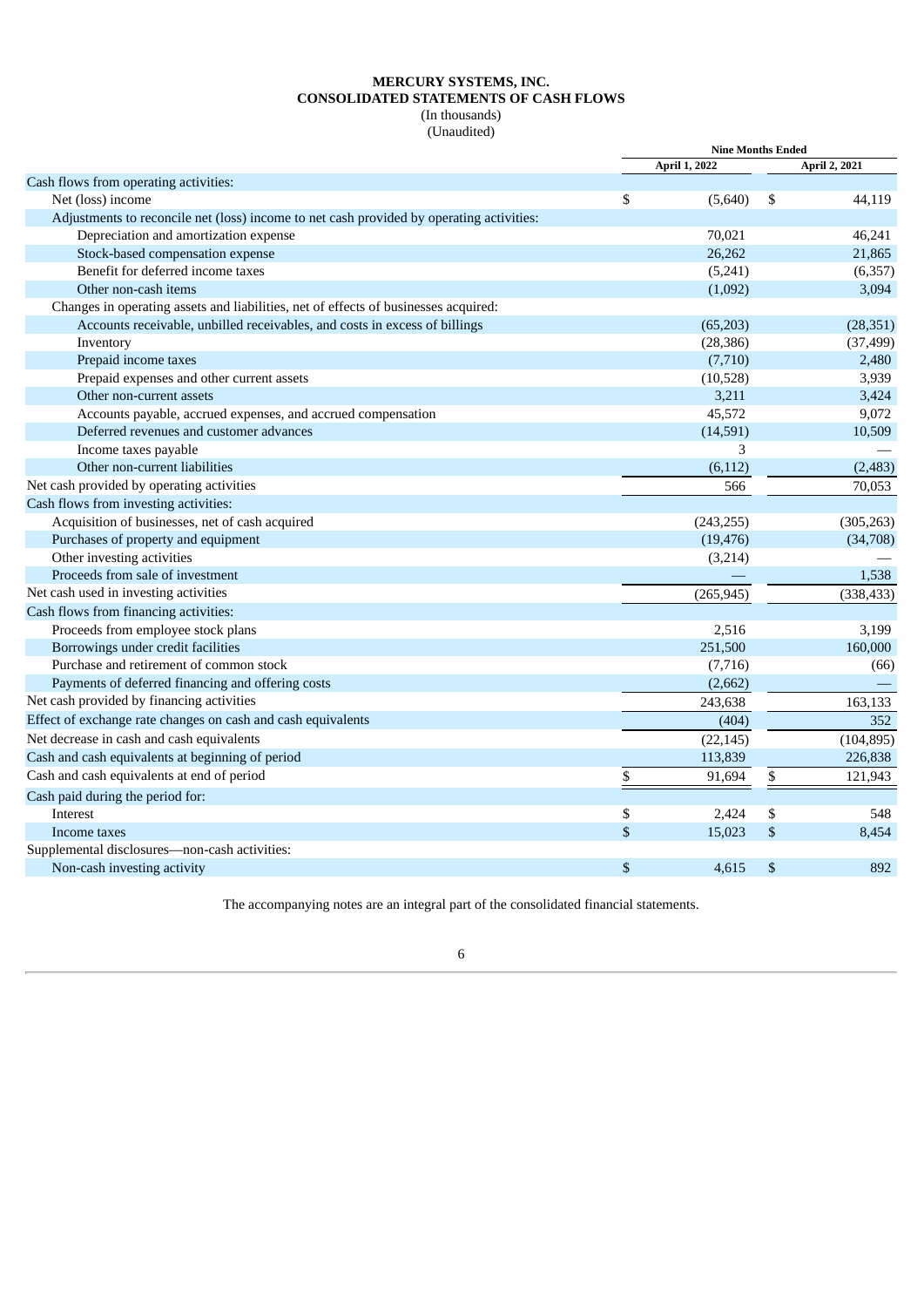**MERCURY SYSTEMS, INC.**
**CONSOLIDATED STATEMENTS OF CASH FLOWS**
(In thousands)
(Unaudited)

| | Nine Months Ended | |
|---|---|---|
| | April 1, 2022 | April 2, 2021 |
| Cash flows from operating activities: | | |
| Net (loss) income | $ (5,640) | $ 44,119 |
| Adjustments to reconcile net (loss) income to net cash provided by operating activities: | | |
| Depreciation and amortization expense | 70,021 | 46,241 |
| Stock-based compensation expense | 26,262 | 21,865 |
| Benefit for deferred income taxes | (5,241) | (6,357) |
| Other non-cash items | (1,092) | 3,094 |
| Changes in operating assets and liabilities, net of effects of businesses acquired: | | |
| Accounts receivable, unbilled receivables, and costs in excess of billings | (65,203) | (28,351) |
| Inventory | (28,386) | (37,499) |
| Prepaid income taxes | (7,710) | 2,480 |
| Prepaid expenses and other current assets | (10,528) | 3,939 |
| Other non-current assets | 3,211 | 3,424 |
| Accounts payable, accrued expenses, and accrued compensation | 45,572 | 9,072 |
| Deferred revenues and customer advances | (14,591) | 10,509 |
| Income taxes payable | 3 | — |
| Other non-current liabilities | (6,112) | (2,483) |
| Net cash provided by operating activities | 566 | 70,053 |
| Cash flows from investing activities: | | |
| Acquisition of businesses, net of cash acquired | (243,255) | (305,263) |
| Purchases of property and equipment | (19,476) | (34,708) |
| Other investing activities | (3,214) | — |
| Proceeds from sale of investment | — | 1,538 |
| Net cash used in investing activities | (265,945) | (338,433) |
| Cash flows from financing activities: | | |
| Proceeds from employee stock plans | 2,516 | 3,199 |
| Borrowings under credit facilities | 251,500 | 160,000 |
| Purchase and retirement of common stock | (7,716) | (66) |
| Payments of deferred financing and offering costs | (2,662) | — |
| Net cash provided by financing activities | 243,638 | 163,133 |
| Effect of exchange rate changes on cash and cash equivalents | (404) | 352 |
| Net decrease in cash and cash equivalents | (22,145) | (104,895) |
| Cash and cash equivalents at beginning of period | 113,839 | 226,838 |
| Cash and cash equivalents at end of period | $ 91,694 | $ 121,943 |
| Cash paid during the period for: | | |
| Interest | $ 2,424 | $ 548 |
| Income taxes | $ 15,023 | $ 8,454 |
| Supplemental disclosures—non-cash activities: | | |
| Non-cash investing activity | $ 4,615 | $ 892 |

The accompanying notes are an integral part of the consolidated financial statements.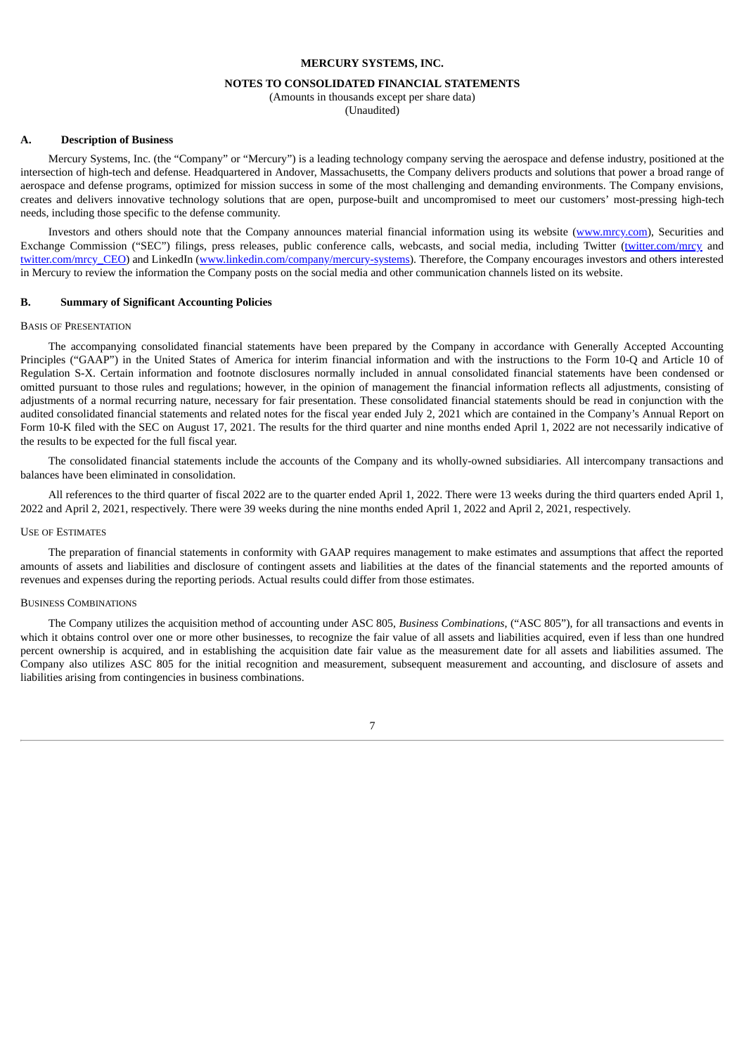# MERCURY SYSTEMS, INC.

## NOTES TO CONSOLIDATED FINANCIAL STATEMENTS

(Amounts in thousands except per share data)
(Unaudited)

## A. Description of Business

Mercury Systems, Inc. (the "Company" or "Mercury") is a leading technology company serving the aerospace and defense industry, positioned at the intersection of high-tech and defense. Headquartered in Andover, Massachusetts, the Company delivers products and solutions that power a broad range of aerospace and defense programs, optimized for mission success in some of the most challenging and demanding environments. The Company envisions, creates and delivers innovative technology solutions that are open, purpose-built and uncompromised to meet our customers' most-pressing high-tech needs, including those specific to the defense community.

Investors and others should note that the Company announces material financial information using its website (www.mrcy.com), Securities and Exchange Commission ("SEC") filings, press releases, public conference calls, webcasts, and social media, including Twitter (twitter.com/mrcy and twitter.com/mrcy_CEO) and LinkedIn (www.linkedin.com/company/mercury-systems). Therefore, the Company encourages investors and others interested in Mercury to review the information the Company posts on the social media and other communication channels listed on its website.

## B. Summary of Significant Accounting Policies

### BASIS OF PRESENTATION

The accompanying consolidated financial statements have been prepared by the Company in accordance with Generally Accepted Accounting Principles ("GAAP") in the United States of America for interim financial information and with the instructions to the Form 10-Q and Article 10 of Regulation S-X. Certain information and footnote disclosures normally included in annual consolidated financial statements have been condensed or omitted pursuant to those rules and regulations; however, in the opinion of management the financial information reflects all adjustments, consisting of adjustments of a normal recurring nature, necessary for fair presentation. These consolidated financial statements should be read in conjunction with the audited consolidated financial statements and related notes for the fiscal year ended July 2, 2021 which are contained in the Company's Annual Report on Form 10-K filed with the SEC on August 17, 2021. The results for the third quarter and nine months ended April 1, 2022 are not necessarily indicative of the results to be expected for the full fiscal year.

The consolidated financial statements include the accounts of the Company and its wholly-owned subsidiaries. All intercompany transactions and balances have been eliminated in consolidation.

All references to the third quarter of fiscal 2022 are to the quarter ended April 1, 2022. There were 13 weeks during the third quarters ended April 1, 2022 and April 2, 2021, respectively. There were 39 weeks during the nine months ended April 1, 2022 and April 2, 2021, respectively.

### USE OF ESTIMATES

The preparation of financial statements in conformity with GAAP requires management to make estimates and assumptions that affect the reported amounts of assets and liabilities and disclosure of contingent assets and liabilities at the dates of the financial statements and the reported amounts of revenues and expenses during the reporting periods. Actual results could differ from those estimates.

### BUSINESS COMBINATIONS

The Company utilizes the acquisition method of accounting under ASC 805, *Business Combinations*, ("ASC 805"), for all transactions and events in which it obtains control over one or more other businesses, to recognize the fair value of all assets and liabilities acquired, even if less than one hundred percent ownership is acquired, and in establishing the acquisition date fair value as the measurement date for all assets and liabilities assumed. The Company also utilizes ASC 805 for the initial recognition and measurement, subsequent measurement and accounting, and disclosure of assets and liabilities arising from contingencies in business combinations.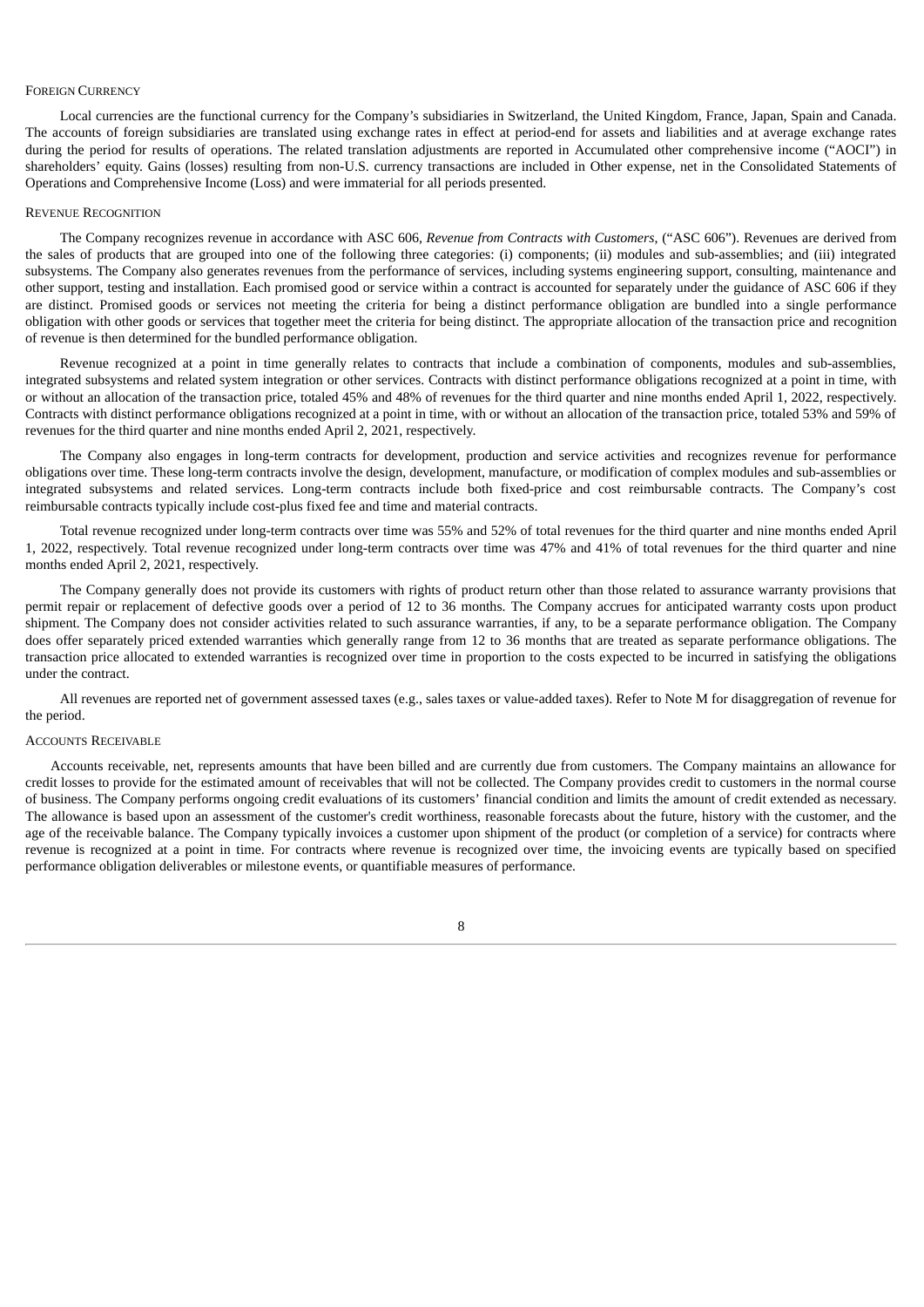#### Foreign Currency

Local currencies are the functional currency for the Company's subsidiaries in Switzerland, the United Kingdom, France, Japan, Spain and Canada. The accounts of foreign subsidiaries are translated using exchange rates in effect at period-end for assets and liabilities and at average exchange rates during the period for results of operations. The related translation adjustments are reported in Accumulated other comprehensive income ("AOCI") in shareholders' equity. Gains (losses) resulting from non-U.S. currency transactions are included in Other expense, net in the Consolidated Statements of Operations and Comprehensive Income (Loss) and were immaterial for all periods presented.

#### Revenue Recognition

The Company recognizes revenue in accordance with ASC 606, *Revenue from Contracts with Customers*, ("ASC 606"). Revenues are derived from the sales of products that are grouped into one of the following three categories: (i) components; (ii) modules and sub-assemblies; and (iii) integrated subsystems. The Company also generates revenues from the performance of services, including systems engineering support, consulting, maintenance and other support, testing and installation. Each promised good or service within a contract is accounted for separately under the guidance of ASC 606 if they are distinct. Promised goods or services not meeting the criteria for being a distinct performance obligation are bundled into a single performance obligation with other goods or services that together meet the criteria for being distinct. The appropriate allocation of the transaction price and recognition of revenue is then determined for the bundled performance obligation.

Revenue recognized at a point in time generally relates to contracts that include a combination of components, modules and sub-assemblies, integrated subsystems and related system integration or other services. Contracts with distinct performance obligations recognized at a point in time, with or without an allocation of the transaction price, totaled 45% and 48% of revenues for the third quarter and nine months ended April 1, 2022, respectively. Contracts with distinct performance obligations recognized at a point in time, with or without an allocation of the transaction price, totaled 53% and 59% of revenues for the third quarter and nine months ended April 2, 2021, respectively.

The Company also engages in long-term contracts for development, production and service activities and recognizes revenue for performance obligations over time. These long-term contracts involve the design, development, manufacture, or modification of complex modules and sub-assemblies or integrated subsystems and related services. Long-term contracts include both fixed-price and cost reimbursable contracts. The Company's cost reimbursable contracts typically include cost-plus fixed fee and time and material contracts.

Total revenue recognized under long-term contracts over time was 55% and 52% of total revenues for the third quarter and nine months ended April 1, 2022, respectively. Total revenue recognized under long-term contracts over time was 47% and 41% of total revenues for the third quarter and nine months ended April 2, 2021, respectively.

The Company generally does not provide its customers with rights of product return other than those related to assurance warranty provisions that permit repair or replacement of defective goods over a period of 12 to 36 months. The Company accrues for anticipated warranty costs upon product shipment. The Company does not consider activities related to such assurance warranties, if any, to be a separate performance obligation. The Company does offer separately priced extended warranties which generally range from 12 to 36 months that are treated as separate performance obligations. The transaction price allocated to extended warranties is recognized over time in proportion to the costs expected to be incurred in satisfying the obligations under the contract.

All revenues are reported net of government assessed taxes (e.g., sales taxes or value-added taxes). Refer to Note M for disaggregation of revenue for the period.

#### Accounts Receivable

Accounts receivable, net, represents amounts that have been billed and are currently due from customers. The Company maintains an allowance for credit losses to provide for the estimated amount of receivables that will not be collected. The Company provides credit to customers in the normal course of business. The Company performs ongoing credit evaluations of its customers' financial condition and limits the amount of credit extended as necessary. The allowance is based upon an assessment of the customer's credit worthiness, reasonable forecasts about the future, history with the customer, and the age of the receivable balance. The Company typically invoices a customer upon shipment of the product (or completion of a service) for contracts where revenue is recognized at a point in time. For contracts where revenue is recognized over time, the invoicing events are typically based on specified performance obligation deliverables or milestone events, or quantifiable measures of performance.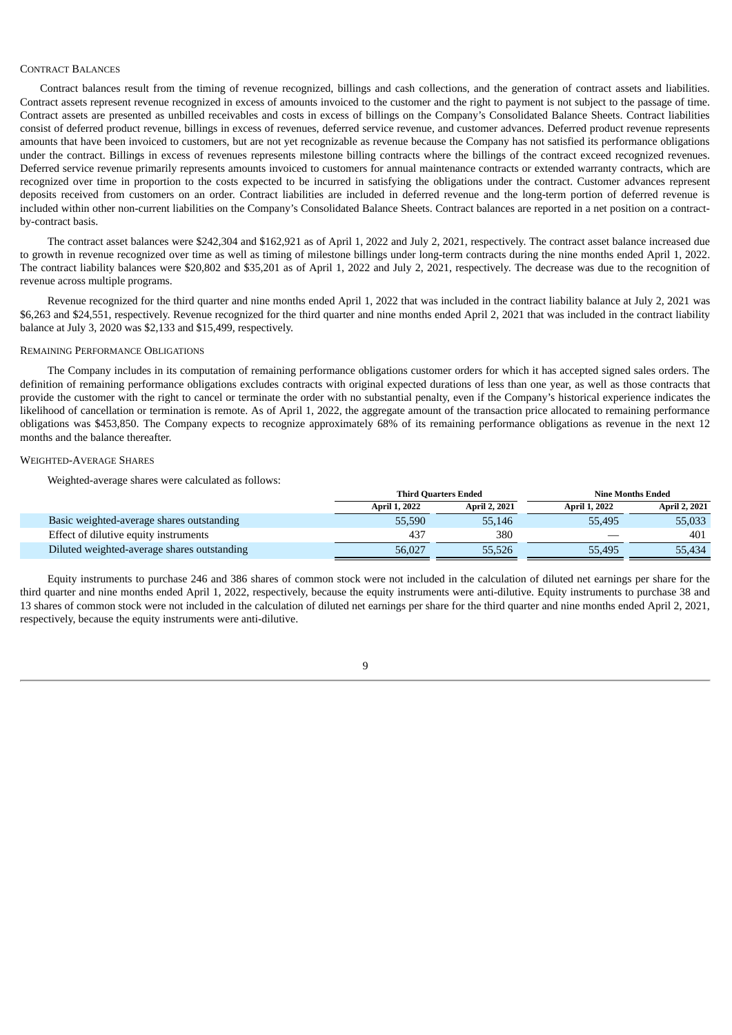CONTRACT BALANCES

Contract balances result from the timing of revenue recognized, billings and cash collections, and the generation of contract assets and liabilities. Contract assets represent revenue recognized in excess of amounts invoiced to the customer and the right to payment is not subject to the passage of time. Contract assets are presented as unbilled receivables and costs in excess of billings on the Company's Consolidated Balance Sheets. Contract liabilities consist of deferred product revenue, billings in excess of revenues, deferred service revenue, and customer advances. Deferred product revenue represents amounts that have been invoiced to customers, but are not yet recognizable as revenue because the Company has not satisfied its performance obligations under the contract. Billings in excess of revenues represents milestone billing contracts where the billings of the contract exceed recognized revenues. Deferred service revenue primarily represents amounts invoiced to customers for annual maintenance contracts or extended warranty contracts, which are recognized over time in proportion to the costs expected to be incurred in satisfying the obligations under the contract. Customer advances represent deposits received from customers on an order. Contract liabilities are included in deferred revenue and the long-term portion of deferred revenue is included within other non-current liabilities on the Company's Consolidated Balance Sheets. Contract balances are reported in a net position on a contract-by-contract basis.

The contract asset balances were $242,304 and $162,921 as of April 1, 2022 and July 2, 2021, respectively. The contract asset balance increased due to growth in revenue recognized over time as well as timing of milestone billings under long-term contracts during the nine months ended April 1, 2022. The contract liability balances were $20,802 and $35,201 as of April 1, 2022 and July 2, 2021, respectively. The decrease was due to the recognition of revenue across multiple programs.

Revenue recognized for the third quarter and nine months ended April 1, 2022 that was included in the contract liability balance at July 2, 2021 was $6,263 and $24,551, respectively. Revenue recognized for the third quarter and nine months ended April 2, 2021 that was included in the contract liability balance at July 3, 2020 was $2,133 and $15,499, respectively.

REMAINING PERFORMANCE OBLIGATIONS

The Company includes in its computation of remaining performance obligations customer orders for which it has accepted signed sales orders. The definition of remaining performance obligations excludes contracts with original expected durations of less than one year, as well as those contracts that provide the customer with the right to cancel or terminate the order with no substantial penalty, even if the Company's historical experience indicates the likelihood of cancellation or termination is remote. As of April 1, 2022, the aggregate amount of the transaction price allocated to remaining performance obligations was $453,850. The Company expects to recognize approximately 68% of its remaining performance obligations as revenue in the next 12 months and the balance thereafter.

WEIGHTED-AVERAGE SHARES

Weighted-average shares were calculated as follows:

| | Third Quarters Ended | | Nine Months Ended | |
|---|---|---|---|---|
| | April 1, 2022 | April 2, 2021 | April 1, 2022 | April 2, 2021 |
| Basic weighted-average shares outstanding | 55,590 | 55,146 | 55,495 | 55,033 |
| Effect of dilutive equity instruments | 437 | 380 | — | 401 |
| Diluted weighted-average shares outstanding | 56,027 | 55,526 | 55,495 | 55,434 |

Equity instruments to purchase 246 and 386 shares of common stock were not included in the calculation of diluted net earnings per share for the third quarter and nine months ended April 1, 2022, respectively, because the equity instruments were anti-dilutive. Equity instruments to purchase 38 and 13 shares of common stock were not included in the calculation of diluted net earnings per share for the third quarter and nine months ended April 2, 2021, respectively, because the equity instruments were anti-dilutive.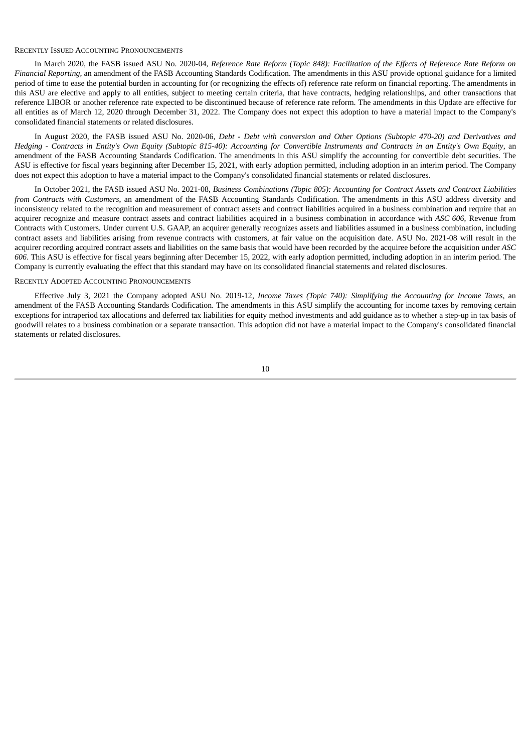### Recently Issued Accounting Pronouncements

In March 2020, the FASB issued ASU No. 2020-04, *Reference Rate Reform (Topic 848): Facilitation of the Effects of Reference Rate Reform on Financial Reporting*, an amendment of the FASB Accounting Standards Codification. The amendments in this ASU provide optional guidance for a limited period of time to ease the potential burden in accounting for (or recognizing the effects of) reference rate reform on financial reporting. The amendments in this ASU are elective and apply to all entities, subject to meeting certain criteria, that have contracts, hedging relationships, and other transactions that reference LIBOR or another reference rate expected to be discontinued because of reference rate reform. The amendments in this Update are effective for all entities as of March 12, 2020 through December 31, 2022. The Company does not expect this adoption to have a material impact to the Company's consolidated financial statements or related disclosures.

In August 2020, the FASB issued ASU No. 2020-06, *Debt - Debt with conversion and Other Options (Subtopic 470-20) and Derivatives and Hedging - Contracts in Entity's Own Equity (Subtopic 815-40): Accounting for Convertible Instruments and Contracts in an Entity's Own Equity*, an amendment of the FASB Accounting Standards Codification. The amendments in this ASU simplify the accounting for convertible debt securities. The ASU is effective for fiscal years beginning after December 15, 2021, with early adoption permitted, including adoption in an interim period. The Company does not expect this adoption to have a material impact to the Company's consolidated financial statements or related disclosures.

In October 2021, the FASB issued ASU No. 2021-08, *Business Combinations (Topic 805): Accounting for Contract Assets and Contract Liabilities from Contracts with Customers*, an amendment of the FASB Accounting Standards Codification. The amendments in this ASU address diversity and inconsistency related to the recognition and measurement of contract assets and contract liabilities acquired in a business combination and require that an acquirer recognize and measure contract assets and contract liabilities acquired in a business combination in accordance with *ASC 606*, Revenue from Contracts with Customers. Under current U.S. GAAP, an acquirer generally recognizes assets and liabilities assumed in a business combination, including contract assets and liabilities arising from revenue contracts with customers, at fair value on the acquisition date. ASU No. 2021-08 will result in the acquirer recording acquired contract assets and liabilities on the same basis that would have been recorded by the acquiree before the acquisition under *ASC 606*. This ASU is effective for fiscal years beginning after December 15, 2022, with early adoption permitted, including adoption in an interim period. The Company is currently evaluating the effect that this standard may have on its consolidated financial statements and related disclosures.

### Recently Adopted Accounting Pronouncements

Effective July 3, 2021 the Company adopted ASU No. 2019-12, *Income Taxes (Topic 740): Simplifying the Accounting for Income Taxes,* an amendment of the FASB Accounting Standards Codification. The amendments in this ASU simplify the accounting for income taxes by removing certain exceptions for intraperiod tax allocations and deferred tax liabilities for equity method investments and add guidance as to whether a step-up in tax basis of goodwill relates to a business combination or a separate transaction. This adoption did not have a material impact to the Company's consolidated financial statements or related disclosures.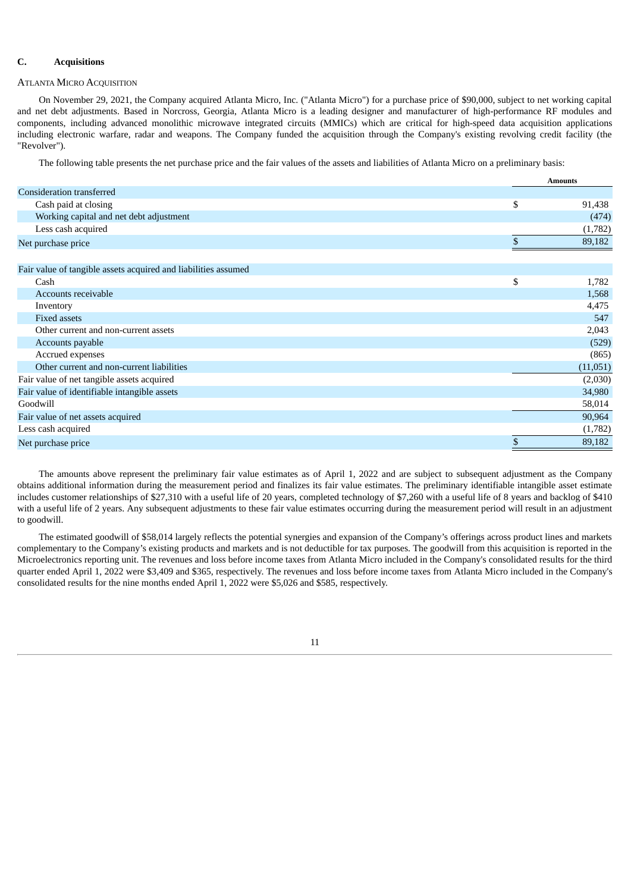### C. Acquisitions

ATLANTA MICRO ACQUISITION

On November 29, 2021, the Company acquired Atlanta Micro, Inc. ("Atlanta Micro") for a purchase price of $90,000, subject to net working capital and net debt adjustments. Based in Norcross, Georgia, Atlanta Micro is a leading designer and manufacturer of high-performance RF modules and components, including advanced monolithic microwave integrated circuits (MMICs) which are critical for high-speed data acquisition applications including electronic warfare, radar and weapons. The Company funded the acquisition through the Company's existing revolving credit facility (the "Revolver").

The following table presents the net purchase price and the fair values of the assets and liabilities of Atlanta Micro on a preliminary basis:

| | | Amounts |
|---|---|---|
| Consideration transferred | | |
| Cash paid at closing | $ | 91,438 |
| Working capital and net debt adjustment | | (474) |
| Less cash acquired | | (1,782) |
| Net purchase price | $ | 89,182 |
| | | |
| Fair value of tangible assets acquired and liabilities assumed | | |
| Cash | $ | 1,782 |
| Accounts receivable | | 1,568 |
| Inventory | | 4,475 |
| Fixed assets | | 547 |
| Other current and non-current assets | | 2,043 |
| Accounts payable | | (529) |
| Accrued expenses | | (865) |
| Other current and non-current liabilities | | (11,051) |
| Fair value of net tangible assets acquired | | (2,030) |
| Fair value of identifiable intangible assets | | 34,980 |
| Goodwill | | 58,014 |
| Fair value of net assets acquired | | 90,964 |
| Less cash acquired | | (1,782) |
| Net purchase price | $ | 89,182 |

The amounts above represent the preliminary fair value estimates as of April 1, 2022 and are subject to subsequent adjustment as the Company obtains additional information during the measurement period and finalizes its fair value estimates. The preliminary identifiable intangible asset estimate includes customer relationships of $27,310 with a useful life of 20 years, completed technology of $7,260 with a useful life of 8 years and backlog of $410 with a useful life of 2 years. Any subsequent adjustments to these fair value estimates occurring during the measurement period will result in an adjustment to goodwill.

The estimated goodwill of $58,014 largely reflects the potential synergies and expansion of the Company's offerings across product lines and markets complementary to the Company's existing products and markets and is not deductible for tax purposes. The goodwill from this acquisition is reported in the Microelectronics reporting unit. The revenues and loss before income taxes from Atlanta Micro included in the Company's consolidated results for the third quarter ended April 1, 2022 were $3,409 and $365, respectively. The revenues and loss before income taxes from Atlanta Micro included in the Company's consolidated results for the nine months ended April 1, 2022 were $5,026 and $585, respectively.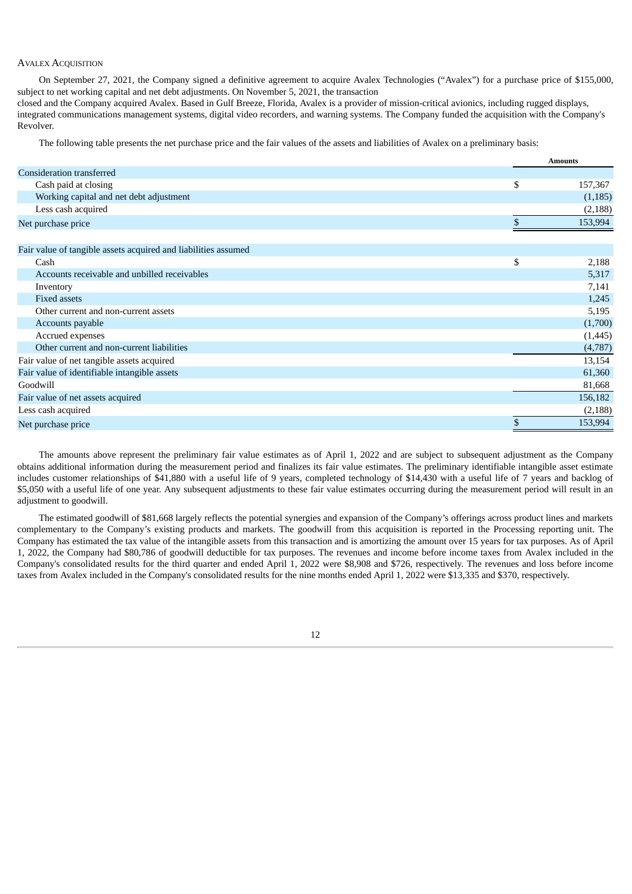### Avalex Acquisition

On September 27, 2021, the Company signed a definitive agreement to acquire Avalex Technologies ("Avalex") for a purchase price of $155,000, subject to net working capital and net debt adjustments. On November 5, 2021, the transaction closed and the Company acquired Avalex. Based in Gulf Breeze, Florida, Avalex is a provider of mission-critical avionics, including rugged displays, integrated communications management systems, digital video recorders, and warning systems. The Company funded the acquisition with the Company's Revolver.

The following table presents the net purchase price and the fair values of the assets and liabilities of Avalex on a preliminary basis:

| | Amounts |
|---|---|
| Consideration transferred | |
| Cash paid at closing | $ 157,367 |
| Working capital and net debt adjustment | (1,185) |
| Less cash acquired | (2,188) |
| Net purchase price | $ 153,994 |
| | |
| Fair value of tangible assets acquired and liabilities assumed | |
| Cash | $ 2,188 |
| Accounts receivable and unbilled receivables | 5,317 |
| Inventory | 7,141 |
| Fixed assets | 1,245 |
| Other current and non-current assets | 5,195 |
| Accounts payable | (1,700) |
| Accrued expenses | (1,445) |
| Other current and non-current liabilities | (4,787) |
| Fair value of net tangible assets acquired | 13,154 |
| Fair value of identifiable intangible assets | 61,360 |
| Goodwill | 81,668 |
| Fair value of net assets acquired | 156,182 |
| Less cash acquired | (2,188) |
| Net purchase price | $ 153,994 |

The amounts above represent the preliminary fair value estimates as of April 1, 2022 and are subject to subsequent adjustment as the Company obtains additional information during the measurement period and finalizes its fair value estimates. The preliminary identifiable intangible asset estimate includes customer relationships of $41,880 with a useful life of 9 years, completed technology of $14,430 with a useful life of 7 years and backlog of $5,050 with a useful life of one year. Any subsequent adjustments to these fair value estimates occurring during the measurement period will result in an adjustment to goodwill.

The estimated goodwill of $81,668 largely reflects the potential synergies and expansion of the Company's offerings across product lines and markets complementary to the Company's existing products and markets. The goodwill from this acquisition is reported in the Processing reporting unit. The Company has estimated the tax value of the intangible assets from this transaction and is amortizing the amount over 15 years for tax purposes. As of April 1, 2022, the Company had $80,786 of goodwill deductible for tax purposes. The revenues and income before income taxes from Avalex included in the Company's consolidated results for the third quarter and ended April 1, 2022 were $8,908 and $726, respectively. The revenues and loss before income taxes from Avalex included in the Company's consolidated results for the nine months ended April 1, 2022 were $13,335 and $370, respectively.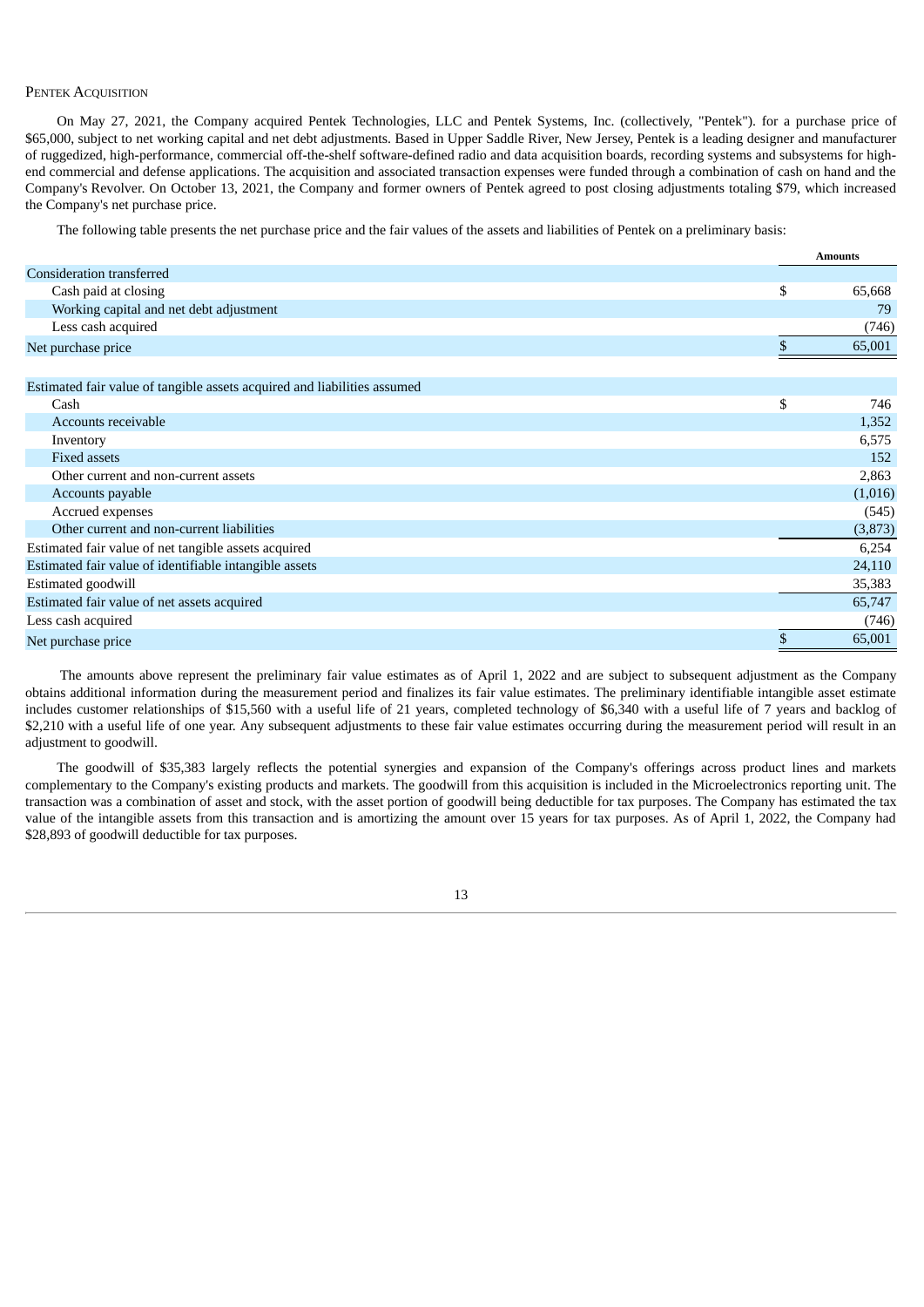PENTEK ACQUISITION

On May 27, 2021, the Company acquired Pentek Technologies, LLC and Pentek Systems, Inc. (collectively, "Pentek"). for a purchase price of $65,000, subject to net working capital and net debt adjustments. Based in Upper Saddle River, New Jersey, Pentek is a leading designer and manufacturer of ruggedized, high-performance, commercial off-the-shelf software-defined radio and data acquisition boards, recording systems and subsystems for high-end commercial and defense applications. The acquisition and associated transaction expenses were funded through a combination of cash on hand and the Company's Revolver. On October 13, 2021, the Company and former owners of Pentek agreed to post closing adjustments totaling $79, which increased the Company's net purchase price.

The following table presents the net purchase price and the fair values of the assets and liabilities of Pentek on a preliminary basis:

| | Amounts |
|---|---|
| Consideration transferred | |
| Cash paid at closing | $ 65,668 |
| Working capital and net debt adjustment | 79 |
| Less cash acquired | (746) |
| Net purchase price | $ 65,001 |
| | |
| Estimated fair value of tangible assets acquired and liabilities assumed | |
| Cash | $ 746 |
| Accounts receivable | 1,352 |
| Inventory | 6,575 |
| Fixed assets | 152 |
| Other current and non-current assets | 2,863 |
| Accounts payable | (1,016) |
| Accrued expenses | (545) |
| Other current and non-current liabilities | (3,873) |
| Estimated fair value of net tangible assets acquired | 6,254 |
| Estimated fair value of identifiable intangible assets | 24,110 |
| Estimated goodwill | 35,383 |
| Estimated fair value of net assets acquired | 65,747 |
| Less cash acquired | (746) |
| Net purchase price | $ 65,001 |

The amounts above represent the preliminary fair value estimates as of April 1, 2022 and are subject to subsequent adjustment as the Company obtains additional information during the measurement period and finalizes its fair value estimates. The preliminary identifiable intangible asset estimate includes customer relationships of $15,560 with a useful life of 21 years, completed technology of $6,340 with a useful life of 7 years and backlog of $2,210 with a useful life of one year. Any subsequent adjustments to these fair value estimates occurring during the measurement period will result in an adjustment to goodwill.

The goodwill of $35,383 largely reflects the potential synergies and expansion of the Company's offerings across product lines and markets complementary to the Company's existing products and markets. The goodwill from this acquisition is included in the Microelectronics reporting unit. The transaction was a combination of asset and stock, with the asset portion of goodwill being deductible for tax purposes. The Company has estimated the tax value of the intangible assets from this transaction and is amortizing the amount over 15 years for tax purposes. As of April 1, 2022, the Company had $28,893 of goodwill deductible for tax purposes.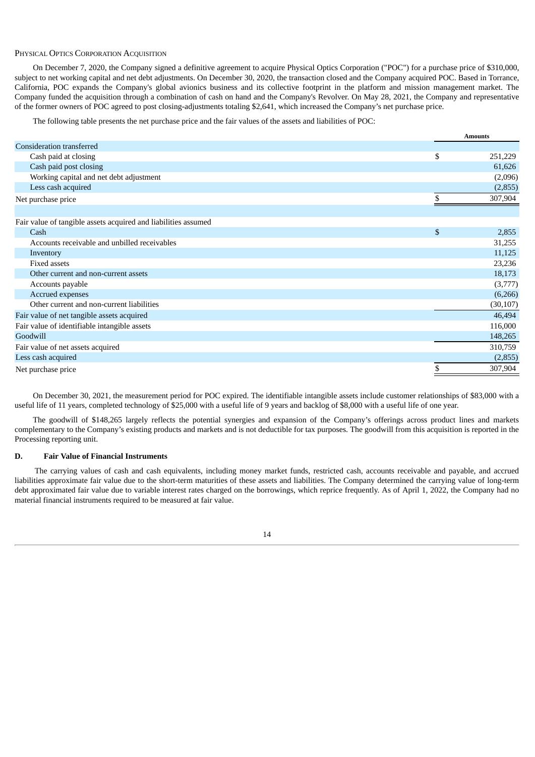### Physical Optics Corporation Acquisition

On December 7, 2020, the Company signed a definitive agreement to acquire Physical Optics Corporation ("POC") for a purchase price of $310,000, subject to net working capital and net debt adjustments. On December 30, 2020, the transaction closed and the Company acquired POC. Based in Torrance, California, POC expands the Company's global avionics business and its collective footprint in the platform and mission management market. The Company funded the acquisition through a combination of cash on hand and the Company's Revolver. On May 28, 2021, the Company and representative of the former owners of POC agreed to post closing-adjustments totaling $2,641, which increased the Company's net purchase price.

The following table presents the net purchase price and the fair values of the assets and liabilities of POC:

| | | Amounts |
|---|---|---|
| Consideration transferred | | |
| Cash paid at closing | $ | 251,229 |
| Cash paid post closing | | 61,626 |
| Working capital and net debt adjustment | | (2,096) |
| Less cash acquired | | (2,855) |
| Net purchase price | $ | 307,904 |
| | | |
| Fair value of tangible assets acquired and liabilities assumed | | |
| Cash | $ | 2,855 |
| Accounts receivable and unbilled receivables | | 31,255 |
| Inventory | | 11,125 |
| Fixed assets | | 23,236 |
| Other current and non-current assets | | 18,173 |
| Accounts payable | | (3,777) |
| Accrued expenses | | (6,266) |
| Other current and non-current liabilities | | (30,107) |
| Fair value of net tangible assets acquired | | 46,494 |
| Fair value of identifiable intangible assets | | 116,000 |
| Goodwill | | 148,265 |
| Fair value of net assets acquired | | 310,759 |
| Less cash acquired | | (2,855) |
| Net purchase price | $ | 307,904 |

On December 30, 2021, the measurement period for POC expired. The identifiable intangible assets include customer relationships of $83,000 with a useful life of 11 years, completed technology of $25,000 with a useful life of 9 years and backlog of $8,000 with a useful life of one year.

The goodwill of $148,265 largely reflects the potential synergies and expansion of the Company's offerings across product lines and markets complementary to the Company's existing products and markets and is not deductible for tax purposes. The goodwill from this acquisition is reported in the Processing reporting unit.

## D. Fair Value of Financial Instruments

The carrying values of cash and cash equivalents, including money market funds, restricted cash, accounts receivable and payable, and accrued liabilities approximate fair value due to the short-term maturities of these assets and liabilities. The Company determined the carrying value of long-term debt approximated fair value due to variable interest rates charged on the borrowings, which reprice frequently. As of April 1, 2022, the Company had no material financial instruments required to be measured at fair value.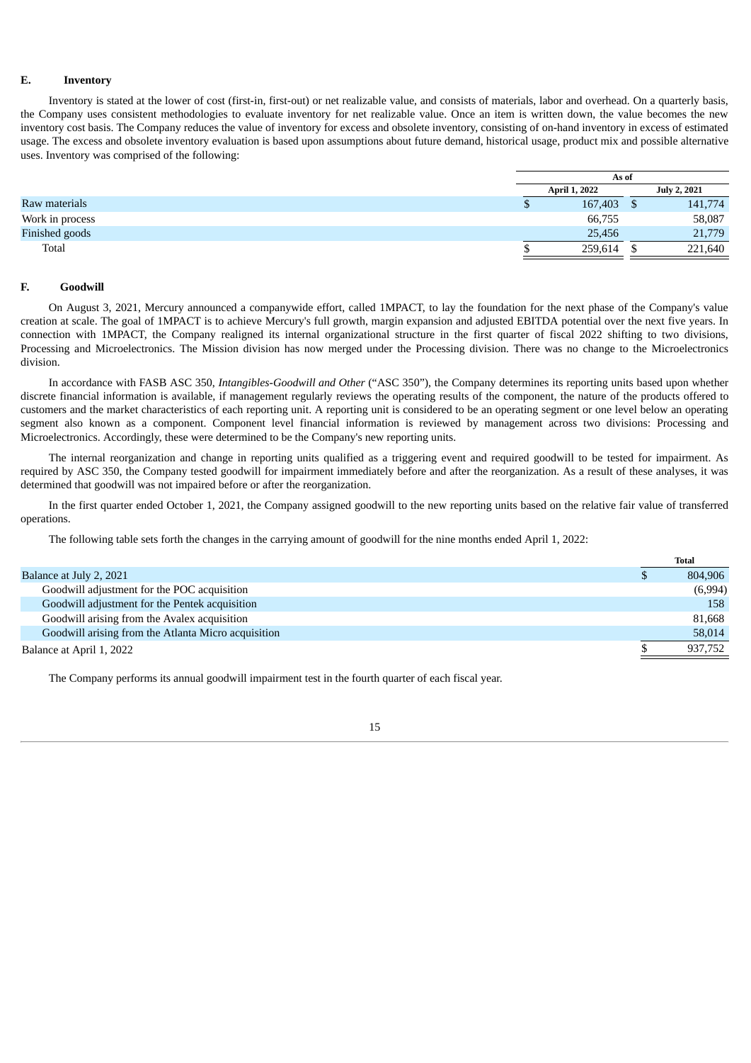## E. Inventory

Inventory is stated at the lower of cost (first-in, first-out) or net realizable value, and consists of materials, labor and overhead. On a quarterly basis, the Company uses consistent methodologies to evaluate inventory for net realizable value. Once an item is written down, the value becomes the new inventory cost basis. The Company reduces the value of inventory for excess and obsolete inventory, consisting of on-hand inventory in excess of estimated usage. The excess and obsolete inventory evaluation is based upon assumptions about future demand, historical usage, product mix and possible alternative uses. Inventory was comprised of the following:

| | As of | |
|---|---|---|
| | April 1, 2022 | July 2, 2021 |
| Raw materials | $ 167,403 | $ 141,774 |
| Work in process | 66,755 | 58,087 |
| Finished goods | 25,456 | 21,779 |
| Total | $ 259,614 | $ 221,640 |

## F. Goodwill

On August 3, 2021, Mercury announced a companywide effort, called 1MPACT, to lay the foundation for the next phase of the Company's value creation at scale. The goal of 1MPACT is to achieve Mercury's full growth, margin expansion and adjusted EBITDA potential over the next five years. In connection with 1MPACT, the Company realigned its internal organizational structure in the first quarter of fiscal 2022 shifting to two divisions, Processing and Microelectronics. The Mission division has now merged under the Processing division. There was no change to the Microelectronics division.

In accordance with FASB ASC 350, *Intangibles-Goodwill and Other* ("ASC 350"), the Company determines its reporting units based upon whether discrete financial information is available, if management regularly reviews the operating results of the component, the nature of the products offered to customers and the market characteristics of each reporting unit. A reporting unit is considered to be an operating segment or one level below an operating segment also known as a component. Component level financial information is reviewed by management across two divisions: Processing and Microelectronics. Accordingly, these were determined to be the Company's new reporting units.

The internal reorganization and change in reporting units qualified as a triggering event and required goodwill to be tested for impairment. As required by ASC 350, the Company tested goodwill for impairment immediately before and after the reorganization. As a result of these analyses, it was determined that goodwill was not impaired before or after the reorganization.

In the first quarter ended October 1, 2021, the Company assigned goodwill to the new reporting units based on the relative fair value of transferred operations.

The following table sets forth the changes in the carrying amount of goodwill for the nine months ended April 1, 2022:

| | Total |
|---|---|
| Balance at July 2, 2021 | $ 804,906 |
| Goodwill adjustment for the POC acquisition | (6,994) |
| Goodwill adjustment for the Pentek acquisition | 158 |
| Goodwill arising from the Avalex acquisition | 81,668 |
| Goodwill arising from the Atlanta Micro acquisition | 58,014 |
| Balance at April 1, 2022 | $ 937,752 |

The Company performs its annual goodwill impairment test in the fourth quarter of each fiscal year.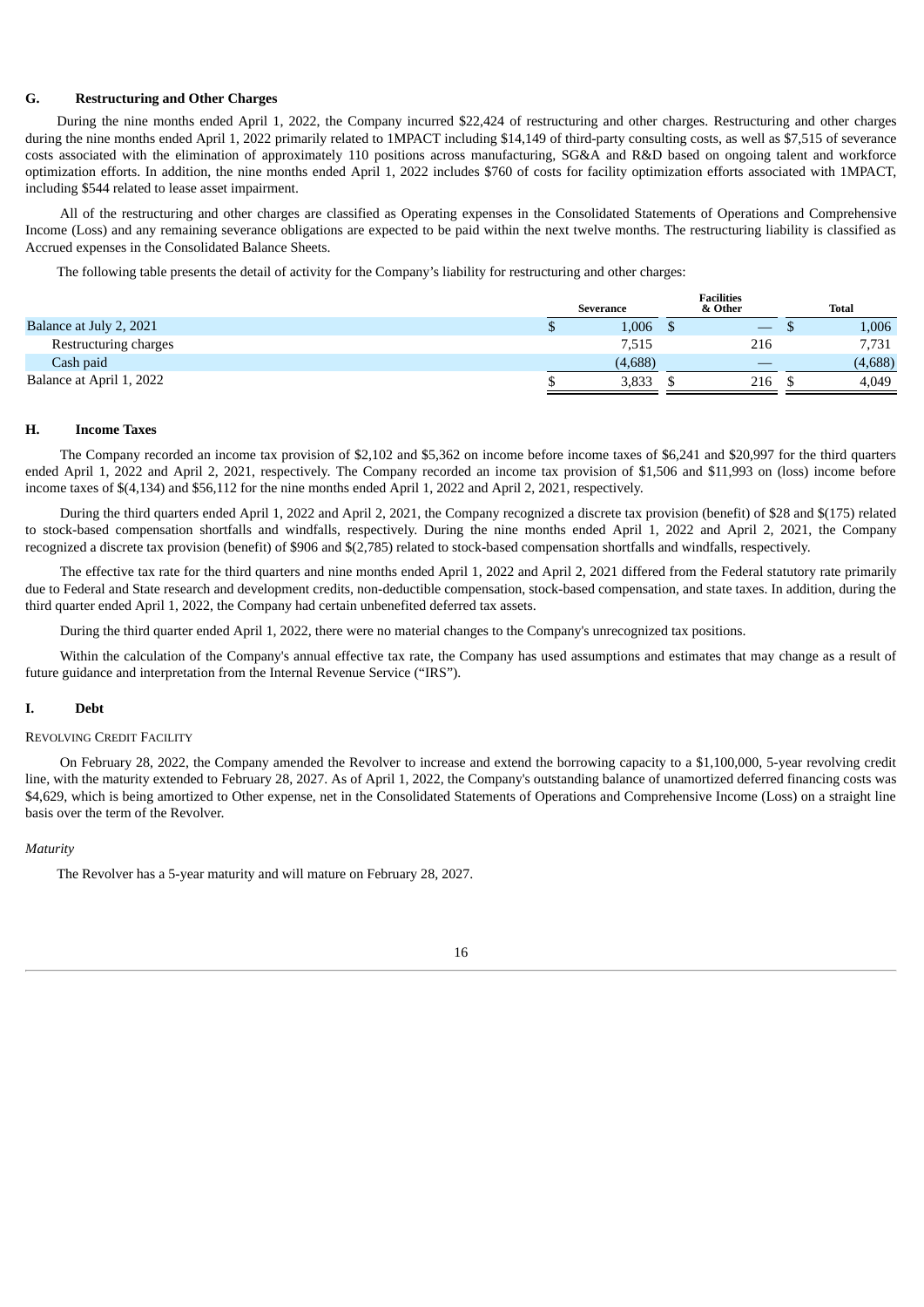## G. Restructuring and Other Charges

During the nine months ended April 1, 2022, the Company incurred $22,424 of restructuring and other charges. Restructuring and other charges during the nine months ended April 1, 2022 primarily related to 1MPACT including $14,149 of third-party consulting costs, as well as $7,515 of severance costs associated with the elimination of approximately 110 positions across manufacturing, SG&A and R&D based on ongoing talent and workforce optimization efforts. In addition, the nine months ended April 1, 2022 includes $760 of costs for facility optimization efforts associated with 1MPACT, including $544 related to lease asset impairment.

All of the restructuring and other charges are classified as Operating expenses in the Consolidated Statements of Operations and Comprehensive Income (Loss) and any remaining severance obligations are expected to be paid within the next twelve months. The restructuring liability is classified as Accrued expenses in the Consolidated Balance Sheets.

The following table presents the detail of activity for the Company's liability for restructuring and other charges:

| | Severance | Facilities & Other | Total |
|---|---|---|---|
| Balance at July 2, 2021 | $ 1,006 | $ — | $ 1,006 |
| Restructuring charges | 7,515 | 216 | 7,731 |
| Cash paid | (4,688) | — | (4,688) |
| Balance at April 1, 2022 | $ 3,833 | $ 216 | $ 4,049 |

## H. Income Taxes

The Company recorded an income tax provision of $2,102 and $5,362 on income before income taxes of $6,241 and $20,997 for the third quarters ended April 1, 2022 and April 2, 2021, respectively. The Company recorded an income tax provision of $1,506 and $11,993 on (loss) income before income taxes of $(4,134) and $56,112 for the nine months ended April 1, 2022 and April 2, 2021, respectively.

During the third quarters ended April 1, 2022 and April 2, 2021, the Company recognized a discrete tax provision (benefit) of $28 and $(175) related to stock-based compensation shortfalls and windfalls, respectively. During the nine months ended April 1, 2022 and April 2, 2021, the Company recognized a discrete tax provision (benefit) of $906 and $(2,785) related to stock-based compensation shortfalls and windfalls, respectively.

The effective tax rate for the third quarters and nine months ended April 1, 2022 and April 2, 2021 differed from the Federal statutory rate primarily due to Federal and State research and development credits, non-deductible compensation, stock-based compensation, and state taxes. In addition, during the third quarter ended April 1, 2022, the Company had certain unbenefited deferred tax assets.

During the third quarter ended April 1, 2022, there were no material changes to the Company's unrecognized tax positions.

Within the calculation of the Company's annual effective tax rate, the Company has used assumptions and estimates that may change as a result of future guidance and interpretation from the Internal Revenue Service ("IRS").

## I. Debt

REVOLVING CREDIT FACILITY

On February 28, 2022, the Company amended the Revolver to increase and extend the borrowing capacity to a $1,100,000, 5-year revolving credit line, with the maturity extended to February 28, 2027. As of April 1, 2022, the Company's outstanding balance of unamortized deferred financing costs was $4,629, which is being amortized to Other expense, net in the Consolidated Statements of Operations and Comprehensive Income (Loss) on a straight line basis over the term of the Revolver.

*Maturity*

The Revolver has a 5-year maturity and will mature on February 28, 2027.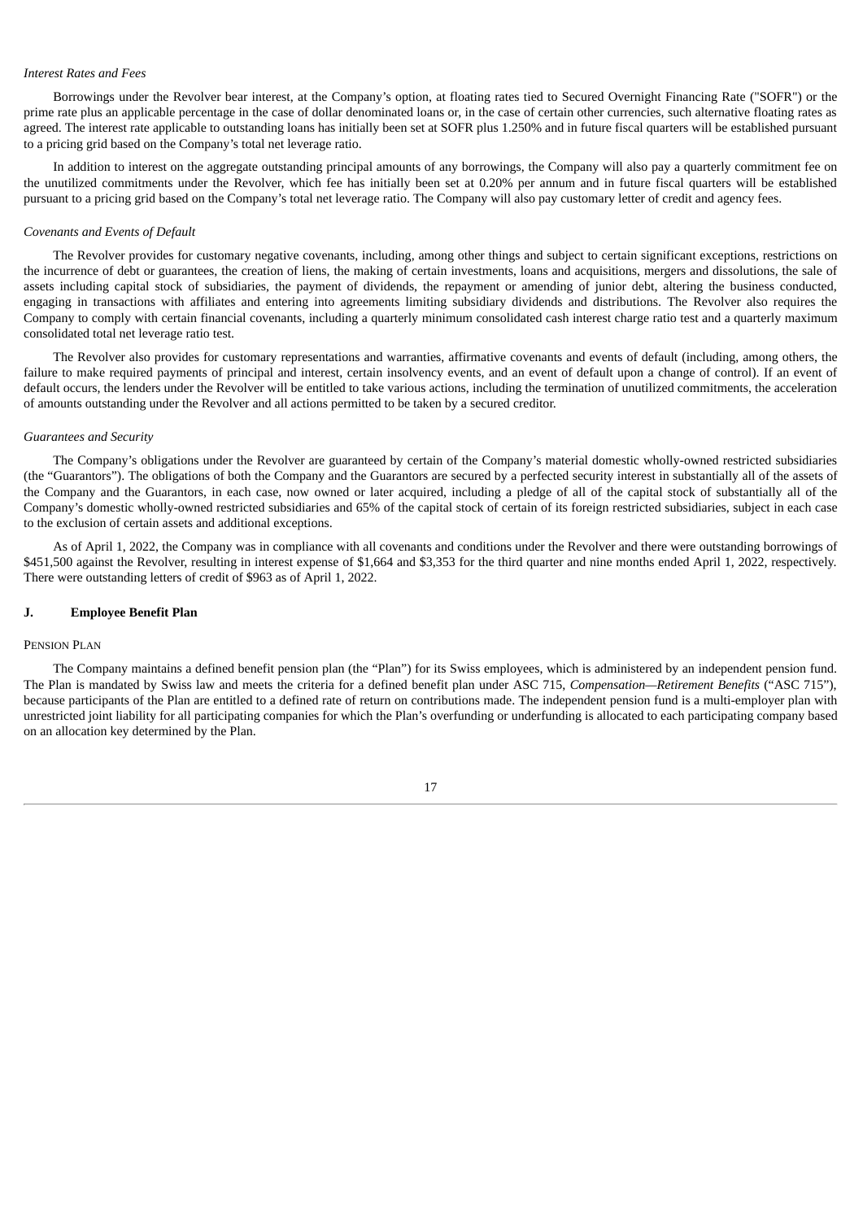*Interest Rates and Fees*

Borrowings under the Revolver bear interest, at the Company's option, at floating rates tied to Secured Overnight Financing Rate ("SOFR") or the prime rate plus an applicable percentage in the case of dollar denominated loans or, in the case of certain other currencies, such alternative floating rates as agreed. The interest rate applicable to outstanding loans has initially been set at SOFR plus 1.250% and in future fiscal quarters will be established pursuant to a pricing grid based on the Company's total net leverage ratio.

In addition to interest on the aggregate outstanding principal amounts of any borrowings, the Company will also pay a quarterly commitment fee on the unutilized commitments under the Revolver, which fee has initially been set at 0.20% per annum and in future fiscal quarters will be established pursuant to a pricing grid based on the Company's total net leverage ratio. The Company will also pay customary letter of credit and agency fees.

*Covenants and Events of Default*

The Revolver provides for customary negative covenants, including, among other things and subject to certain significant exceptions, restrictions on the incurrence of debt or guarantees, the creation of liens, the making of certain investments, loans and acquisitions, mergers and dissolutions, the sale of assets including capital stock of subsidiaries, the payment of dividends, the repayment or amending of junior debt, altering the business conducted, engaging in transactions with affiliates and entering into agreements limiting subsidiary dividends and distributions. The Revolver also requires the Company to comply with certain financial covenants, including a quarterly minimum consolidated cash interest charge ratio test and a quarterly maximum consolidated total net leverage ratio test.

The Revolver also provides for customary representations and warranties, affirmative covenants and events of default (including, among others, the failure to make required payments of principal and interest, certain insolvency events, and an event of default upon a change of control). If an event of default occurs, the lenders under the Revolver will be entitled to take various actions, including the termination of unutilized commitments, the acceleration of amounts outstanding under the Revolver and all actions permitted to be taken by a secured creditor.

*Guarantees and Security*

The Company's obligations under the Revolver are guaranteed by certain of the Company's material domestic wholly-owned restricted subsidiaries (the "Guarantors"). The obligations of both the Company and the Guarantors are secured by a perfected security interest in substantially all of the assets of the Company and the Guarantors, in each case, now owned or later acquired, including a pledge of all of the capital stock of substantially all of the Company's domestic wholly-owned restricted subsidiaries and 65% of the capital stock of certain of its foreign restricted subsidiaries, subject in each case to the exclusion of certain assets and additional exceptions.

As of April 1, 2022, the Company was in compliance with all covenants and conditions under the Revolver and there were outstanding borrowings of $451,500 against the Revolver, resulting in interest expense of $1,664 and $3,353 for the third quarter and nine months ended April 1, 2022, respectively. There were outstanding letters of credit of $963 as of April 1, 2022.

## J. Employee Benefit Plan

PENSION PLAN

The Company maintains a defined benefit pension plan (the "Plan") for its Swiss employees, which is administered by an independent pension fund. The Plan is mandated by Swiss law and meets the criteria for a defined benefit plan under ASC 715, *Compensation—Retirement Benefits* ("ASC 715"), because participants of the Plan are entitled to a defined rate of return on contributions made. The independent pension fund is a multi-employer plan with unrestricted joint liability for all participating companies for which the Plan's overfunding or underfunding is allocated to each participating company based on an allocation key determined by the Plan.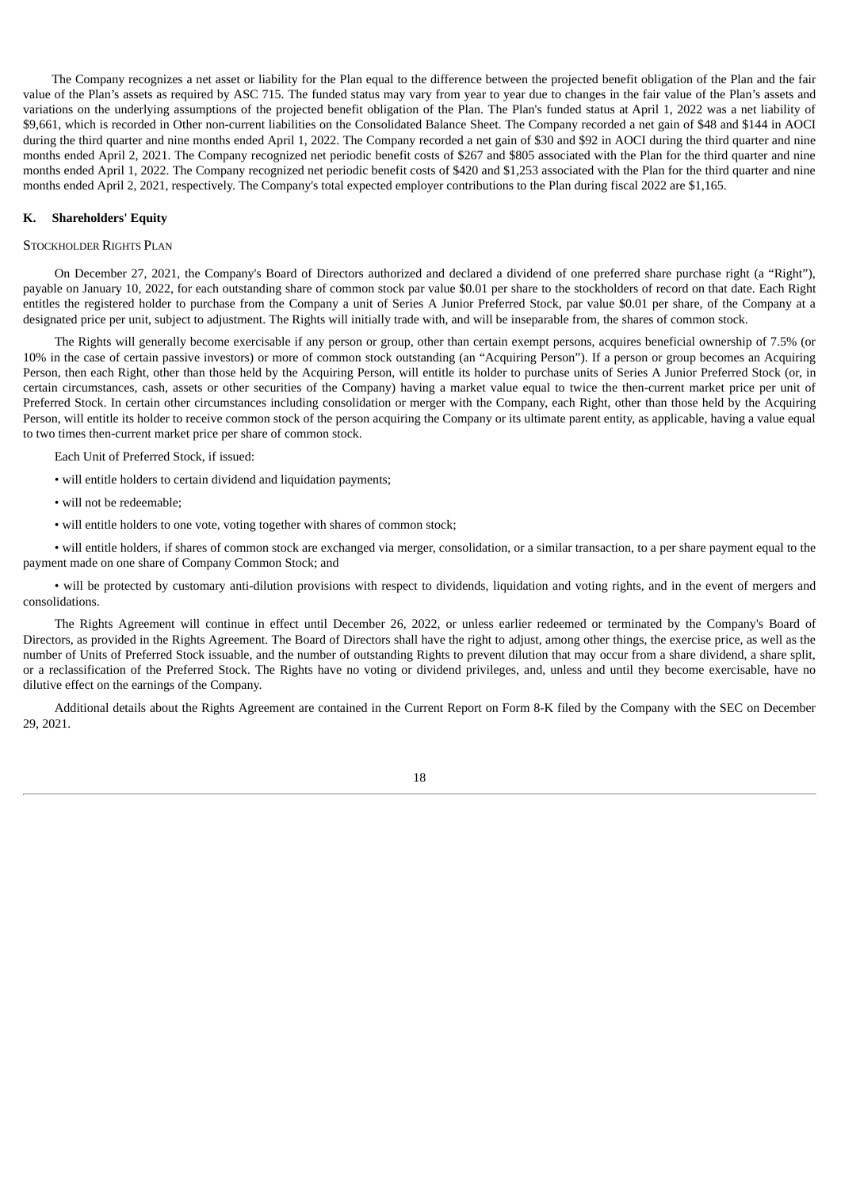The Company recognizes a net asset or liability for the Plan equal to the difference between the projected benefit obligation of the Plan and the fair value of the Plan's assets as required by ASC 715. The funded status may vary from year to year due to changes in the fair value of the Plan's assets and variations on the underlying assumptions of the projected benefit obligation of the Plan. The Plan's funded status at April 1, 2022 was a net liability of $9,661, which is recorded in Other non-current liabilities on the Consolidated Balance Sheet. The Company recorded a net gain of $48 and $144 in AOCI during the third quarter and nine months ended April 1, 2022. The Company recorded a net gain of $30 and $92 in AOCI during the third quarter and nine months ended April 2, 2021. The Company recognized net periodic benefit costs of $267 and $805 associated with the Plan for the third quarter and nine months ended April 1, 2022. The Company recognized net periodic benefit costs of $420 and $1,253 associated with the Plan for the third quarter and nine months ended April 2, 2021, respectively. The Company's total expected employer contributions to the Plan during fiscal 2022 are $1,165.

### K. Shareholders' Equity

STOCKHOLDER RIGHTS PLAN

On December 27, 2021, the Company's Board of Directors authorized and declared a dividend of one preferred share purchase right (a "Right"), payable on January 10, 2022, for each outstanding share of common stock par value $0.01 per share to the stockholders of record on that date. Each Right entitles the registered holder to purchase from the Company a unit of Series A Junior Preferred Stock, par value $0.01 per share, of the Company at a designated price per unit, subject to adjustment. The Rights will initially trade with, and will be inseparable from, the shares of common stock.

The Rights will generally become exercisable if any person or group, other than certain exempt persons, acquires beneficial ownership of 7.5% (or 10% in the case of certain passive investors) or more of common stock outstanding (an "Acquiring Person"). If a person or group becomes an Acquiring Person, then each Right, other than those held by the Acquiring Person, will entitle its holder to purchase units of Series A Junior Preferred Stock (or, in certain circumstances, cash, assets or other securities of the Company) having a market value equal to twice the then-current market price per unit of Preferred Stock. In certain other circumstances including consolidation or merger with the Company, each Right, other than those held by the Acquiring Person, will entitle its holder to receive common stock of the person acquiring the Company or its ultimate parent entity, as applicable, having a value equal to two times then-current market price per share of common stock.

Each Unit of Preferred Stock, if issued:

- will entitle holders to certain dividend and liquidation payments;
- will not be redeemable;
- will entitle holders to one vote, voting together with shares of common stock;
- will entitle holders, if shares of common stock are exchanged via merger, consolidation, or a similar transaction, to a per share payment equal to the payment made on one share of Company Common Stock; and
- will be protected by customary anti-dilution provisions with respect to dividends, liquidation and voting rights, and in the event of mergers and consolidations.

The Rights Agreement will continue in effect until December 26, 2022, or unless earlier redeemed or terminated by the Company's Board of Directors, as provided in the Rights Agreement. The Board of Directors shall have the right to adjust, among other things, the exercise price, as well as the number of Units of Preferred Stock issuable, and the number of outstanding Rights to prevent dilution that may occur from a share dividend, a share split, or a reclassification of the Preferred Stock. The Rights have no voting or dividend privileges, and, unless and until they become exercisable, have no dilutive effect on the earnings of the Company.

Additional details about the Rights Agreement are contained in the Current Report on Form 8-K filed by the Company with the SEC on December 29, 2021.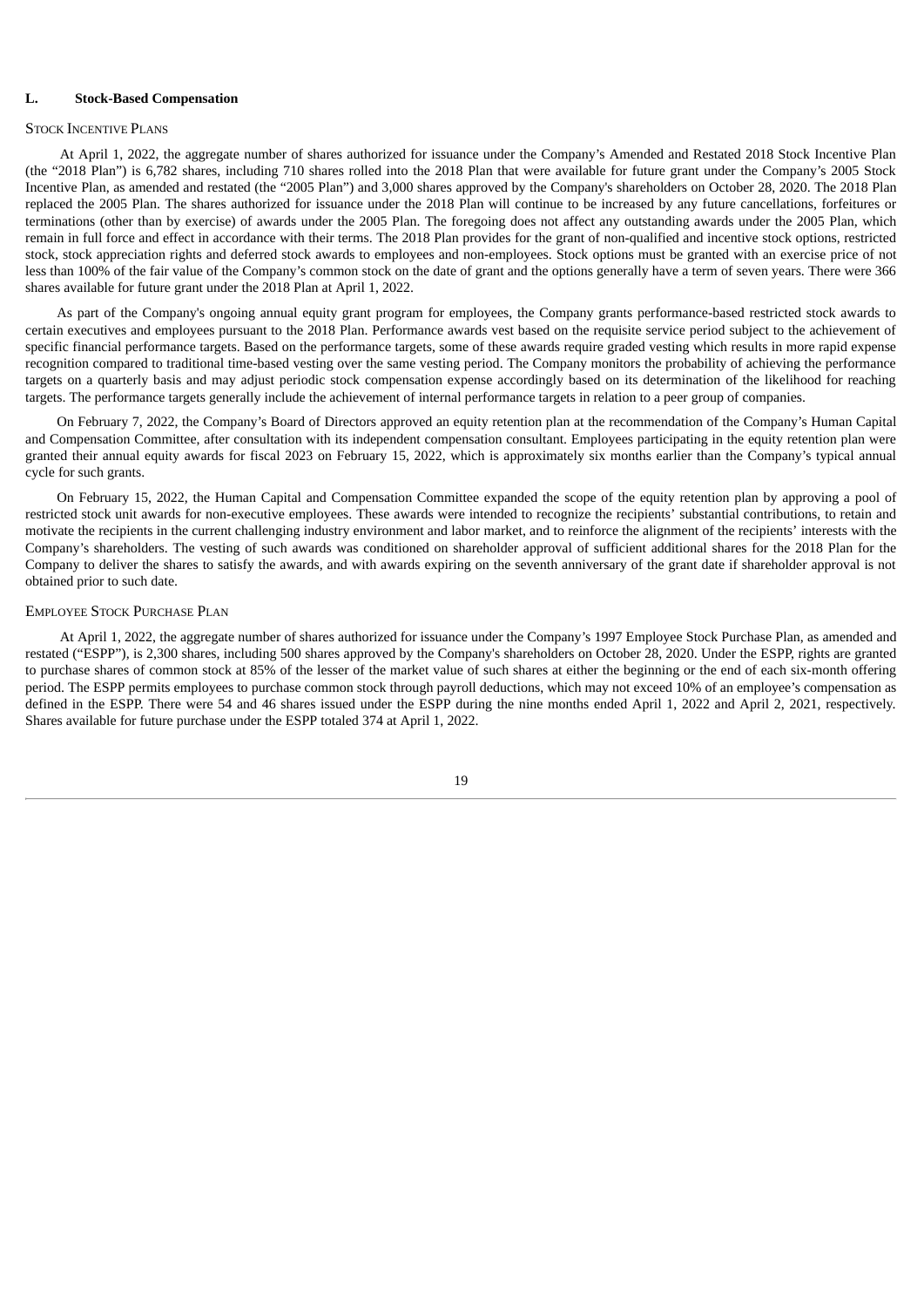## L. Stock-Based Compensation

### Stock Incentive Plans

At April 1, 2022, the aggregate number of shares authorized for issuance under the Company's Amended and Restated 2018 Stock Incentive Plan (the "2018 Plan") is 6,782 shares, including 710 shares rolled into the 2018 Plan that were available for future grant under the Company's 2005 Stock Incentive Plan, as amended and restated (the "2005 Plan") and 3,000 shares approved by the Company's shareholders on October 28, 2020. The 2018 Plan replaced the 2005 Plan. The shares authorized for issuance under the 2018 Plan will continue to be increased by any future cancellations, forfeitures or terminations (other than by exercise) of awards under the 2005 Plan. The foregoing does not affect any outstanding awards under the 2005 Plan, which remain in full force and effect in accordance with their terms. The 2018 Plan provides for the grant of non-qualified and incentive stock options, restricted stock, stock appreciation rights and deferred stock awards to employees and non-employees. Stock options must be granted with an exercise price of not less than 100% of the fair value of the Company's common stock on the date of grant and the options generally have a term of seven years. There were 366 shares available for future grant under the 2018 Plan at April 1, 2022.

As part of the Company's ongoing annual equity grant program for employees, the Company grants performance-based restricted stock awards to certain executives and employees pursuant to the 2018 Plan. Performance awards vest based on the requisite service period subject to the achievement of specific financial performance targets. Based on the performance targets, some of these awards require graded vesting which results in more rapid expense recognition compared to traditional time-based vesting over the same vesting period. The Company monitors the probability of achieving the performance targets on a quarterly basis and may adjust periodic stock compensation expense accordingly based on its determination of the likelihood for reaching targets. The performance targets generally include the achievement of internal performance targets in relation to a peer group of companies.

On February 7, 2022, the Company's Board of Directors approved an equity retention plan at the recommendation of the Company's Human Capital and Compensation Committee, after consultation with its independent compensation consultant. Employees participating in the equity retention plan were granted their annual equity awards for fiscal 2023 on February 15, 2022, which is approximately six months earlier than the Company's typical annual cycle for such grants.

On February 15, 2022, the Human Capital and Compensation Committee expanded the scope of the equity retention plan by approving a pool of restricted stock unit awards for non-executive employees. These awards were intended to recognize the recipients' substantial contributions, to retain and motivate the recipients in the current challenging industry environment and labor market, and to reinforce the alignment of the recipients' interests with the Company's shareholders. The vesting of such awards was conditioned on shareholder approval of sufficient additional shares for the 2018 Plan for the Company to deliver the shares to satisfy the awards, and with awards expiring on the seventh anniversary of the grant date if shareholder approval is not obtained prior to such date.

### Employee Stock Purchase Plan

At April 1, 2022, the aggregate number of shares authorized for issuance under the Company's 1997 Employee Stock Purchase Plan, as amended and restated ("ESPP"), is 2,300 shares, including 500 shares approved by the Company's shareholders on October 28, 2020. Under the ESPP, rights are granted to purchase shares of common stock at 85% of the lesser of the market value of such shares at either the beginning or the end of each six-month offering period. The ESPP permits employees to purchase common stock through payroll deductions, which may not exceed 10% of an employee's compensation as defined in the ESPP. There were 54 and 46 shares issued under the ESPP during the nine months ended April 1, 2022 and April 2, 2021, respectively. Shares available for future purchase under the ESPP totaled 374 at April 1, 2022.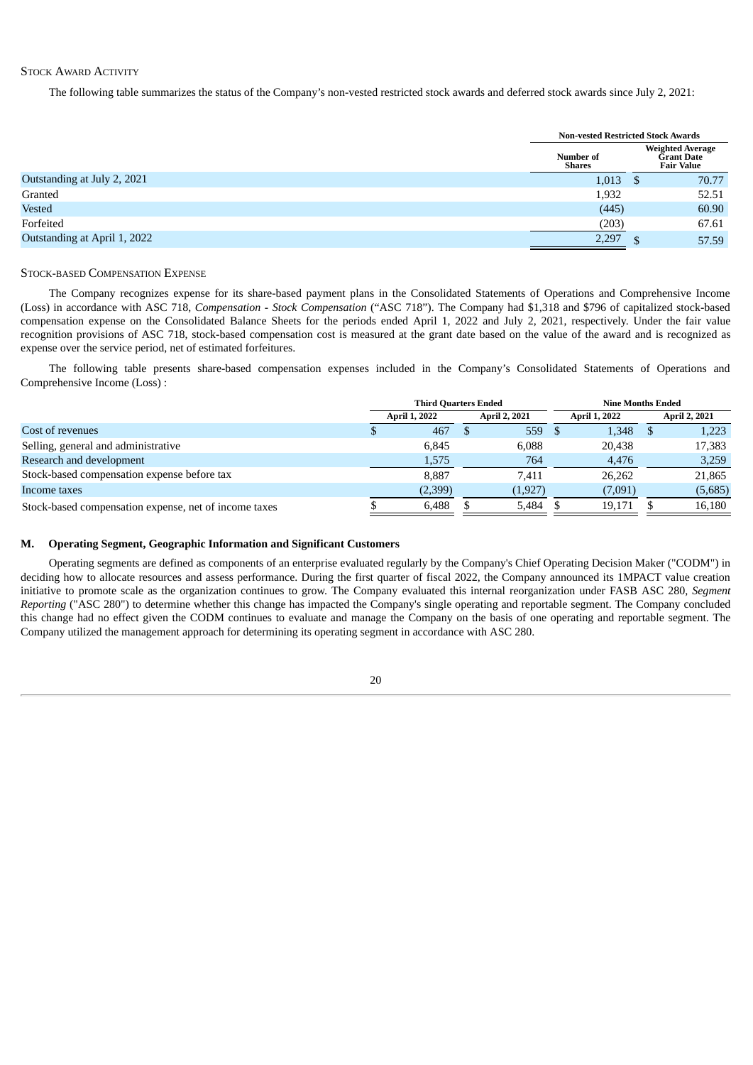Stock Award Activity

The following table summarizes the status of the Company's non-vested restricted stock awards and deferred stock awards since July 2, 2021:

| | Non-vested Restricted Stock Awards | |
|---|---|---|
| | Number of Shares | Weighted Average Grant Date Fair Value |
| Outstanding at July 2, 2021 | 1,013 | $ 70.77 |
| Granted | 1,932 | 52.51 |
| Vested | (445) | 60.90 |
| Forfeited | (203) | 67.61 |
| Outstanding at April 1, 2022 | 2,297 | $ 57.59 |

Stock-based Compensation Expense

The Company recognizes expense for its share-based payment plans in the Consolidated Statements of Operations and Comprehensive Income (Loss) in accordance with ASC 718, *Compensation - Stock Compensation* ("ASC 718"). The Company had $1,318 and $796 of capitalized stock-based compensation expense on the Consolidated Balance Sheets for the periods ended April 1, 2022 and July 2, 2021, respectively. Under the fair value recognition provisions of ASC 718, stock-based compensation cost is measured at the grant date based on the value of the award and is recognized as expense over the service period, net of estimated forfeitures.

The following table presents share-based compensation expenses included in the Company's Consolidated Statements of Operations and Comprehensive Income (Loss) :

| | Third Quarters Ended | | Nine Months Ended | |
|---|---|---|---|---|
| | April 1, 2022 | April 2, 2021 | April 1, 2022 | April 2, 2021 |
| Cost of revenues | $ 467 | $ 559 | $ 1,348 | $ 1,223 |
| Selling, general and administrative | 6,845 | 6,088 | 20,438 | 17,383 |
| Research and development | 1,575 | 764 | 4,476 | 3,259 |
| Stock-based compensation expense before tax | 8,887 | 7,411 | 26,262 | 21,865 |
| Income taxes | (2,399) | (1,927) | (7,091) | (5,685) |
| Stock-based compensation expense, net of income taxes | $ 6,488 | $ 5,484 | $ 19,171 | $ 16,180 |

**M. Operating Segment, Geographic Information and Significant Customers**

Operating segments are defined as components of an enterprise evaluated regularly by the Company's Chief Operating Decision Maker ("CODM") in deciding how to allocate resources and assess performance. During the first quarter of fiscal 2022, the Company announced its 1MPACT value creation initiative to promote scale as the organization continues to grow. The Company evaluated this internal reorganization under FASB ASC 280, *Segment Reporting* ("ASC 280") to determine whether this change has impacted the Company's single operating and reportable segment. The Company concluded this change had no effect given the CODM continues to evaluate and manage the Company on the basis of one operating and reportable segment. The Company utilized the management approach for determining its operating segment in accordance with ASC 280.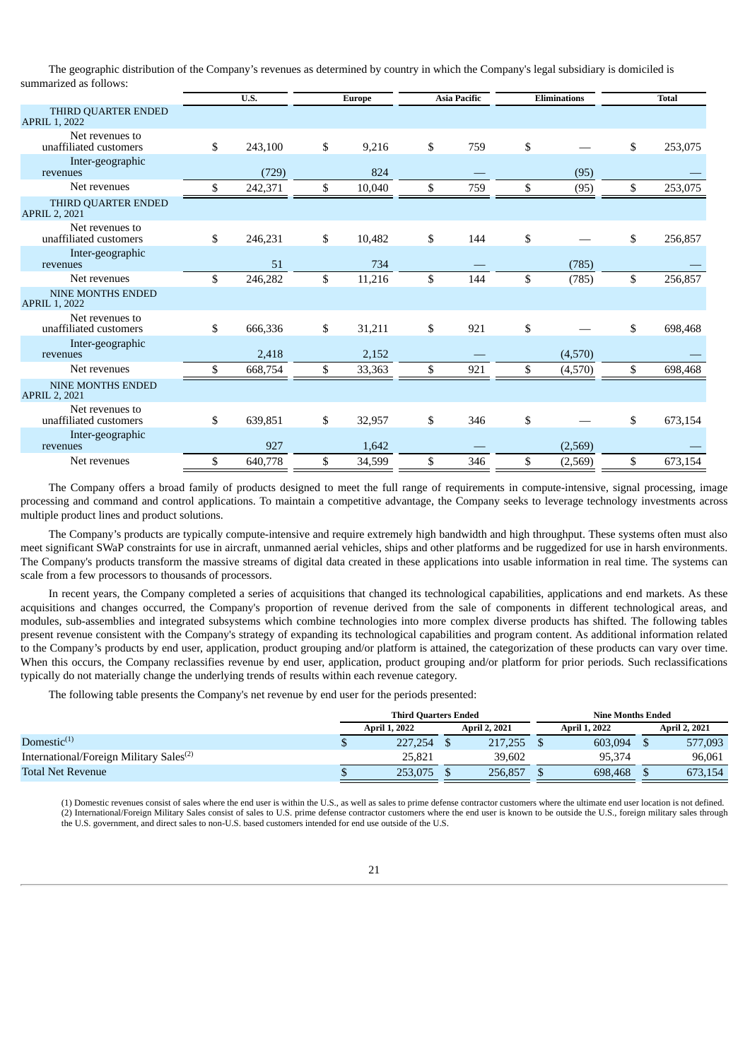The geographic distribution of the Company's revenues as determined by country in which the Company's legal subsidiary is domiciled is summarized as follows:

| | U.S. | Europe | Asia Pacific | Eliminations | Total |
|---|---|---|---|---|---|
| THIRD QUARTER ENDED APRIL 1, 2022 | | | | | |
| Net revenues to unaffiliated customers | $ 243,100 | $ 9,216 | $ 759 | $ — | $ 253,075 |
| Inter-geographic revenues | (729) | 824 | — | (95) | — |
| Net revenues | $ 242,371 | $ 10,040 | $ 759 | $ (95) | $ 253,075 |
| THIRD QUARTER ENDED APRIL 2, 2021 | | | | | |
| Net revenues to unaffiliated customers | $ 246,231 | $ 10,482 | $ 144 | $ — | $ 256,857 |
| Inter-geographic revenues | 51 | 734 | — | (785) | — |
| Net revenues | $ 246,282 | $ 11,216 | $ 144 | $ (785) | $ 256,857 |
| NINE MONTHS ENDED APRIL 1, 2022 | | | | | |
| Net revenues to unaffiliated customers | $ 666,336 | $ 31,211 | $ 921 | $ — | $ 698,468 |
| Inter-geographic revenues | 2,418 | 2,152 | — | (4,570) | — |
| Net revenues | $ 668,754 | $ 33,363 | $ 921 | $ (4,570) | $ 698,468 |
| NINE MONTHS ENDED APRIL 2, 2021 | | | | | |
| Net revenues to unaffiliated customers | $ 639,851 | $ 32,957 | $ 346 | $ — | $ 673,154 |
| Inter-geographic revenues | 927 | 1,642 | — | (2,569) | — |
| Net revenues | $ 640,778 | $ 34,599 | $ 346 | $ (2,569) | $ 673,154 |

The Company offers a broad family of products designed to meet the full range of requirements in compute-intensive, signal processing, image processing and command and control applications. To maintain a competitive advantage, the Company seeks to leverage technology investments across multiple product lines and product solutions.

The Company's products are typically compute-intensive and require extremely high bandwidth and high throughput. These systems often must also meet significant SWaP constraints for use in aircraft, unmanned aerial vehicles, ships and other platforms and be ruggedized for use in harsh environments. The Company's products transform the massive streams of digital data created in these applications into usable information in real time. The systems can scale from a few processors to thousands of processors.

In recent years, the Company completed a series of acquisitions that changed its technological capabilities, applications and end markets. As these acquisitions and changes occurred, the Company's proportion of revenue derived from the sale of components in different technological areas, and modules, sub-assemblies and integrated subsystems which combine technologies into more complex diverse products has shifted. The following tables present revenue consistent with the Company's strategy of expanding its technological capabilities and program content. As additional information related to the Company's products by end user, application, product grouping and/or platform is attained, the categorization of these products can vary over time. When this occurs, the Company reclassifies revenue by end user, application, product grouping and/or platform for prior periods. Such reclassifications typically do not materially change the underlying trends of results within each revenue category.

The following table presents the Company's net revenue by end user for the periods presented:

| | Third Quarters Ended | | Nine Months Ended | |
|---|---|---|---|---|
| | April 1, 2022 | April 2, 2021 | April 1, 2022 | April 2, 2021 |
| Domestic(1) | $ 227,254 | $ 217,255 | $ 603,094 | $ 577,093 |
| International/Foreign Military Sales(2) | 25,821 | 39,602 | 95,374 | 96,061 |
| Total Net Revenue | $ 253,075 | $ 256,857 | $ 698,468 | $ 673,154 |

(1) Domestic revenues consist of sales where the end user is within the U.S., as well as sales to prime defense contractor customers where the ultimate end user location is not defined.
(2) International/Foreign Military Sales consist of sales to U.S. prime defense contractor customers where the end user is known to be outside the U.S., foreign military sales through the U.S. government, and direct sales to non-U.S. based customers intended for end use outside of the U.S.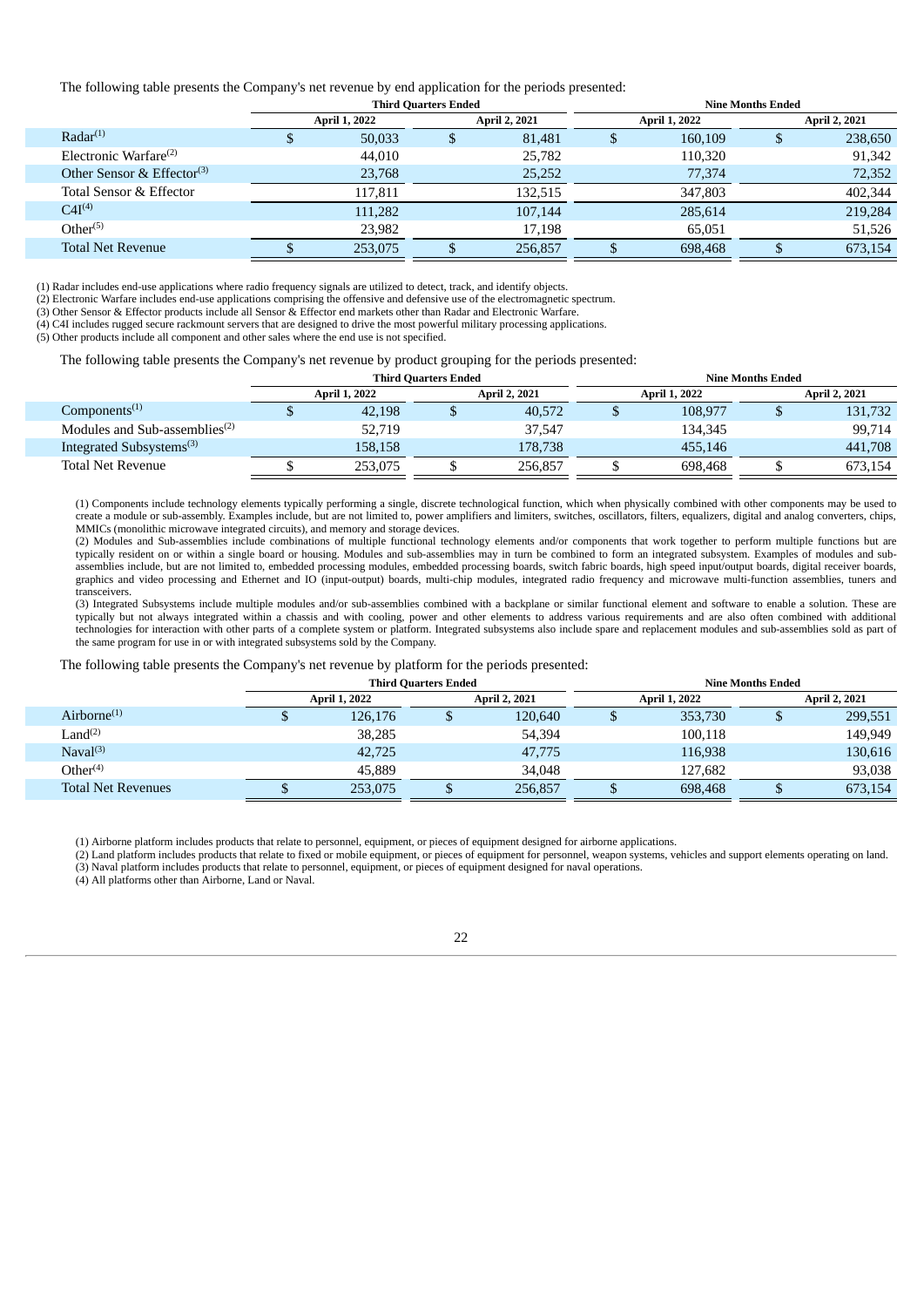The following table presents the Company's net revenue by end application for the periods presented:

| | Third Quarters Ended | | Nine Months Ended | |
|---|---|---|---|---|
| | April 1, 2022 | April 2, 2021 | April 1, 2022 | April 2, 2021 |
| Radar[(1)] | $ 50,033 | $ 81,481 | $ 160,109 | $ 238,650 |
| Electronic Warfare[(2)] | 44,010 | 25,782 | 110,320 | 91,342 |
| Other Sensor & Effector[(3)] | 23,768 | 25,252 | 77,374 | 72,352 |
| Total Sensor & Effector | 117,811 | 132,515 | 347,803 | 402,344 |
| C4I[(4)] | 111,282 | 107,144 | 285,614 | 219,284 |
| Other[(5)] | 23,982 | 17,198 | 65,051 | 51,526 |
| Total Net Revenue | $ 253,075 | $ 256,857 | $ 698,468 | $ 673,154 |

(1) Radar includes end-use applications where radio frequency signals are utilized to detect, track, and identify objects.
(2) Electronic Warfare includes end-use applications comprising the offensive and defensive use of the electromagnetic spectrum.
(3) Other Sensor & Effector products include all Sensor & Effector end markets other than Radar and Electronic Warfare.
(4) C4I includes rugged secure rackmount servers that are designed to drive the most powerful military processing applications.
(5) Other products include all component and other sales where the end use is not specified.

The following table presents the Company's net revenue by product grouping for the periods presented:

| | Third Quarters Ended | | Nine Months Ended | |
|---|---|---|---|---|
| | April 1, 2022 | April 2, 2021 | April 1, 2022 | April 2, 2021 |
| Components[(1)] | $ 42,198 | $ 40,572 | $ 108,977 | $ 131,732 |
| Modules and Sub-assemblies[(2)] | 52,719 | 37,547 | 134,345 | 99,714 |
| Integrated Subsystems[(3)] | 158,158 | 178,738 | 455,146 | 441,708 |
| Total Net Revenue | $ 253,075 | $ 256,857 | $ 698,468 | $ 673,154 |

(1) Components include technology elements typically performing a single, discrete technological function, which when physically combined with other components may be used to create a module or sub-assembly. Examples include, but are not limited to, power amplifiers and limiters, switches, oscillators, filters, equalizers, digital and analog converters, chips, MMICs (monolithic microwave integrated circuits), and memory and storage devices.
(2) Modules and Sub-assemblies include combinations of multiple functional technology elements and/or components that work together to perform multiple functions but are typically resident on or within a single board or housing. Modules and sub-assemblies may in turn be combined to form an integrated subsystem. Examples of modules and sub-assemblies include, but are not limited to, embedded processing modules, embedded processing boards, switch fabric boards, high speed input/output boards, digital receiver boards, graphics and video processing and Ethernet and IO (input-output) boards, multi-chip modules, integrated radio frequency and microwave multi-function assemblies, tuners and transceivers.
(3) Integrated Subsystems include multiple modules and/or sub-assemblies combined with a backplane or similar functional element and software to enable a solution. These are typically but not always integrated within a chassis and with cooling, power and other elements to address various requirements and are also often combined with additional technologies for interaction with other parts of a complete system or platform. Integrated subsystems also include spare and replacement modules and sub-assemblies sold as part of the same program for use in or with integrated subsystems sold by the Company.

The following table presents the Company's net revenue by platform for the periods presented:

| | Third Quarters Ended | | Nine Months Ended | |
|---|---|---|---|---|
| | April 1, 2022 | April 2, 2021 | April 1, 2022 | April 2, 2021 |
| Airborne[(1)] | $ 126,176 | $ 120,640 | $ 353,730 | $ 299,551 |
| Land[(2)] | 38,285 | 54,394 | 100,118 | 149,949 |
| Naval[(3)] | 42,725 | 47,775 | 116,938 | 130,616 |
| Other[(4)] | 45,889 | 34,048 | 127,682 | 93,038 |
| Total Net Revenues | $ 253,075 | $ 256,857 | $ 698,468 | $ 673,154 |

(1) Airborne platform includes products that relate to personnel, equipment, or pieces of equipment designed for airborne applications.
(2) Land platform includes products that relate to fixed or mobile equipment, or pieces of equipment for personnel, weapon systems, vehicles and support elements operating on land.
(3) Naval platform includes products that relate to personnel, equipment, or pieces of equipment designed for naval operations.
(4) All platforms other than Airborne, Land or Naval.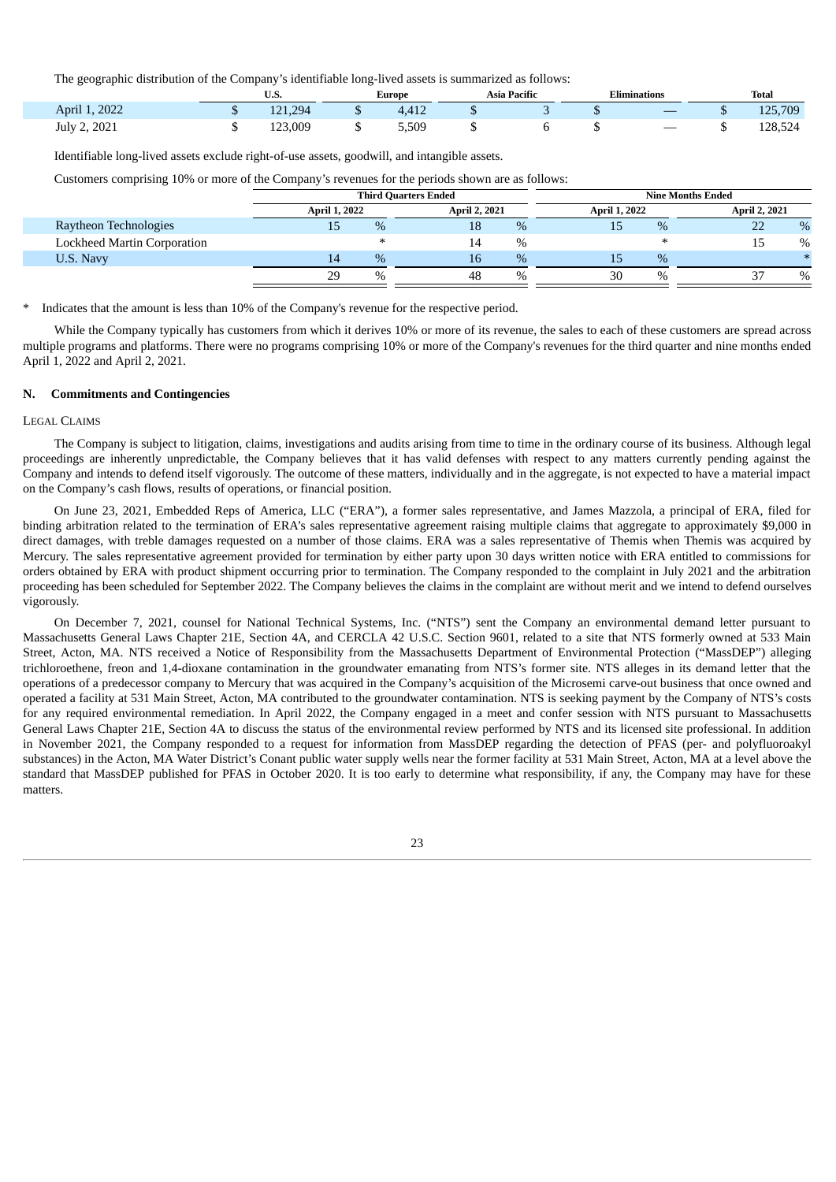The geographic distribution of the Company's identifiable long-lived assets is summarized as follows:

| | U.S. | Europe | Asia Pacific | Eliminations | Total |
|---|---|---|---|---|---|
| April 1, 2022 | $ 121,294 | $ 4,412 | $ 3 | $ — | $ 125,709 |
| July 2, 2021 | $ 123,009 | $ 5,509 | $ 6 | $ — | $ 128,524 |

Identifiable long-lived assets exclude right-of-use assets, goodwill, and intangible assets.

Customers comprising 10% or more of the Company's revenues for the periods shown are as follows:

| | Third Quarters Ended | | Nine Months Ended | |
|---|---|---|---|---|
| | April 1, 2022 | April 2, 2021 | April 1, 2022 | April 2, 2021 |
| Raytheon Technologies | 15 % | 18 % | 15 % | 22 % |
| Lockheed Martin Corporation | * | 14 % | * | 15 % |
| U.S. Navy | 14 % | 16 % | 15 % | * |
| | 29 % | 48 % | 30 % | 37 % |

\* Indicates that the amount is less than 10% of the Company's revenue for the respective period.

While the Company typically has customers from which it derives 10% or more of its revenue, the sales to each of these customers are spread across multiple programs and platforms. There were no programs comprising 10% or more of the Company's revenues for the third quarter and nine months ended April 1, 2022 and April 2, 2021.

## N. Commitments and Contingencies

LEGAL CLAIMS

The Company is subject to litigation, claims, investigations and audits arising from time to time in the ordinary course of its business. Although legal proceedings are inherently unpredictable, the Company believes that it has valid defenses with respect to any matters currently pending against the Company and intends to defend itself vigorously. The outcome of these matters, individually and in the aggregate, is not expected to have a material impact on the Company's cash flows, results of operations, or financial position.

On June 23, 2021, Embedded Reps of America, LLC ("ERA"), a former sales representative, and James Mazzola, a principal of ERA, filed for binding arbitration related to the termination of ERA's sales representative agreement raising multiple claims that aggregate to approximately $9,000 in direct damages, with treble damages requested on a number of those claims. ERA was a sales representative of Themis when Themis was acquired by Mercury. The sales representative agreement provided for termination by either party upon 30 days written notice with ERA entitled to commissions for orders obtained by ERA with product shipment occurring prior to termination. The Company responded to the complaint in July 2021 and the arbitration proceeding has been scheduled for September 2022. The Company believes the claims in the complaint are without merit and we intend to defend ourselves vigorously.

On December 7, 2021, counsel for National Technical Systems, Inc. ("NTS") sent the Company an environmental demand letter pursuant to Massachusetts General Laws Chapter 21E, Section 4A, and CERCLA 42 U.S.C. Section 9601, related to a site that NTS formerly owned at 533 Main Street, Acton, MA. NTS received a Notice of Responsibility from the Massachusetts Department of Environmental Protection ("MassDEP") alleging trichloroethene, freon and 1,4-dioxane contamination in the groundwater emanating from NTS's former site. NTS alleges in its demand letter that the operations of a predecessor company to Mercury that was acquired in the Company's acquisition of the Microsemi carve-out business that once owned and operated a facility at 531 Main Street, Acton, MA contributed to the groundwater contamination. NTS is seeking payment by the Company of NTS's costs for any required environmental remediation. In April 2022, the Company engaged in a meet and confer session with NTS pursuant to Massachusetts General Laws Chapter 21E, Section 4A to discuss the status of the environmental review performed by NTS and its licensed site professional. In addition in November 2021, the Company responded to a request for information from MassDEP regarding the detection of PFAS (per- and polyfluoroakyl substances) in the Acton, MA Water District's Conant public water supply wells near the former facility at 531 Main Street, Acton, MA at a level above the standard that MassDEP published for PFAS in October 2020. It is too early to determine what responsibility, if any, the Company may have for these matters.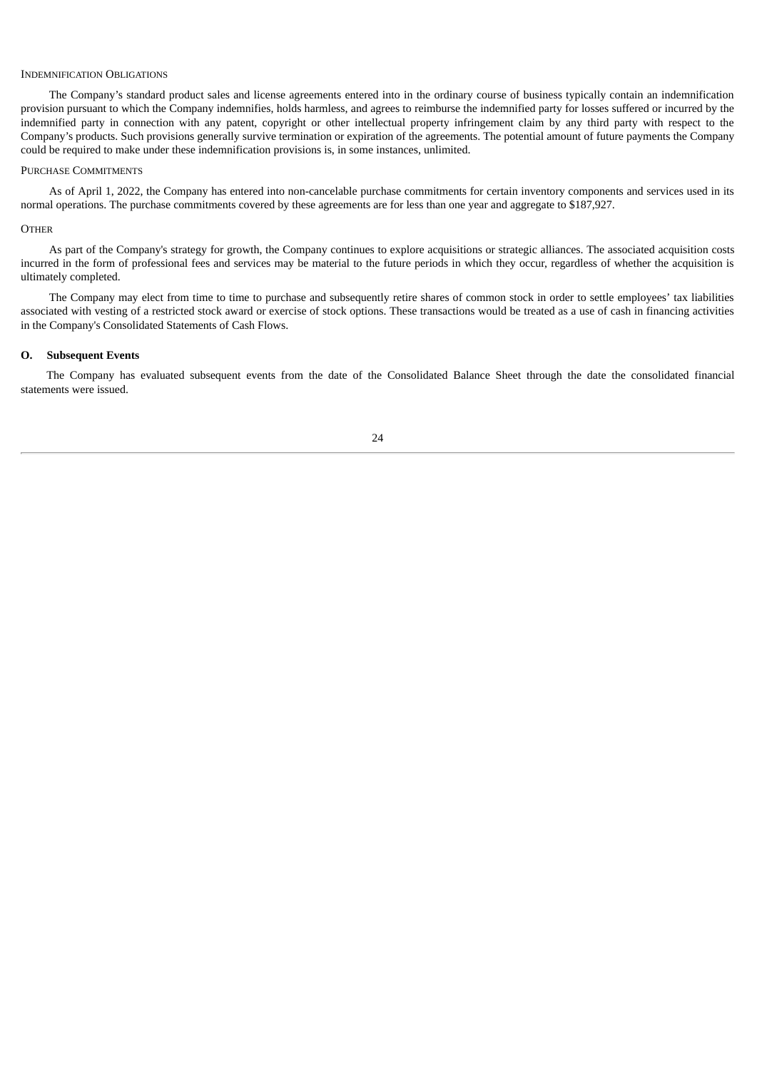INDEMNIFICATION OBLIGATIONS

The Company's standard product sales and license agreements entered into in the ordinary course of business typically contain an indemnification provision pursuant to which the Company indemnifies, holds harmless, and agrees to reimburse the indemnified party for losses suffered or incurred by the indemnified party in connection with any patent, copyright or other intellectual property infringement claim by any third party with respect to the Company's products. Such provisions generally survive termination or expiration of the agreements. The potential amount of future payments the Company could be required to make under these indemnification provisions is, in some instances, unlimited.

PURCHASE COMMITMENTS

As of April 1, 2022, the Company has entered into non-cancelable purchase commitments for certain inventory components and services used in its normal operations. The purchase commitments covered by these agreements are for less than one year and aggregate to $187,927.

OTHER

As part of the Company's strategy for growth, the Company continues to explore acquisitions or strategic alliances. The associated acquisition costs incurred in the form of professional fees and services may be material to the future periods in which they occur, regardless of whether the acquisition is ultimately completed.

The Company may elect from time to time to purchase and subsequently retire shares of common stock in order to settle employees' tax liabilities associated with vesting of a restricted stock award or exercise of stock options. These transactions would be treated as a use of cash in financing activities in the Company's Consolidated Statements of Cash Flows.

## O. Subsequent Events

The Company has evaluated subsequent events from the date of the Consolidated Balance Sheet through the date the consolidated financial statements were issued.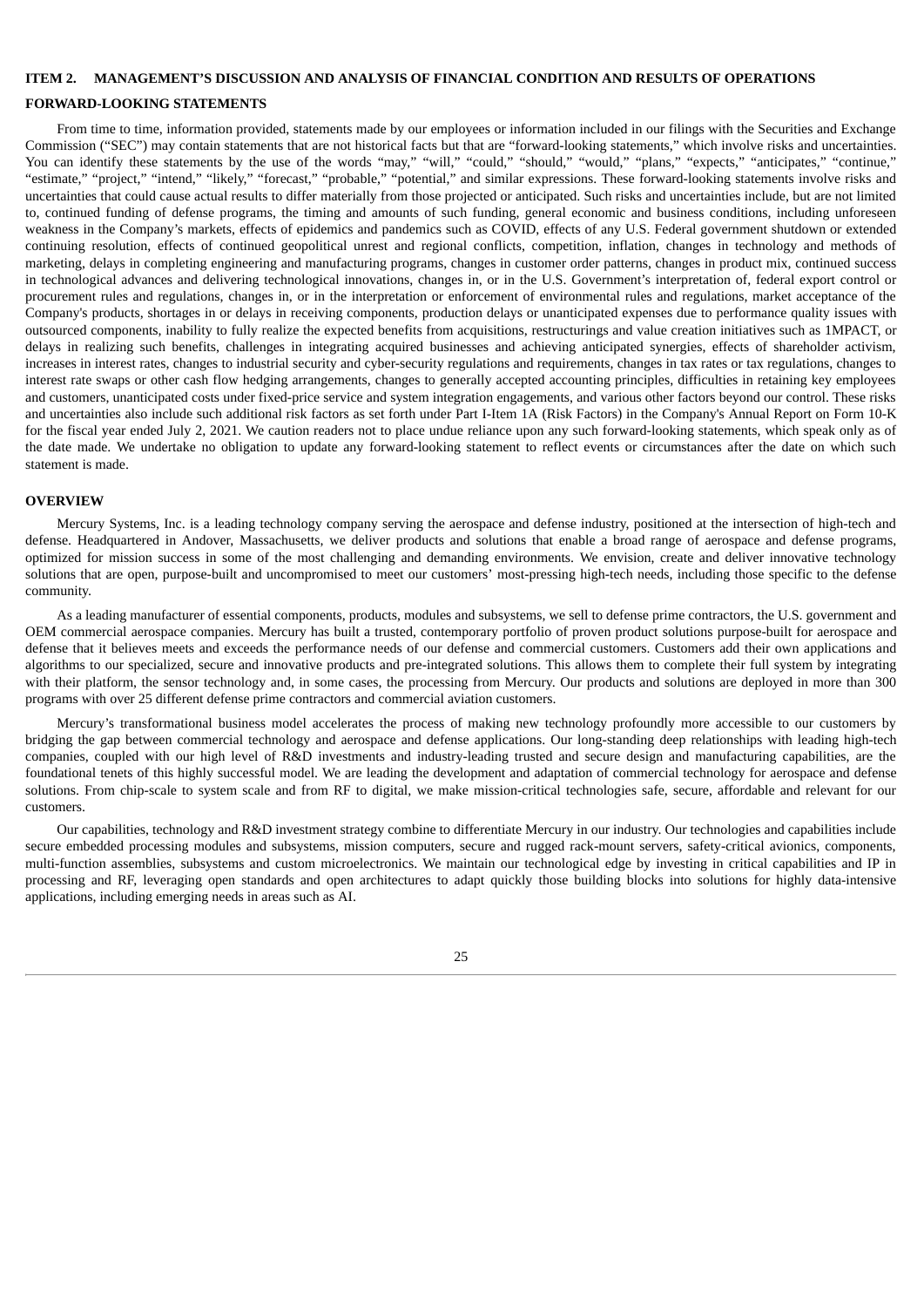## ITEM 2. MANAGEMENT'S DISCUSSION AND ANALYSIS OF FINANCIAL CONDITION AND RESULTS OF OPERATIONS

### FORWARD-LOOKING STATEMENTS

From time to time, information provided, statements made by our employees or information included in our filings with the Securities and Exchange Commission ("SEC") may contain statements that are not historical facts but that are "forward-looking statements," which involve risks and uncertainties. You can identify these statements by the use of the words "may," "will," "could," "should," "would," "plans," "expects," "anticipates," "continue," "estimate," "project," "intend," "likely," "forecast," "probable," "potential," and similar expressions. These forward-looking statements involve risks and uncertainties that could cause actual results to differ materially from those projected or anticipated. Such risks and uncertainties include, but are not limited to, continued funding of defense programs, the timing and amounts of such funding, general economic and business conditions, including unforeseen weakness in the Company's markets, effects of epidemics and pandemics such as COVID, effects of any U.S. Federal government shutdown or extended continuing resolution, effects of continued geopolitical unrest and regional conflicts, competition, inflation, changes in technology and methods of marketing, delays in completing engineering and manufacturing programs, changes in customer order patterns, changes in product mix, continued success in technological advances and delivering technological innovations, changes in, or in the U.S. Government's interpretation of, federal export control or procurement rules and regulations, changes in, or in the interpretation or enforcement of environmental rules and regulations, market acceptance of the Company's products, shortages in or delays in receiving components, production delays or unanticipated expenses due to performance quality issues with outsourced components, inability to fully realize the expected benefits from acquisitions, restructurings and value creation initiatives such as 1MPACT, or delays in realizing such benefits, challenges in integrating acquired businesses and achieving anticipated synergies, effects of shareholder activism, increases in interest rates, changes to industrial security and cyber-security regulations and requirements, changes in tax rates or tax regulations, changes to interest rate swaps or other cash flow hedging arrangements, changes to generally accepted accounting principles, difficulties in retaining key employees and customers, unanticipated costs under fixed-price service and system integration engagements, and various other factors beyond our control. These risks and uncertainties also include such additional risk factors as set forth under Part I-Item 1A (Risk Factors) in the Company's Annual Report on Form 10-K for the fiscal year ended July 2, 2021. We caution readers not to place undue reliance upon any such forward-looking statements, which speak only as of the date made. We undertake no obligation to update any forward-looking statement to reflect events or circumstances after the date on which such statement is made.

### OVERVIEW

Mercury Systems, Inc. is a leading technology company serving the aerospace and defense industry, positioned at the intersection of high-tech and defense. Headquartered in Andover, Massachusetts, we deliver products and solutions that enable a broad range of aerospace and defense programs, optimized for mission success in some of the most challenging and demanding environments. We envision, create and deliver innovative technology solutions that are open, purpose-built and uncompromised to meet our customers' most-pressing high-tech needs, including those specific to the defense community.

As a leading manufacturer of essential components, products, modules and subsystems, we sell to defense prime contractors, the U.S. government and OEM commercial aerospace companies. Mercury has built a trusted, contemporary portfolio of proven product solutions purpose-built for aerospace and defense that it believes meets and exceeds the performance needs of our defense and commercial customers. Customers add their own applications and algorithms to our specialized, secure and innovative products and pre-integrated solutions. This allows them to complete their full system by integrating with their platform, the sensor technology and, in some cases, the processing from Mercury. Our products and solutions are deployed in more than 300 programs with over 25 different defense prime contractors and commercial aviation customers.

Mercury's transformational business model accelerates the process of making new technology profoundly more accessible to our customers by bridging the gap between commercial technology and aerospace and defense applications. Our long-standing deep relationships with leading high-tech companies, coupled with our high level of R&D investments and industry-leading trusted and secure design and manufacturing capabilities, are the foundational tenets of this highly successful model. We are leading the development and adaptation of commercial technology for aerospace and defense solutions. From chip-scale to system scale and from RF to digital, we make mission-critical technologies safe, secure, affordable and relevant for our customers.

Our capabilities, technology and R&D investment strategy combine to differentiate Mercury in our industry. Our technologies and capabilities include secure embedded processing modules and subsystems, mission computers, secure and rugged rack-mount servers, safety-critical avionics, components, multi-function assemblies, subsystems and custom microelectronics. We maintain our technological edge by investing in critical capabilities and IP in processing and RF, leveraging open standards and open architectures to adapt quickly those building blocks into solutions for highly data-intensive applications, including emerging needs in areas such as AI.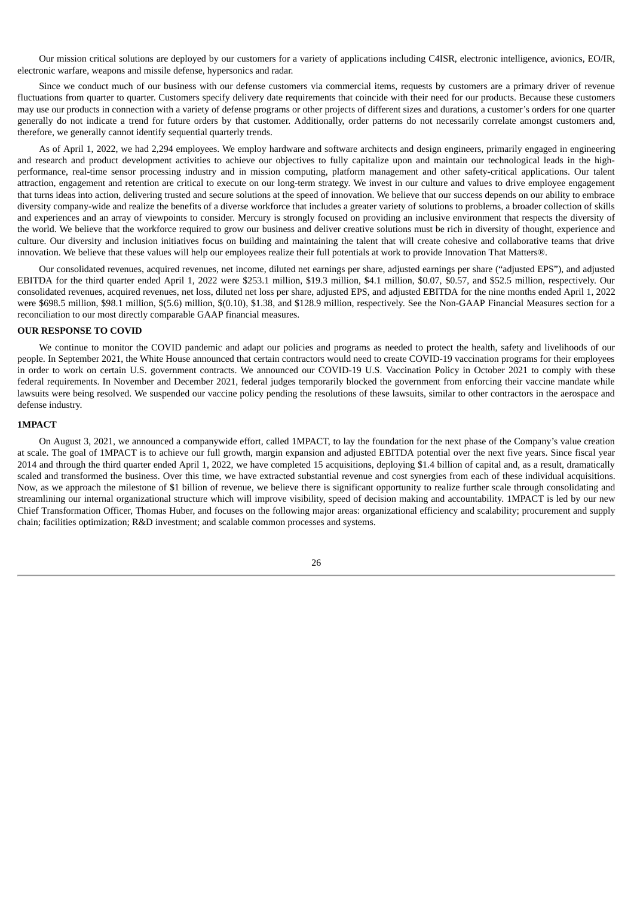Our mission critical solutions are deployed by our customers for a variety of applications including C4ISR, electronic intelligence, avionics, EO/IR, electronic warfare, weapons and missile defense, hypersonics and radar.

Since we conduct much of our business with our defense customers via commercial items, requests by customers are a primary driver of revenue fluctuations from quarter to quarter. Customers specify delivery date requirements that coincide with their need for our products. Because these customers may use our products in connection with a variety of defense programs or other projects of different sizes and durations, a customer's orders for one quarter generally do not indicate a trend for future orders by that customer. Additionally, order patterns do not necessarily correlate amongst customers and, therefore, we generally cannot identify sequential quarterly trends.

As of April 1, 2022, we had 2,294 employees. We employ hardware and software architects and design engineers, primarily engaged in engineering and research and product development activities to achieve our objectives to fully capitalize upon and maintain our technological leads in the high-performance, real-time sensor processing industry and in mission computing, platform management and other safety-critical applications. Our talent attraction, engagement and retention are critical to execute on our long-term strategy. We invest in our culture and values to drive employee engagement that turns ideas into action, delivering trusted and secure solutions at the speed of innovation. We believe that our success depends on our ability to embrace diversity company-wide and realize the benefits of a diverse workforce that includes a greater variety of solutions to problems, a broader collection of skills and experiences and an array of viewpoints to consider. Mercury is strongly focused on providing an inclusive environment that respects the diversity of the world. We believe that the workforce required to grow our business and deliver creative solutions must be rich in diversity of thought, experience and culture. Our diversity and inclusion initiatives focus on building and maintaining the talent that will create cohesive and collaborative teams that drive innovation. We believe that these values will help our employees realize their full potentials at work to provide Innovation That Matters®.

Our consolidated revenues, acquired revenues, net income, diluted net earnings per share, adjusted earnings per share ("adjusted EPS"), and adjusted EBITDA for the third quarter ended April 1, 2022 were $253.1 million, $19.3 million, $4.1 million, $0.07, $0.57, and $52.5 million, respectively. Our consolidated revenues, acquired revenues, net loss, diluted net loss per share, adjusted EPS, and adjusted EBITDA for the nine months ended April 1, 2022 were $698.5 million, $98.1 million, $(5.6) million, $(0.10), $1.38, and $128.9 million, respectively. See the Non-GAAP Financial Measures section for a reconciliation to our most directly comparable GAAP financial measures.

**OUR RESPONSE TO COVID**

We continue to monitor the COVID pandemic and adapt our policies and programs as needed to protect the health, safety and livelihoods of our people. In September 2021, the White House announced that certain contractors would need to create COVID-19 vaccination programs for their employees in order to work on certain U.S. government contracts. We announced our COVID-19 U.S. Vaccination Policy in October 2021 to comply with these federal requirements. In November and December 2021, federal judges temporarily blocked the government from enforcing their vaccine mandate while lawsuits were being resolved. We suspended our vaccine policy pending the resolutions of these lawsuits, similar to other contractors in the aerospace and defense industry.

**1MPACT**

On August 3, 2021, we announced a companywide effort, called 1MPACT, to lay the foundation for the next phase of the Company's value creation at scale. The goal of 1MPACT is to achieve our full growth, margin expansion and adjusted EBITDA potential over the next five years. Since fiscal year 2014 and through the third quarter ended April 1, 2022, we have completed 15 acquisitions, deploying $1.4 billion of capital and, as a result, dramatically scaled and transformed the business. Over this time, we have extracted substantial revenue and cost synergies from each of these individual acquisitions. Now, as we approach the milestone of $1 billion of revenue, we believe there is significant opportunity to realize further scale through consolidating and streamlining our internal organizational structure which will improve visibility, speed of decision making and accountability. 1MPACT is led by our new Chief Transformation Officer, Thomas Huber, and focuses on the following major areas: organizational efficiency and scalability; procurement and supply chain; facilities optimization; R&D investment; and scalable common processes and systems.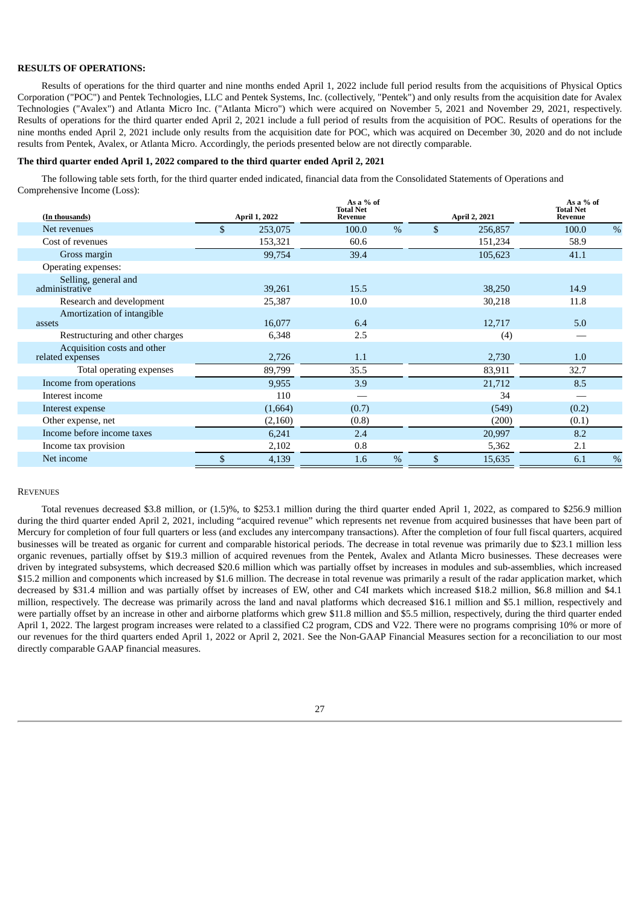**RESULTS OF OPERATIONS:**

Results of operations for the third quarter and nine months ended April 1, 2022 include full period results from the acquisitions of Physical Optics Corporation ("POC") and Pentek Technologies, LLC and Pentek Systems, Inc. (collectively, "Pentek") and only results from the acquisition date for Avalex Technologies ("Avalex") and Atlanta Micro Inc. ("Atlanta Micro") which were acquired on November 5, 2021 and November 29, 2021, respectively. Results of operations for the third quarter ended April 2, 2021 include a full period of results from the acquisition of POC. Results of operations for the nine months ended April 2, 2021 include only results from the acquisition date for POC, which was acquired on December 30, 2020 and do not include results from Pentek, Avalex, or Atlanta Micro. Accordingly, the periods presented below are not directly comparable.

**The third quarter ended April 1, 2022 compared to the third quarter ended April 2, 2021**

The following table sets forth, for the third quarter ended indicated, financial data from the Consolidated Statements of Operations and Comprehensive Income (Loss):

| (In thousands) | April 1, 2022 | As a % of Total Net Revenue | April 2, 2021 | As a % of Total Net Revenue |
|---|---|---|---|---|
| Net revenues | $ 253,075 | 100.0 % | $ 256,857 | 100.0 % |
| Cost of revenues | 153,321 | 60.6 | 151,234 | 58.9 |
| Gross margin | 99,754 | 39.4 | 105,623 | 41.1 |
| Operating expenses: | | | | |
| Selling, general and administrative | 39,261 | 15.5 | 38,250 | 14.9 |
| Research and development | 25,387 | 10.0 | 30,218 | 11.8 |
| Amortization of intangible assets | 16,077 | 6.4 | 12,717 | 5.0 |
| Restructuring and other charges | 6,348 | 2.5 | (4) | — |
| Acquisition costs and other related expenses | 2,726 | 1.1 | 2,730 | 1.0 |
| Total operating expenses | 89,799 | 35.5 | 83,911 | 32.7 |
| Income from operations | 9,955 | 3.9 | 21,712 | 8.5 |
| Interest income | 110 | — | 34 | — |
| Interest expense | (1,664) | (0.7) | (549) | (0.2) |
| Other expense, net | (2,160) | (0.8) | (200) | (0.1) |
| Income before income taxes | 6,241 | 2.4 | 20,997 | 8.2 |
| Income tax provision | 2,102 | 0.8 | 5,362 | 2.1 |
| Net income | $ 4,139 | 1.6 % | $ 15,635 | 6.1 % |

REVENUES

Total revenues decreased $3.8 million, or (1.5)%, to $253.1 million during the third quarter ended April 1, 2022, as compared to $256.9 million during the third quarter ended April 2, 2021, including "acquired revenue" which represents net revenue from acquired businesses that have been part of Mercury for completion of four full quarters or less (and excludes any intercompany transactions). After the completion of four full fiscal quarters, acquired businesses will be treated as organic for current and comparable historical periods. The decrease in total revenue was primarily due to $23.1 million less organic revenues, partially offset by $19.3 million of acquired revenues from the Pentek, Avalex and Atlanta Micro businesses. These decreases were driven by integrated subsystems, which decreased $20.6 million which was partially offset by increases in modules and sub-assemblies, which increased $15.2 million and components which increased by $1.6 million. The decrease in total revenue was primarily a result of the radar application market, which decreased by $31.4 million and was partially offset by increases of EW, other and C4I markets which increased $18.2 million, $6.8 million and $4.1 million, respectively. The decrease was primarily across the land and naval platforms which decreased $16.1 million and $5.1 million, respectively and were partially offset by an increase in other and airborne platforms which grew $11.8 million and $5.5 million, respectively, during the third quarter ended April 1, 2022. The largest program increases were related to a classified C2 program, CDS and V22. There were no programs comprising 10% or more of our revenues for the third quarters ended April 1, 2022 or April 2, 2021. See the Non-GAAP Financial Measures section for a reconciliation to our most directly comparable GAAP financial measures.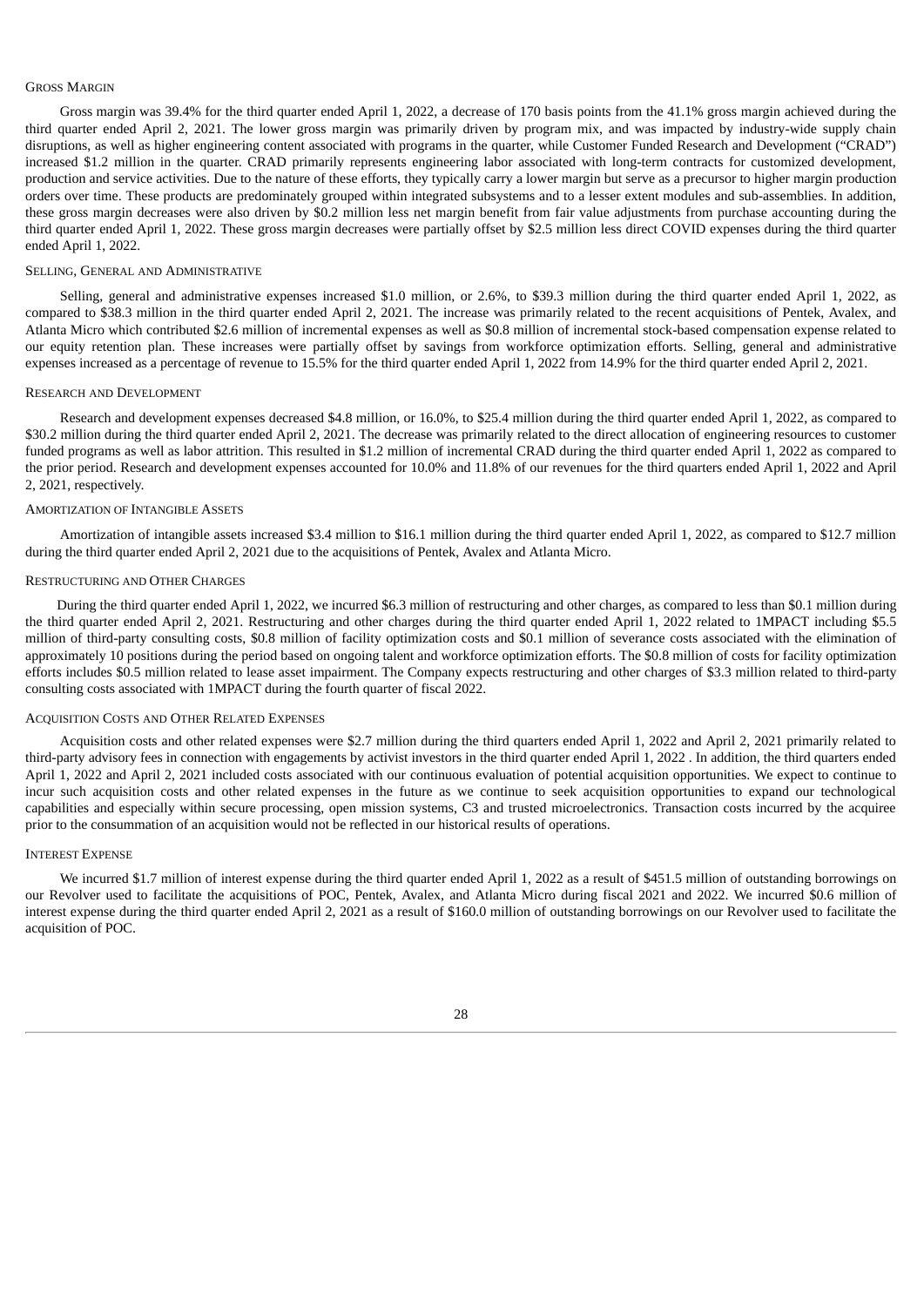#### GROSS MARGIN

Gross margin was 39.4% for the third quarter ended April 1, 2022, a decrease of 170 basis points from the 41.1% gross margin achieved during the third quarter ended April 2, 2021. The lower gross margin was primarily driven by program mix, and was impacted by industry-wide supply chain disruptions, as well as higher engineering content associated with programs in the quarter, while Customer Funded Research and Development ("CRAD") increased $1.2 million in the quarter. CRAD primarily represents engineering labor associated with long-term contracts for customized development, production and service activities. Due to the nature of these efforts, they typically carry a lower margin but serve as a precursor to higher margin production orders over time. These products are predominately grouped within integrated subsystems and to a lesser extent modules and sub-assemblies. In addition, these gross margin decreases were also driven by $0.2 million less net margin benefit from fair value adjustments from purchase accounting during the third quarter ended April 1, 2022. These gross margin decreases were partially offset by $2.5 million less direct COVID expenses during the third quarter ended April 1, 2022.

#### SELLING, GENERAL AND ADMINISTRATIVE

Selling, general and administrative expenses increased $1.0 million, or 2.6%, to $39.3 million during the third quarter ended April 1, 2022, as compared to $38.3 million in the third quarter ended April 2, 2021. The increase was primarily related to the recent acquisitions of Pentek, Avalex, and Atlanta Micro which contributed $2.6 million of incremental expenses as well as $0.8 million of incremental stock-based compensation expense related to our equity retention plan. These increases were partially offset by savings from workforce optimization efforts. Selling, general and administrative expenses increased as a percentage of revenue to 15.5% for the third quarter ended April 1, 2022 from 14.9% for the third quarter ended April 2, 2021.

#### RESEARCH AND DEVELOPMENT

Research and development expenses decreased $4.8 million, or 16.0%, to $25.4 million during the third quarter ended April 1, 2022, as compared to $30.2 million during the third quarter ended April 2, 2021. The decrease was primarily related to the direct allocation of engineering resources to customer funded programs as well as labor attrition. This resulted in $1.2 million of incremental CRAD during the third quarter ended April 1, 2022 as compared to the prior period. Research and development expenses accounted for 10.0% and 11.8% of our revenues for the third quarters ended April 1, 2022 and April 2, 2021, respectively.

#### AMORTIZATION OF INTANGIBLE ASSETS

Amortization of intangible assets increased $3.4 million to $16.1 million during the third quarter ended April 1, 2022, as compared to $12.7 million during the third quarter ended April 2, 2021 due to the acquisitions of Pentek, Avalex and Atlanta Micro.

#### RESTRUCTURING AND OTHER CHARGES

During the third quarter ended April 1, 2022, we incurred $6.3 million of restructuring and other charges, as compared to less than $0.1 million during the third quarter ended April 2, 2021. Restructuring and other charges during the third quarter ended April 1, 2022 related to 1MPACT including $5.5 million of third-party consulting costs, $0.8 million of facility optimization costs and $0.1 million of severance costs associated with the elimination of approximately 10 positions during the period based on ongoing talent and workforce optimization efforts. The $0.8 million of costs for facility optimization efforts includes $0.5 million related to lease asset impairment. The Company expects restructuring and other charges of $3.3 million related to third-party consulting costs associated with 1MPACT during the fourth quarter of fiscal 2022.

#### ACQUISITION COSTS AND OTHER RELATED EXPENSES

Acquisition costs and other related expenses were $2.7 million during the third quarters ended April 1, 2022 and April 2, 2021 primarily related to third-party advisory fees in connection with engagements by activist investors in the third quarter ended April 1, 2022 . In addition, the third quarters ended April 1, 2022 and April 2, 2021 included costs associated with our continuous evaluation of potential acquisition opportunities. We expect to continue to incur such acquisition costs and other related expenses in the future as we continue to seek acquisition opportunities to expand our technological capabilities and especially within secure processing, open mission systems, C3 and trusted microelectronics. Transaction costs incurred by the acquiree prior to the consummation of an acquisition would not be reflected in our historical results of operations.

#### INTEREST EXPENSE

We incurred $1.7 million of interest expense during the third quarter ended April 1, 2022 as a result of $451.5 million of outstanding borrowings on our Revolver used to facilitate the acquisitions of POC, Pentek, Avalex, and Atlanta Micro during fiscal 2021 and 2022. We incurred $0.6 million of interest expense during the third quarter ended April 2, 2021 as a result of $160.0 million of outstanding borrowings on our Revolver used to facilitate the acquisition of POC.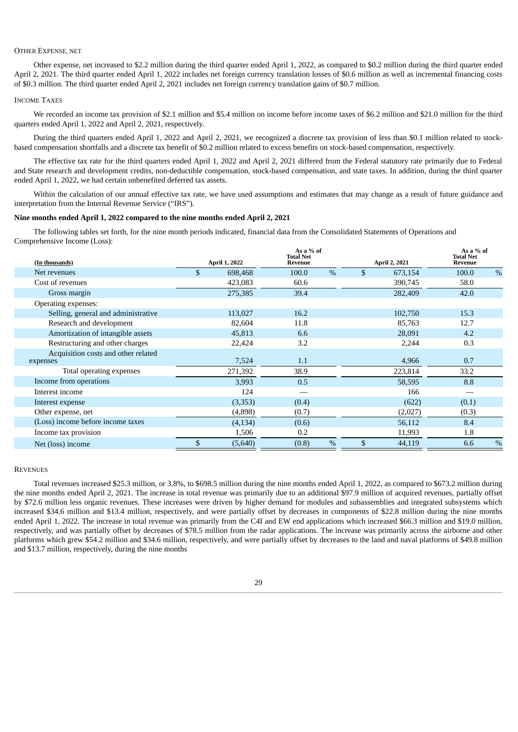OTHER EXPENSE, NET

Other expense, net increased to $2.2 million during the third quarter ended April 1, 2022, as compared to $0.2 million during the third quarter ended April 2, 2021. The third quarter ended April 1, 2022 includes net foreign currency translation losses of $0.6 million as well as incremental financing costs of $0.3 million. The third quarter ended April 2, 2021 includes net foreign currency translation gains of $0.7 million.

INCOME TAXES

We recorded an income tax provision of $2.1 million and $5.4 million on income before income taxes of $6.2 million and $21.0 million for the third quarters ended April 1, 2022 and April 2, 2021, respectively.

During the third quarters ended April 1, 2022 and April 2, 2021, we recognized a discrete tax provision of less than $0.1 million related to stock-based compensation shortfalls and a discrete tax benefit of $0.2 million related to excess benefits on stock-based compensation, respectively.

The effective tax rate for the third quarters ended April 1, 2022 and April 2, 2021 differed from the Federal statutory rate primarily due to Federal and State research and development credits, non-deductible compensation, stock-based compensation, and state taxes. In addition, during the third quarter ended April 1, 2022, we had certain unbenefited deferred tax assets.

Within the calculation of our annual effective tax rate, we have used assumptions and estimates that may change as a result of future guidance and interpretation from the Internal Revenue Service ("IRS").

**Nine months ended April 1, 2022 compared to the nine months ended April 2, 2021**

The following tables set forth, for the nine month periods indicated, financial data from the Consolidated Statements of Operations and Comprehensive Income (Loss):

| (In thousands) | April 1, 2022 | As a % of Total Net Revenue | April 2, 2021 | As a % of Total Net Revenue |
|---|---|---|---|---|
| Net revenues | $ 698,468 | 100.0 % | $ 673,154 | 100.0 % |
| Cost of revenues | 423,083 | 60.6 | 390,745 | 58.0 |
| Gross margin | 275,385 | 39.4 | 282,409 | 42.0 |
| Operating expenses: | | | | |
| Selling, general and administrative | 113,027 | 16.2 | 102,750 | 15.3 |
| Research and development | 82,604 | 11.8 | 85,763 | 12.7 |
| Amortization of intangible assets | 45,813 | 6.6 | 28,091 | 4.2 |
| Restructuring and other charges | 22,424 | 3.2 | 2,244 | 0.3 |
| Acquisition costs and other related expenses | 7,524 | 1.1 | 4,966 | 0.7 |
| Total operating expenses | 271,392 | 38.9 | 223,814 | 33.2 |
| Income from operations | 3,993 | 0.5 | 58,595 | 8.8 |
| Interest income | 124 | — | 166 | — |
| Interest expense | (3,353) | (0.4) | (622) | (0.1) |
| Other expense, net | (4,898) | (0.7) | (2,027) | (0.3) |
| (Loss) income before income taxes | (4,134) | (0.6) | 56,112 | 8.4 |
| Income tax provision | 1,506 | 0.2 | 11,993 | 1.8 |
| Net (loss) income | $ (5,640) | (0.8) % | $ 44,119 | 6.6 % |

REVENUES

Total revenues increased $25.3 million, or 3.8%, to $698.5 million during the nine months ended April 1, 2022, as compared to $673.2 million during the nine months ended April 2, 2021. The increase in total revenue was primarily due to an additional $97.9 million of acquired revenues, partially offset by $72.6 million less organic revenues. These increases were driven by higher demand for modules and subassemblies and integrated subsystems which increased $34.6 million and $13.4 million, respectively, and were partially offset by decreases in components of $22.8 million during the nine months ended April 1, 2022. The increase in total revenue was primarily from the C4I and EW end applications which increased $66.3 million and $19.0 million, respectively, and was partially offset by decreases of $78.5 million from the radar applications. The increase was primarily across the airborne and other platforms which grew $54.2 million and $34.6 million, respectively, and were partially offset by decreases to the land and naval platforms of $49.8 million and $13.7 million, respectively, during the nine months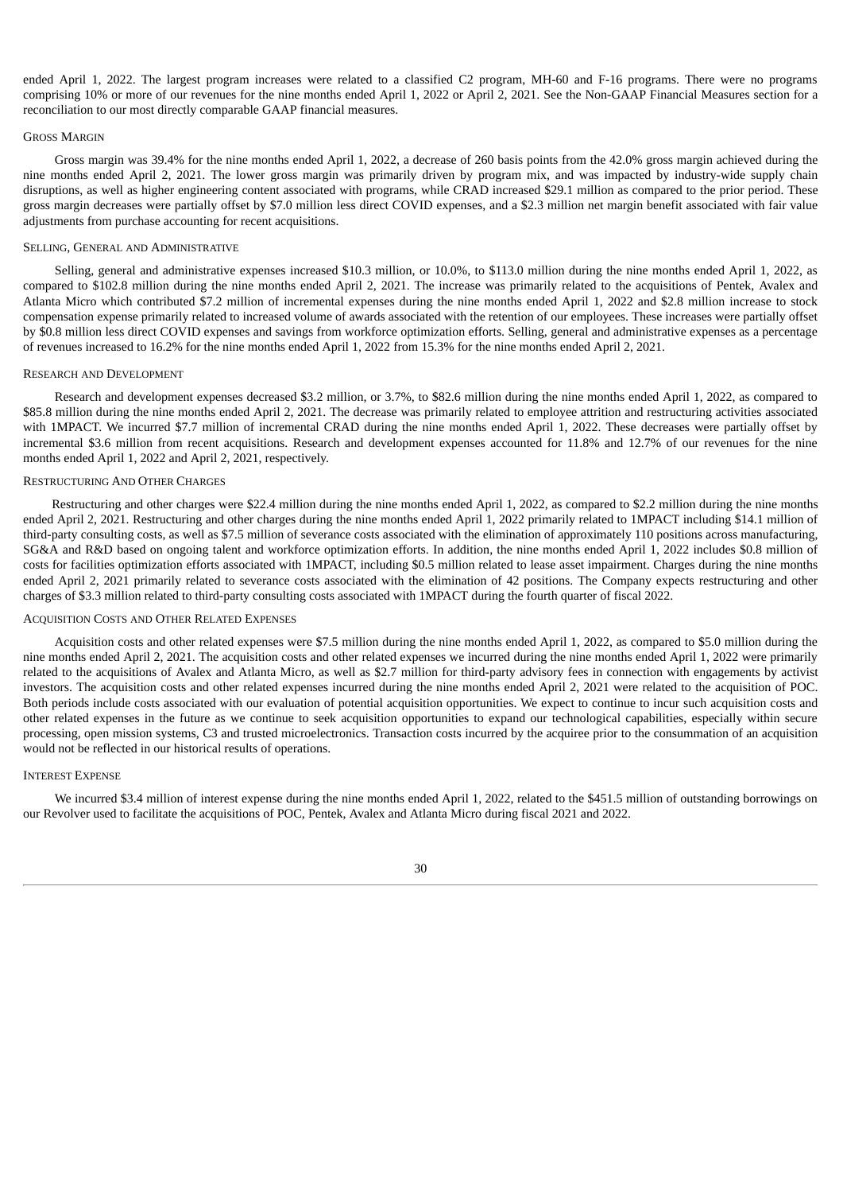ended April 1, 2022. The largest program increases were related to a classified C2 program, MH-60 and F-16 programs. There were no programs comprising 10% or more of our revenues for the nine months ended April 1, 2022 or April 2, 2021. See the Non-GAAP Financial Measures section for a reconciliation to our most directly comparable GAAP financial measures.

#### Gross Margin

Gross margin was 39.4% for the nine months ended April 1, 2022, a decrease of 260 basis points from the 42.0% gross margin achieved during the nine months ended April 2, 2021. The lower gross margin was primarily driven by program mix, and was impacted by industry-wide supply chain disruptions, as well as higher engineering content associated with programs, while CRAD increased $29.1 million as compared to the prior period. These gross margin decreases were partially offset by $7.0 million less direct COVID expenses, and a $2.3 million net margin benefit associated with fair value adjustments from purchase accounting for recent acquisitions.

#### Selling, General and Administrative

Selling, general and administrative expenses increased $10.3 million, or 10.0%, to $113.0 million during the nine months ended April 1, 2022, as compared to $102.8 million during the nine months ended April 2, 2021. The increase was primarily related to the acquisitions of Pentek, Avalex and Atlanta Micro which contributed $7.2 million of incremental expenses during the nine months ended April 1, 2022 and $2.8 million increase to stock compensation expense primarily related to increased volume of awards associated with the retention of our employees. These increases were partially offset by $0.8 million less direct COVID expenses and savings from workforce optimization efforts. Selling, general and administrative expenses as a percentage of revenues increased to 16.2% for the nine months ended April 1, 2022 from 15.3% for the nine months ended April 2, 2021.

#### Research and Development

Research and development expenses decreased $3.2 million, or 3.7%, to $82.6 million during the nine months ended April 1, 2022, as compared to $85.8 million during the nine months ended April 2, 2021. The decrease was primarily related to employee attrition and restructuring activities associated with 1MPACT. We incurred $7.7 million of incremental CRAD during the nine months ended April 1, 2022. These decreases were partially offset by incremental $3.6 million from recent acquisitions. Research and development expenses accounted for 11.8% and 12.7% of our revenues for the nine months ended April 1, 2022 and April 2, 2021, respectively.

#### Restructuring And Other Charges

Restructuring and other charges were $22.4 million during the nine months ended April 1, 2022, as compared to $2.2 million during the nine months ended April 2, 2021. Restructuring and other charges during the nine months ended April 1, 2022 primarily related to 1MPACT including $14.1 million of third-party consulting costs, as well as $7.5 million of severance costs associated with the elimination of approximately 110 positions across manufacturing, SG&A and R&D based on ongoing talent and workforce optimization efforts. In addition, the nine months ended April 1, 2022 includes $0.8 million of costs for facilities optimization efforts associated with 1MPACT, including $0.5 million related to lease asset impairment. Charges during the nine months ended April 2, 2021 primarily related to severance costs associated with the elimination of 42 positions. The Company expects restructuring and other charges of $3.3 million related to third-party consulting costs associated with 1MPACT during the fourth quarter of fiscal 2022.

#### Acquisition Costs and Other Related Expenses

Acquisition costs and other related expenses were $7.5 million during the nine months ended April 1, 2022, as compared to $5.0 million during the nine months ended April 2, 2021. The acquisition costs and other related expenses we incurred during the nine months ended April 1, 2022 were primarily related to the acquisitions of Avalex and Atlanta Micro, as well as $2.7 million for third-party advisory fees in connection with engagements by activist investors. The acquisition costs and other related expenses incurred during the nine months ended April 2, 2021 were related to the acquisition of POC. Both periods include costs associated with our evaluation of potential acquisition opportunities. We expect to continue to incur such acquisition costs and other related expenses in the future as we continue to seek acquisition opportunities to expand our technological capabilities, especially within secure processing, open mission systems, C3 and trusted microelectronics. Transaction costs incurred by the acquiree prior to the consummation of an acquisition would not be reflected in our historical results of operations.

#### Interest Expense

We incurred $3.4 million of interest expense during the nine months ended April 1, 2022, related to the $451.5 million of outstanding borrowings on our Revolver used to facilitate the acquisitions of POC, Pentek, Avalex and Atlanta Micro during fiscal 2021 and 2022.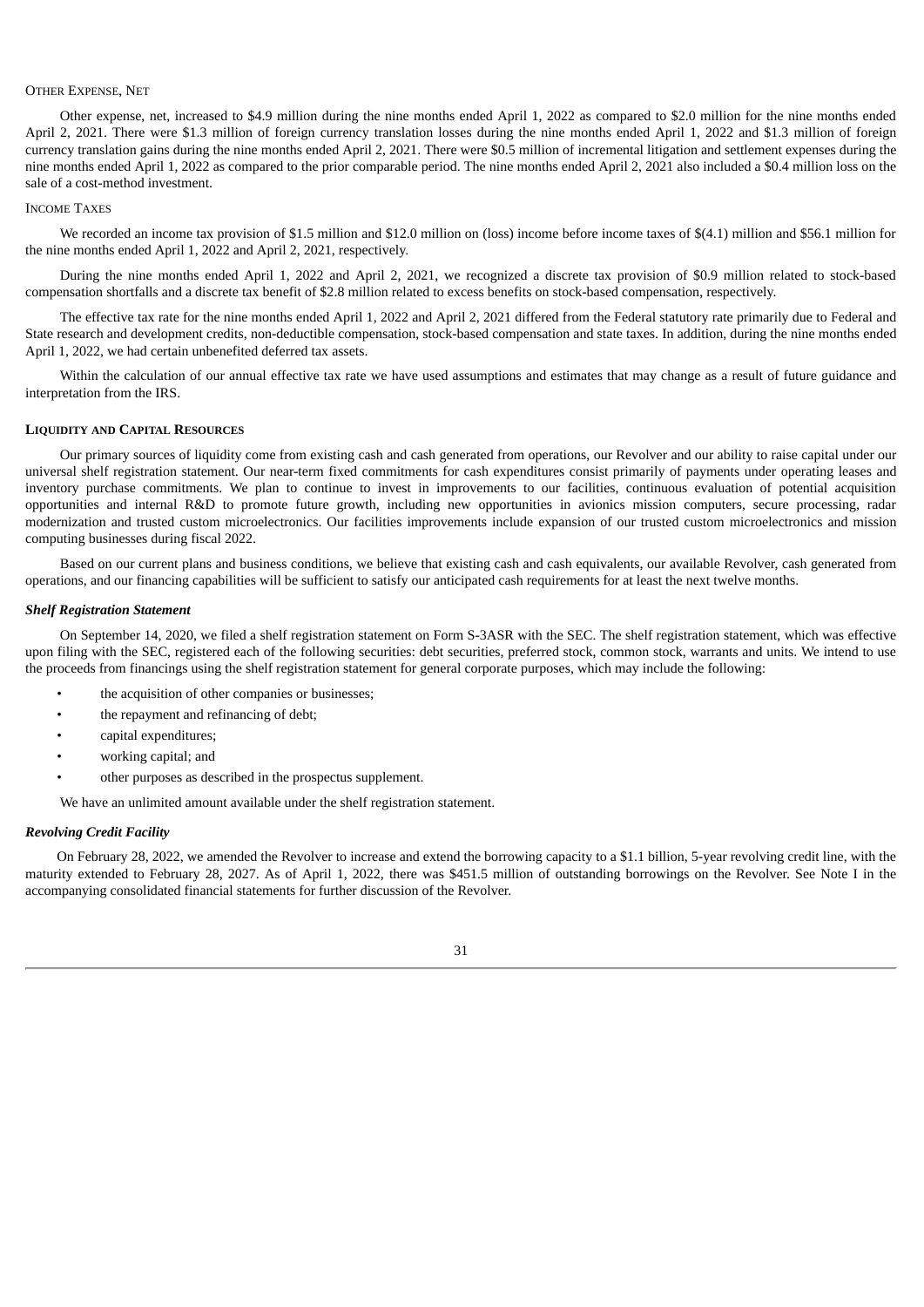### Other Expense, Net

Other expense, net, increased to $4.9 million during the nine months ended April 1, 2022 as compared to $2.0 million for the nine months ended April 2, 2021. There were $1.3 million of foreign currency translation losses during the nine months ended April 1, 2022 and $1.3 million of foreign currency translation gains during the nine months ended April 2, 2021. There were $0.5 million of incremental litigation and settlement expenses during the nine months ended April 1, 2022 as compared to the prior comparable period. The nine months ended April 2, 2021 also included a $0.4 million loss on the sale of a cost-method investment.

### Income Taxes

We recorded an income tax provision of $1.5 million and $12.0 million on (loss) income before income taxes of $(4.1) million and $56.1 million for the nine months ended April 1, 2022 and April 2, 2021, respectively.

During the nine months ended April 1, 2022 and April 2, 2021, we recognized a discrete tax provision of $0.9 million related to stock-based compensation shortfalls and a discrete tax benefit of $2.8 million related to excess benefits on stock-based compensation, respectively.

The effective tax rate for the nine months ended April 1, 2022 and April 2, 2021 differed from the Federal statutory rate primarily due to Federal and State research and development credits, non-deductible compensation, stock-based compensation and state taxes. In addition, during the nine months ended April 1, 2022, we had certain unbenefited deferred tax assets.

Within the calculation of our annual effective tax rate we have used assumptions and estimates that may change as a result of future guidance and interpretation from the IRS.

## Liquidity and Capital Resources

Our primary sources of liquidity come from existing cash and cash generated from operations, our Revolver and our ability to raise capital under our universal shelf registration statement. Our near-term fixed commitments for cash expenditures consist primarily of payments under operating leases and inventory purchase commitments. We plan to continue to invest in improvements to our facilities, continuous evaluation of potential acquisition opportunities and internal R&D to promote future growth, including new opportunities in avionics mission computers, secure processing, radar modernization and trusted custom microelectronics. Our facilities improvements include expansion of our trusted custom microelectronics and mission computing businesses during fiscal 2022.

Based on our current plans and business conditions, we believe that existing cash and cash equivalents, our available Revolver, cash generated from operations, and our financing capabilities will be sufficient to satisfy our anticipated cash requirements for at least the next twelve months.

### *Shelf Registration Statement*

On September 14, 2020, we filed a shelf registration statement on Form S-3ASR with the SEC. The shelf registration statement, which was effective upon filing with the SEC, registered each of the following securities: debt securities, preferred stock, common stock, warrants and units. We intend to use the proceeds from financings using the shelf registration statement for general corporate purposes, which may include the following:

- the acquisition of other companies or businesses;
- the repayment and refinancing of debt;
- capital expenditures;
- working capital; and
- other purposes as described in the prospectus supplement.

We have an unlimited amount available under the shelf registration statement.

### *Revolving Credit Facility*

On February 28, 2022, we amended the Revolver to increase and extend the borrowing capacity to a $1.1 billion, 5-year revolving credit line, with the maturity extended to February 28, 2027. As of April 1, 2022, there was $451.5 million of outstanding borrowings on the Revolver. See Note I in the accompanying consolidated financial statements for further discussion of the Revolver.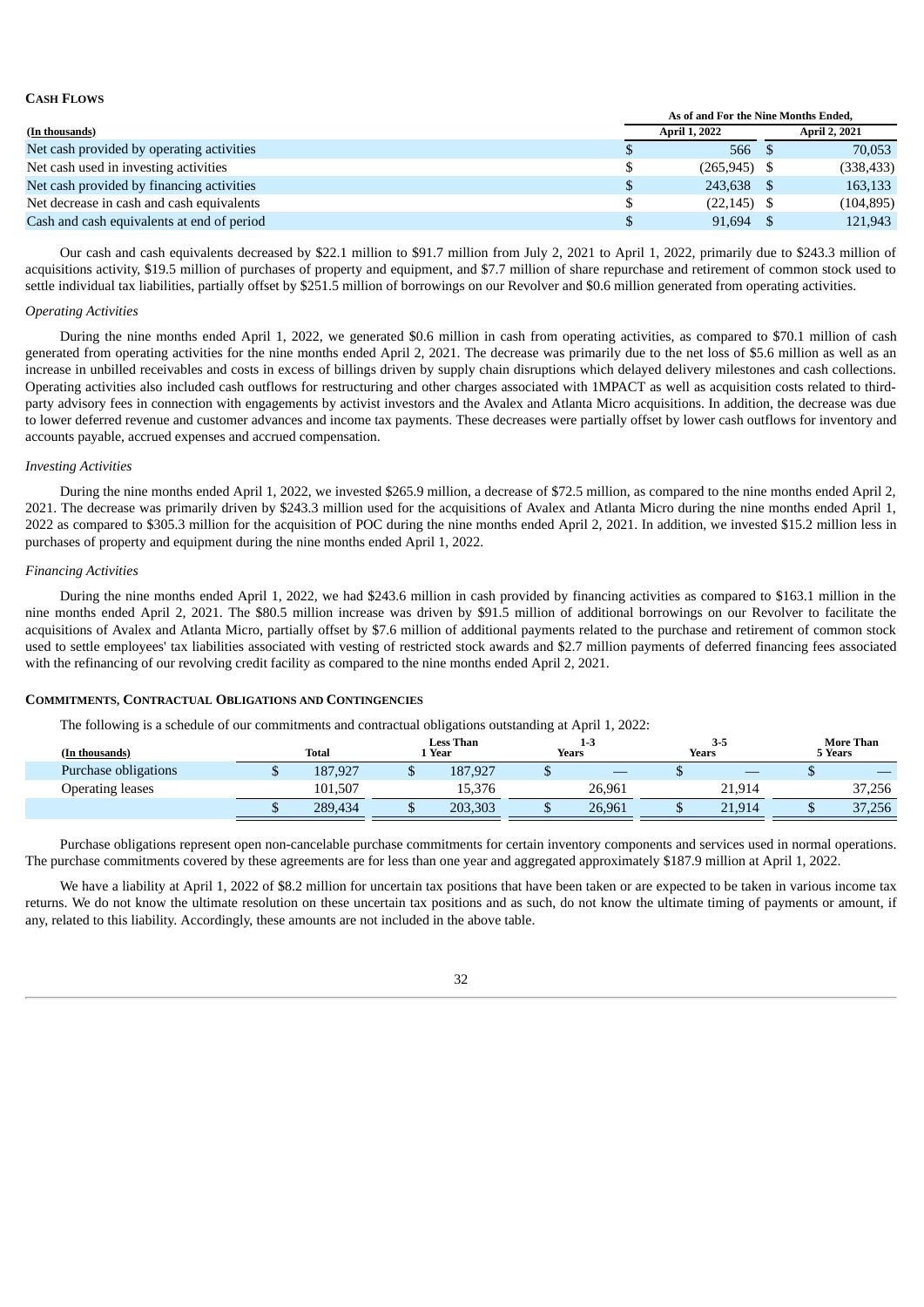**CASH FLOWS**

| (In thousands) | As of and For the Nine Months Ended, | |
|---|---|---|
| | April 1, 2022 | April 2, 2021 |
| Net cash provided by operating activities | $ 566 | $ 70,053 |
| Net cash used in investing activities | $ (265,945) | $ (338,433) |
| Net cash provided by financing activities | $ 243,638 | $ 163,133 |
| Net decrease in cash and cash equivalents | $ (22,145) | $ (104,895) |
| Cash and cash equivalents at end of period | $ 91,694 | $ 121,943 |

Our cash and cash equivalents decreased by $22.1 million to $91.7 million from July 2, 2021 to April 1, 2022, primarily due to $243.3 million of acquisitions activity, $19.5 million of purchases of property and equipment, and $7.7 million of share repurchase and retirement of common stock used to settle individual tax liabilities, partially offset by $251.5 million of borrowings on our Revolver and $0.6 million generated from operating activities.

*Operating Activities*

During the nine months ended April 1, 2022, we generated $0.6 million in cash from operating activities, as compared to $70.1 million of cash generated from operating activities for the nine months ended April 2, 2021. The decrease was primarily due to the net loss of $5.6 million as well as an increase in unbilled receivables and costs in excess of billings driven by supply chain disruptions which delayed delivery milestones and cash collections. Operating activities also included cash outflows for restructuring and other charges associated with 1MPACT as well as acquisition costs related to third-party advisory fees in connection with engagements by activist investors and the Avalex and Atlanta Micro acquisitions. In addition, the decrease was due to lower deferred revenue and customer advances and income tax payments. These decreases were partially offset by lower cash outflows for inventory and accounts payable, accrued expenses and accrued compensation.

*Investing Activities*

During the nine months ended April 1, 2022, we invested $265.9 million, a decrease of $72.5 million, as compared to the nine months ended April 2, 2021. The decrease was primarily driven by $243.3 million used for the acquisitions of Avalex and Atlanta Micro during the nine months ended April 1, 2022 as compared to $305.3 million for the acquisition of POC during the nine months ended April 2, 2021. In addition, we invested $15.2 million less in purchases of property and equipment during the nine months ended April 1, 2022.

*Financing Activities*

During the nine months ended April 1, 2022, we had $243.6 million in cash provided by financing activities as compared to $163.1 million in the nine months ended April 2, 2021. The $80.5 million increase was driven by $91.5 million of additional borrowings on our Revolver to facilitate the acquisitions of Avalex and Atlanta Micro, partially offset by $7.6 million of additional payments related to the purchase and retirement of common stock used to settle employees' tax liabilities associated with vesting of restricted stock awards and $2.7 million payments of deferred financing fees associated with the refinancing of our revolving credit facility as compared to the nine months ended April 2, 2021.

**COMMITMENTS, CONTRACTUAL OBLIGATIONS AND CONTINGENCIES**

The following is a schedule of our commitments and contractual obligations outstanding at April 1, 2022:

| (In thousands) | Total | Less Than 1 Year | 1-3 Years | 3-5 Years | More Than 5 Years |
|---|---|---|---|---|---|
| Purchase obligations | $ 187,927 | $ 187,927 | $ — | $ — | $ — |
| Operating leases | 101,507 | 15,376 | 26,961 | 21,914 | 37,256 |
| | $ 289,434 | $ 203,303 | $ 26,961 | $ 21,914 | $ 37,256 |

Purchase obligations represent open non-cancelable purchase commitments for certain inventory components and services used in normal operations. The purchase commitments covered by these agreements are for less than one year and aggregated approximately $187.9 million at April 1, 2022.

We have a liability at April 1, 2022 of $8.2 million for uncertain tax positions that have been taken or are expected to be taken in various income tax returns. We do not know the ultimate resolution on these uncertain tax positions and as such, do not know the ultimate timing of payments or amount, if any, related to this liability. Accordingly, these amounts are not included in the above table.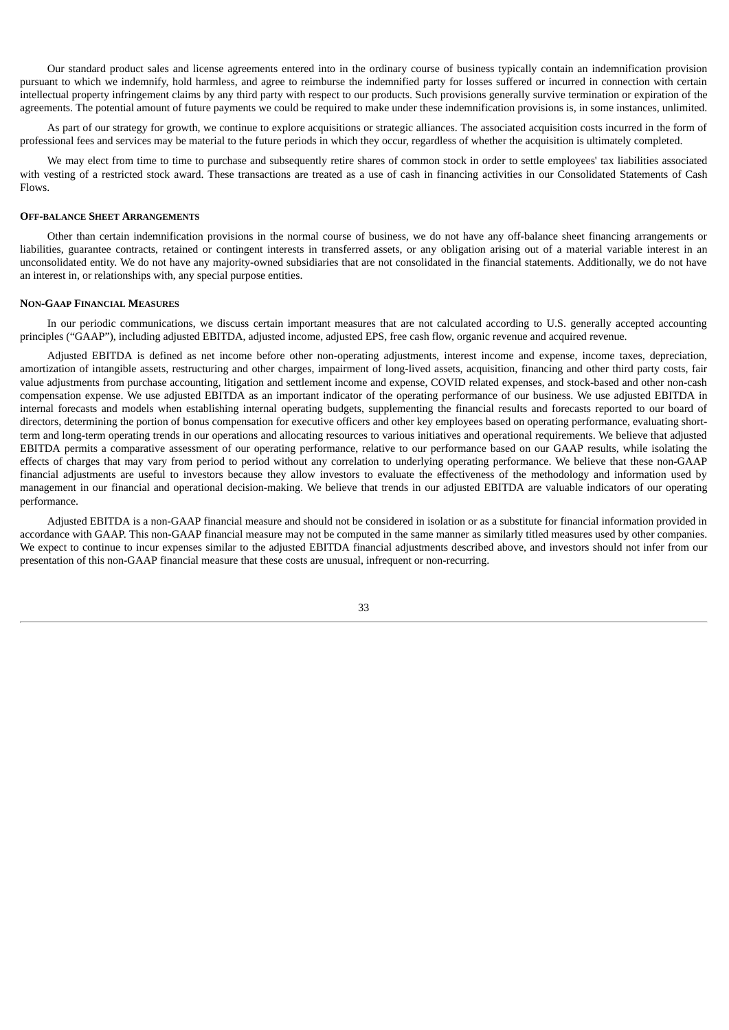Our standard product sales and license agreements entered into in the ordinary course of business typically contain an indemnification provision pursuant to which we indemnify, hold harmless, and agree to reimburse the indemnified party for losses suffered or incurred in connection with certain intellectual property infringement claims by any third party with respect to our products. Such provisions generally survive termination or expiration of the agreements. The potential amount of future payments we could be required to make under these indemnification provisions is, in some instances, unlimited.

As part of our strategy for growth, we continue to explore acquisitions or strategic alliances. The associated acquisition costs incurred in the form of professional fees and services may be material to the future periods in which they occur, regardless of whether the acquisition is ultimately completed.

We may elect from time to time to purchase and subsequently retire shares of common stock in order to settle employees' tax liabilities associated with vesting of a restricted stock award. These transactions are treated as a use of cash in financing activities in our Consolidated Statements of Cash Flows.

### Off-balance Sheet Arrangements

Other than certain indemnification provisions in the normal course of business, we do not have any off-balance sheet financing arrangements or liabilities, guarantee contracts, retained or contingent interests in transferred assets, or any obligation arising out of a material variable interest in an unconsolidated entity. We do not have any majority-owned subsidiaries that are not consolidated in the financial statements. Additionally, we do not have an interest in, or relationships with, any special purpose entities.

### Non-GAAP Financial Measures

In our periodic communications, we discuss certain important measures that are not calculated according to U.S. generally accepted accounting principles ("GAAP"), including adjusted EBITDA, adjusted income, adjusted EPS, free cash flow, organic revenue and acquired revenue.

Adjusted EBITDA is defined as net income before other non-operating adjustments, interest income and expense, income taxes, depreciation, amortization of intangible assets, restructuring and other charges, impairment of long-lived assets, acquisition, financing and other third party costs, fair value adjustments from purchase accounting, litigation and settlement income and expense, COVID related expenses, and stock-based and other non-cash compensation expense. We use adjusted EBITDA as an important indicator of the operating performance of our business. We use adjusted EBITDA in internal forecasts and models when establishing internal operating budgets, supplementing the financial results and forecasts reported to our board of directors, determining the portion of bonus compensation for executive officers and other key employees based on operating performance, evaluating short-term and long-term operating trends in our operations and allocating resources to various initiatives and operational requirements. We believe that adjusted EBITDA permits a comparative assessment of our operating performance, relative to our performance based on our GAAP results, while isolating the effects of charges that may vary from period to period without any correlation to underlying operating performance. We believe that these non-GAAP financial adjustments are useful to investors because they allow investors to evaluate the effectiveness of the methodology and information used by management in our financial and operational decision-making. We believe that trends in our adjusted EBITDA are valuable indicators of our operating performance.

Adjusted EBITDA is a non-GAAP financial measure and should not be considered in isolation or as a substitute for financial information provided in accordance with GAAP. This non-GAAP financial measure may not be computed in the same manner as similarly titled measures used by other companies. We expect to continue to incur expenses similar to the adjusted EBITDA financial adjustments described above, and investors should not infer from our presentation of this non-GAAP financial measure that these costs are unusual, infrequent or non-recurring.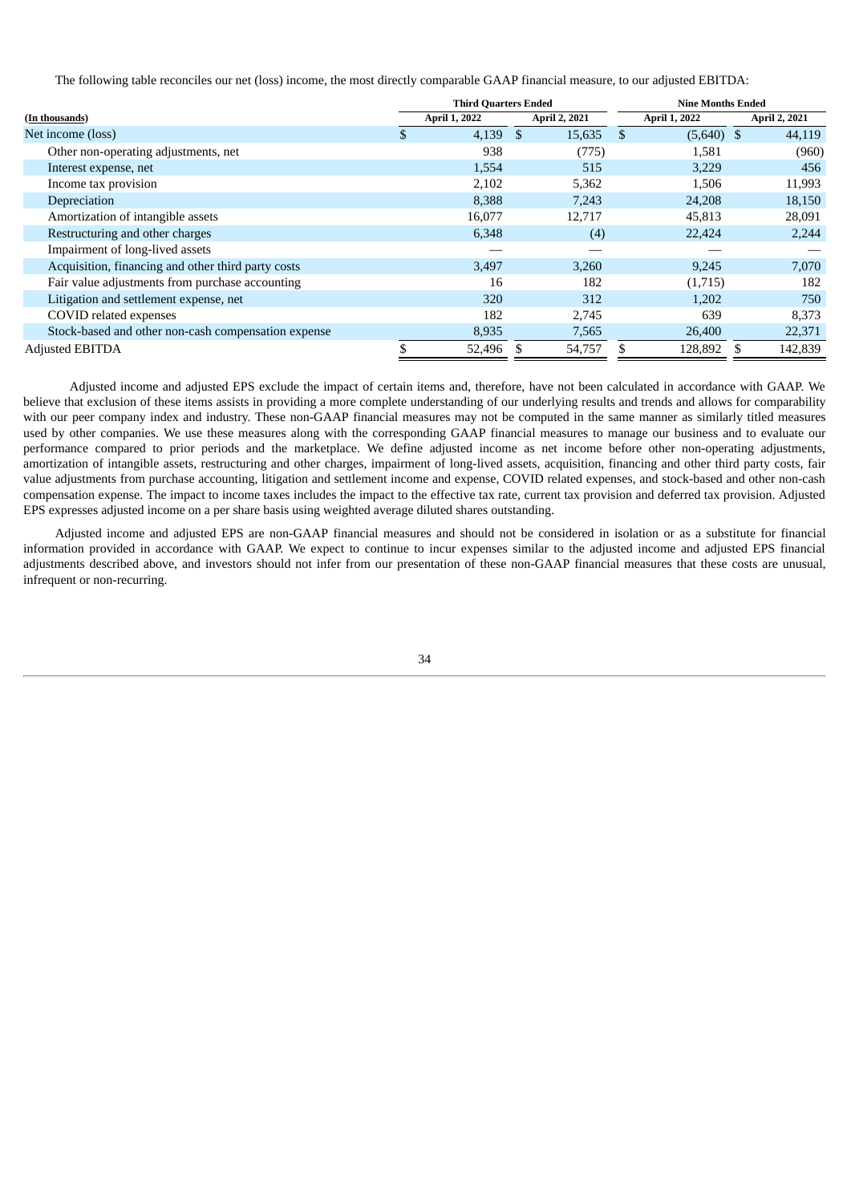The following table reconciles our net (loss) income, the most directly comparable GAAP financial measure, to our adjusted EBITDA:

| (In thousands) | Third Quarters Ended | | Nine Months Ended | |
|---|---|---|---|---|
| | April 1, 2022 | April 2, 2021 | April 1, 2022 | April 2, 2021 |
| Net income (loss) | $ 4,139 | $ 15,635 | $ (5,640) | $ 44,119 |
| Other non-operating adjustments, net | 938 | (775) | 1,581 | (960) |
| Interest expense, net | 1,554 | 515 | 3,229 | 456 |
| Income tax provision | 2,102 | 5,362 | 1,506 | 11,993 |
| Depreciation | 8,388 | 7,243 | 24,208 | 18,150 |
| Amortization of intangible assets | 16,077 | 12,717 | 45,813 | 28,091 |
| Restructuring and other charges | 6,348 | (4) | 22,424 | 2,244 |
| Impairment of long-lived assets | — | — | — | — |
| Acquisition, financing and other third party costs | 3,497 | 3,260 | 9,245 | 7,070 |
| Fair value adjustments from purchase accounting | 16 | 182 | (1,715) | 182 |
| Litigation and settlement expense, net | 320 | 312 | 1,202 | 750 |
| COVID related expenses | 182 | 2,745 | 639 | 8,373 |
| Stock-based and other non-cash compensation expense | 8,935 | 7,565 | 26,400 | 22,371 |
| Adjusted EBITDA | $ 52,496 | $ 54,757 | $ 128,892 | $ 142,839 |

Adjusted income and adjusted EPS exclude the impact of certain items and, therefore, have not been calculated in accordance with GAAP. We believe that exclusion of these items assists in providing a more complete understanding of our underlying results and trends and allows for comparability with our peer company index and industry. These non-GAAP financial measures may not be computed in the same manner as similarly titled measures used by other companies. We use these measures along with the corresponding GAAP financial measures to manage our business and to evaluate our performance compared to prior periods and the marketplace. We define adjusted income as net income before other non-operating adjustments, amortization of intangible assets, restructuring and other charges, impairment of long-lived assets, acquisition, financing and other third party costs, fair value adjustments from purchase accounting, litigation and settlement income and expense, COVID related expenses, and stock-based and other non-cash compensation expense. The impact to income taxes includes the impact to the effective tax rate, current tax provision and deferred tax provision. Adjusted EPS expresses adjusted income on a per share basis using weighted average diluted shares outstanding.

Adjusted income and adjusted EPS are non-GAAP financial measures and should not be considered in isolation or as a substitute for financial information provided in accordance with GAAP. We expect to continue to incur expenses similar to the adjusted income and adjusted EPS financial adjustments described above, and investors should not infer from our presentation of these non-GAAP financial measures that these costs are unusual, infrequent or non-recurring.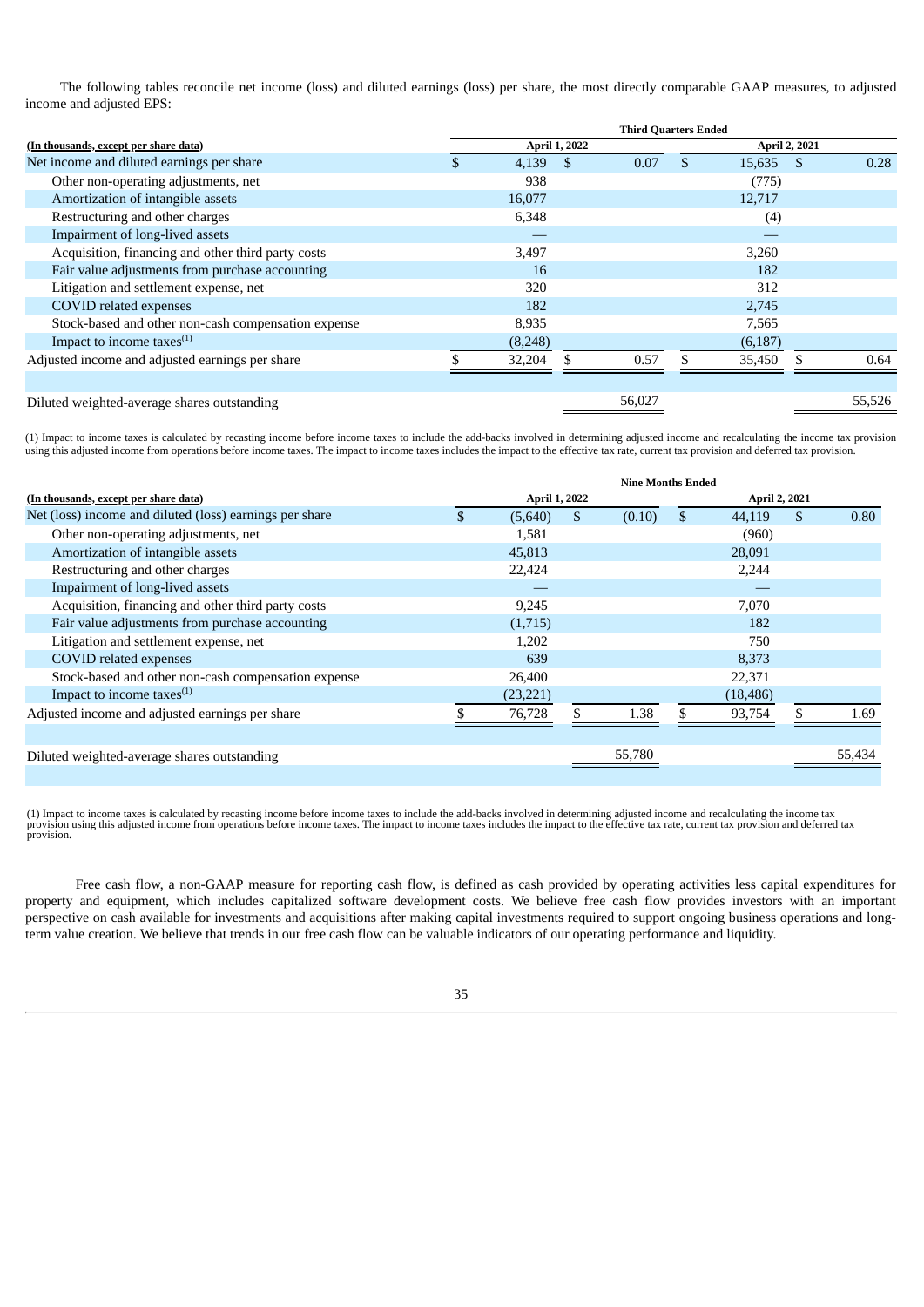The following tables reconcile net income (loss) and diluted earnings (loss) per share, the most directly comparable GAAP measures, to adjusted income and adjusted EPS:

| (In thousands, except per share data) | Third Quarters Ended | | | |
|---|---|---|---|---|
| | April 1, 2022 | | April 2, 2021 | |
| Net income and diluted earnings per share | $ 4,139 | $ 0.07 | $ 15,635 | $ 0.28 |
| Other non-operating adjustments, net | 938 | | (775) | |
| Amortization of intangible assets | 16,077 | | 12,717 | |
| Restructuring and other charges | 6,348 | | (4) | |
| Impairment of long-lived assets | — | | — | |
| Acquisition, financing and other third party costs | 3,497 | | 3,260 | |
| Fair value adjustments from purchase accounting | 16 | | 182 | |
| Litigation and settlement expense, net | 320 | | 312 | |
| COVID related expenses | 182 | | 2,745 | |
| Stock-based and other non-cash compensation expense | 8,935 | | 7,565 | |
| Impact to income taxes[1] | (8,248) | | (6,187) | |
| Adjusted income and adjusted earnings per share | $ 32,204 | $ 0.57 | $ 35,450 | $ 0.64 |
| | | | | |
| Diluted weighted-average shares outstanding | | 56,027 | | 55,526 |

(1) Impact to income taxes is calculated by recasting income before income taxes to include the add-backs involved in determining adjusted income and recalculating the income tax provision using this adjusted income from operations before income taxes. The impact to income taxes includes the impact to the effective tax rate, current tax provision and deferred tax provision.

| (In thousands, except per share data) | Nine Months Ended | | | |
|---|---|---|---|---|
| | April 1, 2022 | | April 2, 2021 | |
| Net (loss) income and diluted (loss) earnings per share | $ (5,640) | $ (0.10) | $ 44,119 | $ 0.80 |
| Other non-operating adjustments, net | 1,581 | | (960) | |
| Amortization of intangible assets | 45,813 | | 28,091 | |
| Restructuring and other charges | 22,424 | | 2,244 | |
| Impairment of long-lived assets | — | | — | |
| Acquisition, financing and other third party costs | 9,245 | | 7,070 | |
| Fair value adjustments from purchase accounting | (1,715) | | 182 | |
| Litigation and settlement expense, net | 1,202 | | 750 | |
| COVID related expenses | 639 | | 8,373 | |
| Stock-based and other non-cash compensation expense | 26,400 | | 22,371 | |
| Impact to income taxes[1] | (23,221) | | (18,486) | |
| Adjusted income and adjusted earnings per share | $ 76,728 | $ 1.38 | $ 93,754 | $ 1.69 |
| | | | | |
| Diluted weighted-average shares outstanding | | 55,780 | | 55,434 |

(1) Impact to income taxes is calculated by recasting income before income taxes to include the add-backs involved in determining adjusted income and recalculating the income tax provision using this adjusted income from operations before income taxes. The impact to income taxes includes the impact to the effective tax rate, current tax provision and deferred tax provision.

Free cash flow, a non-GAAP measure for reporting cash flow, is defined as cash provided by operating activities less capital expenditures for property and equipment, which includes capitalized software development costs. We believe free cash flow provides investors with an important perspective on cash available for investments and acquisitions after making capital investments required to support ongoing business operations and long-term value creation. We believe that trends in our free cash flow can be valuable indicators of our operating performance and liquidity.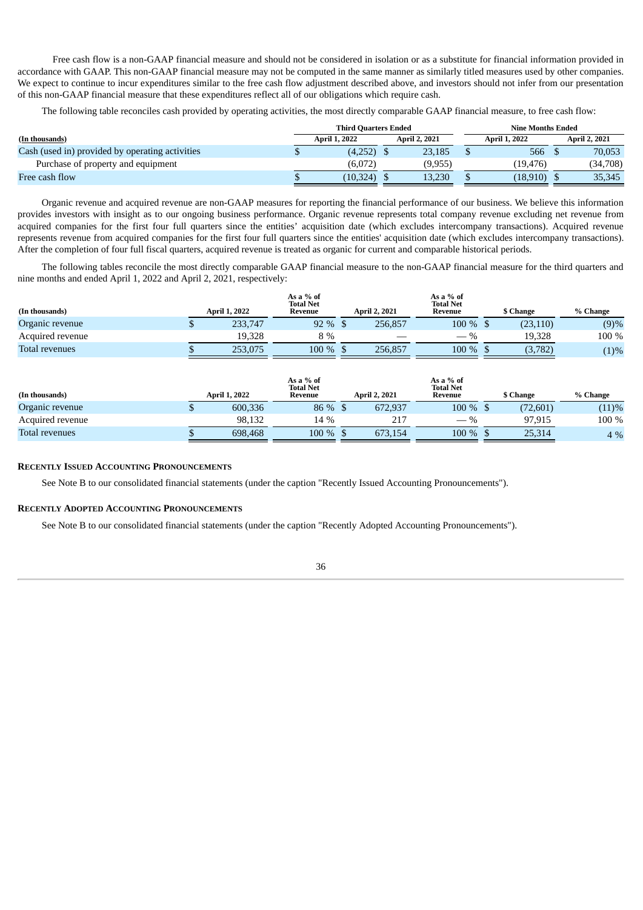Free cash flow is a non-GAAP financial measure and should not be considered in isolation or as a substitute for financial information provided in accordance with GAAP. This non-GAAP financial measure may not be computed in the same manner as similarly titled measures used by other companies. We expect to continue to incur expenditures similar to the free cash flow adjustment described above, and investors should not infer from our presentation of this non-GAAP financial measure that these expenditures reflect all of our obligations which require cash.

The following table reconciles cash provided by operating activities, the most directly comparable GAAP financial measure, to free cash flow:

| | Third Quarters Ended | | Nine Months Ended | |
|---|---|---|---|---|
| (In thousands) | April 1, 2022 | April 2, 2021 | April 1, 2022 | April 2, 2021 |
| Cash (used in) provided by operating activities | $ (4,252) | $ 23,185 | $ 566 | $ 70,053 |
| Purchase of property and equipment | (6,072) | (9,955) | (19,476) | (34,708) |
| Free cash flow | $ (10,324) | $ 13,230 | $ (18,910) | $ 35,345 |

Organic revenue and acquired revenue are non-GAAP measures for reporting the financial performance of our business. We believe this information provides investors with insight as to our ongoing business performance. Organic revenue represents total company revenue excluding net revenue from acquired companies for the first four full quarters since the entities' acquisition date (which excludes intercompany transactions). Acquired revenue represents revenue from acquired companies for the first four full quarters since the entities' acquisition date (which excludes intercompany transactions). After the completion of four full fiscal quarters, acquired revenue is treated as organic for current and comparable historical periods.

The following tables reconcile the most directly comparable GAAP financial measure to the non-GAAP financial measure for the third quarters and nine months and ended April 1, 2022 and April 2, 2021, respectively:

| (In thousands) | April 1, 2022 | As a % of Total Net Revenue | April 2, 2021 | As a % of Total Net Revenue | $ Change | % Change |
|---|---|---|---|---|---|---|
| Organic revenue | $ 233,747 | 92 % | $ 256,857 | 100 % | $ (23,110) | (9)% |
| Acquired revenue | 19,328 | 8 % | — | — % | 19,328 | 100 % |
| Total revenues | $ 253,075 | 100 % | $ 256,857 | 100 % | $ (3,782) | (1)% |

| (In thousands) | April 1, 2022 | As a % of Total Net Revenue | April 2, 2021 | As a % of Total Net Revenue | $ Change | % Change |
|---|---|---|---|---|---|---|
| Organic revenue | $ 600,336 | 86 % | $ 672,937 | 100 % | $ (72,601) | (11)% |
| Acquired revenue | 98,132 | 14 % | 217 | — % | 97,915 | 100 % |
| Total revenues | $ 698,468 | 100 % | $ 673,154 | 100 % | $ 25,314 | 4 % |

**RECENTLY ISSUED ACCOUNTING PRONOUNCEMENTS**

See Note B to our consolidated financial statements (under the caption "Recently Issued Accounting Pronouncements").

**RECENTLY ADOPTED ACCOUNTING PRONOUNCEMENTS**

See Note B to our consolidated financial statements (under the caption "Recently Adopted Accounting Pronouncements").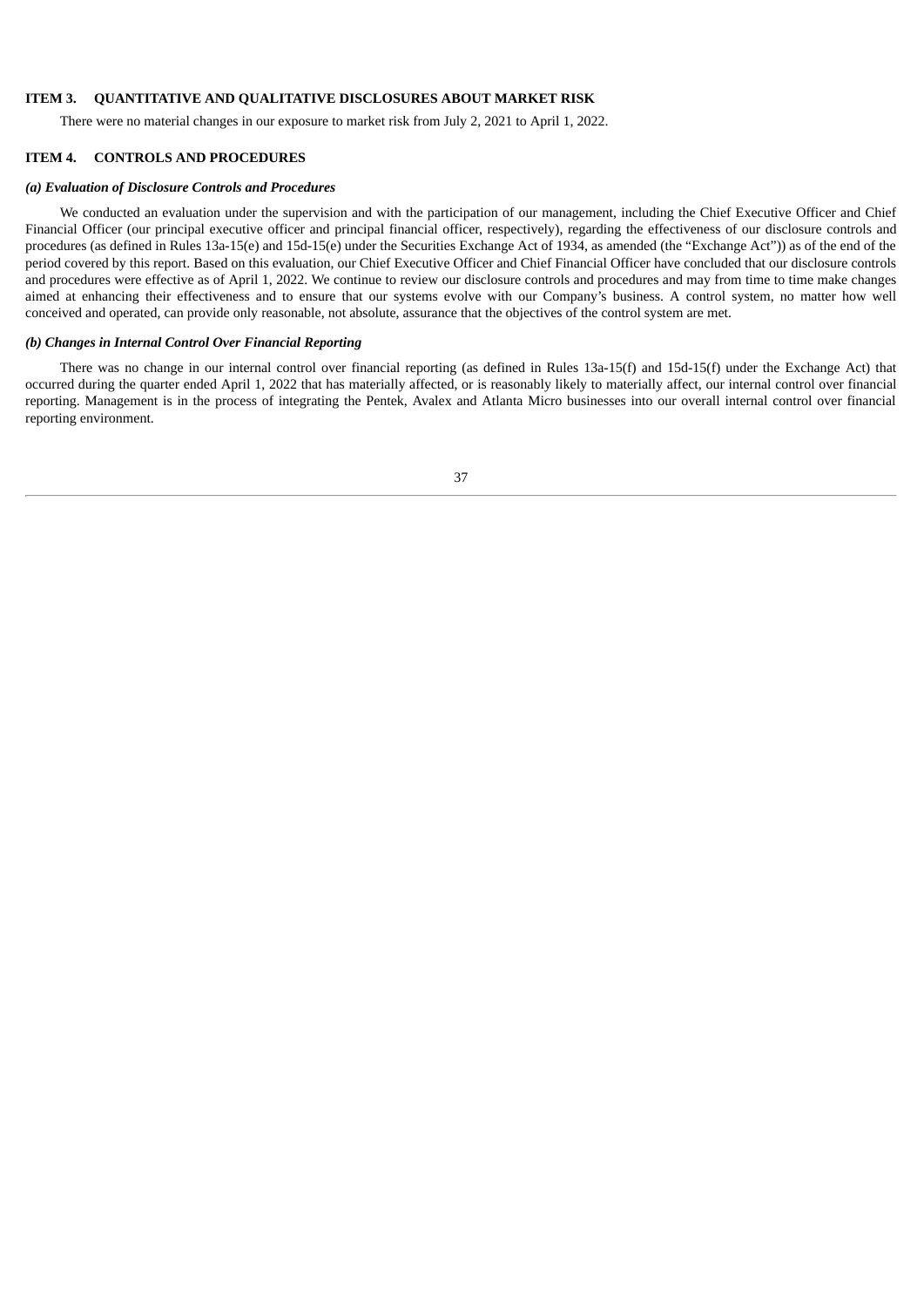## ITEM 3. QUANTITATIVE AND QUALITATIVE DISCLOSURES ABOUT MARKET RISK

There were no material changes in our exposure to market risk from July 2, 2021 to April 1, 2022.

## ITEM 4. CONTROLS AND PROCEDURES

### *(a) Evaluation of Disclosure Controls and Procedures*

We conducted an evaluation under the supervision and with the participation of our management, including the Chief Executive Officer and Chief Financial Officer (our principal executive officer and principal financial officer, respectively), regarding the effectiveness of our disclosure controls and procedures (as defined in Rules 13a-15(e) and 15d-15(e) under the Securities Exchange Act of 1934, as amended (the "Exchange Act")) as of the end of the period covered by this report. Based on this evaluation, our Chief Executive Officer and Chief Financial Officer have concluded that our disclosure controls and procedures were effective as of April 1, 2022. We continue to review our disclosure controls and procedures and may from time to time make changes aimed at enhancing their effectiveness and to ensure that our systems evolve with our Company's business. A control system, no matter how well conceived and operated, can provide only reasonable, not absolute, assurance that the objectives of the control system are met.

### *(b) Changes in Internal Control Over Financial Reporting*

There was no change in our internal control over financial reporting (as defined in Rules 13a-15(f) and 15d-15(f) under the Exchange Act) that occurred during the quarter ended April 1, 2022 that has materially affected, or is reasonably likely to materially affect, our internal control over financial reporting. Management is in the process of integrating the Pentek, Avalex and Atlanta Micro businesses into our overall internal control over financial reporting environment.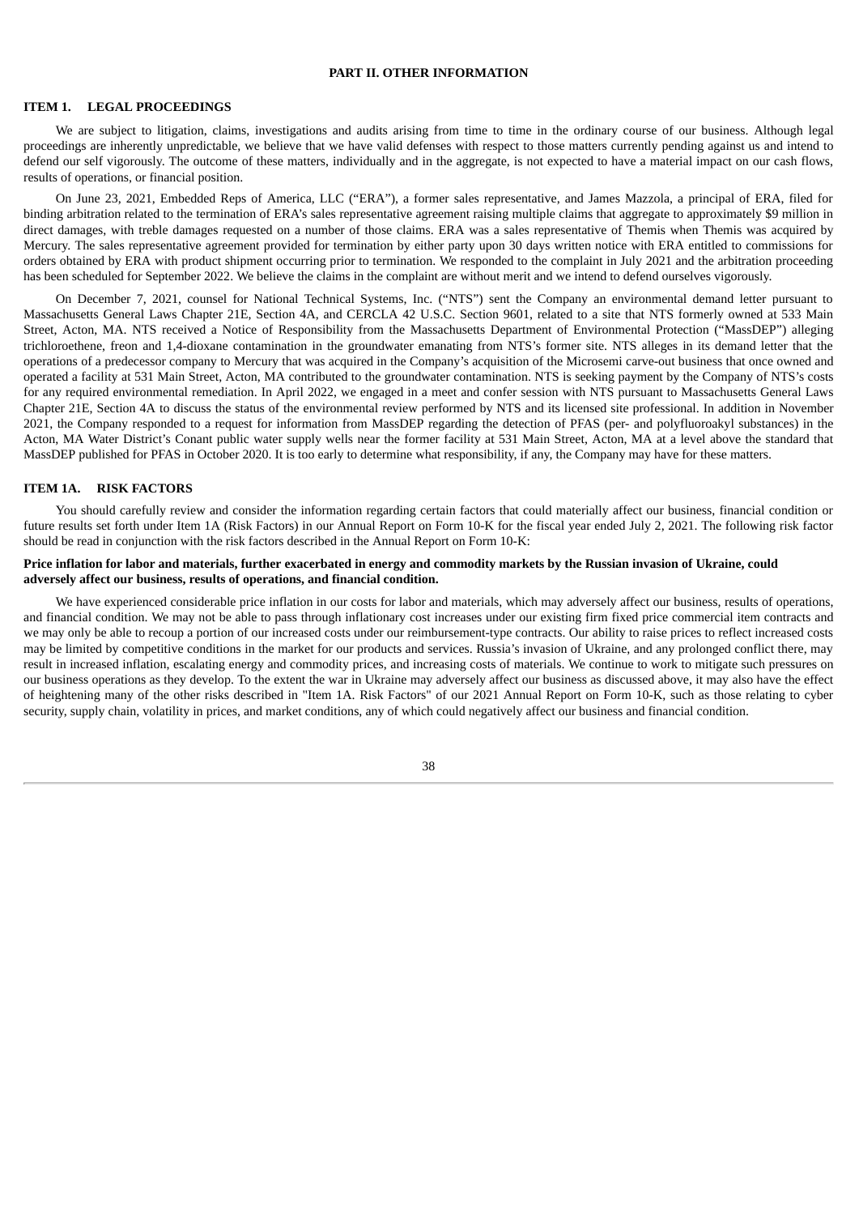# PART II. OTHER INFORMATION

## ITEM 1. LEGAL PROCEEDINGS

We are subject to litigation, claims, investigations and audits arising from time to time in the ordinary course of our business. Although legal proceedings are inherently unpredictable, we believe that we have valid defenses with respect to those matters currently pending against us and intend to defend our self vigorously. The outcome of these matters, individually and in the aggregate, is not expected to have a material impact on our cash flows, results of operations, or financial position.

On June 23, 2021, Embedded Reps of America, LLC ("ERA"), a former sales representative, and James Mazzola, a principal of ERA, filed for binding arbitration related to the termination of ERA's sales representative agreement raising multiple claims that aggregate to approximately $9 million in direct damages, with treble damages requested on a number of those claims. ERA was a sales representative of Themis when Themis was acquired by Mercury. The sales representative agreement provided for termination by either party upon 30 days written notice with ERA entitled to commissions for orders obtained by ERA with product shipment occurring prior to termination. We responded to the complaint in July 2021 and the arbitration proceeding has been scheduled for September 2022. We believe the claims in the complaint are without merit and we intend to defend ourselves vigorously.

On December 7, 2021, counsel for National Technical Systems, Inc. ("NTS") sent the Company an environmental demand letter pursuant to Massachusetts General Laws Chapter 21E, Section 4A, and CERCLA 42 U.S.C. Section 9601, related to a site that NTS formerly owned at 533 Main Street, Acton, MA. NTS received a Notice of Responsibility from the Massachusetts Department of Environmental Protection ("MassDEP") alleging trichloroethene, freon and 1,4-dioxane contamination in the groundwater emanating from NTS's former site. NTS alleges in its demand letter that the operations of a predecessor company to Mercury that was acquired in the Company's acquisition of the Microsemi carve-out business that once owned and operated a facility at 531 Main Street, Acton, MA contributed to the groundwater contamination. NTS is seeking payment by the Company of NTS's costs for any required environmental remediation. In April 2022, we engaged in a meet and confer session with NTS pursuant to Massachusetts General Laws Chapter 21E, Section 4A to discuss the status of the environmental review performed by NTS and its licensed site professional. In addition in November 2021, the Company responded to a request for information from MassDEP regarding the detection of PFAS (per- and polyfluoroakyl substances) in the Acton, MA Water District's Conant public water supply wells near the former facility at 531 Main Street, Acton, MA at a level above the standard that MassDEP published for PFAS in October 2020. It is too early to determine what responsibility, if any, the Company may have for these matters.

## ITEM 1A. RISK FACTORS

You should carefully review and consider the information regarding certain factors that could materially affect our business, financial condition or future results set forth under Item 1A (Risk Factors) in our Annual Report on Form 10-K for the fiscal year ended July 2, 2021. The following risk factor should be read in conjunction with the risk factors described in the Annual Report on Form 10-K:

**Price inflation for labor and materials, further exacerbated in energy and commodity markets by the Russian invasion of Ukraine, could adversely affect our business, results of operations, and financial condition.**

We have experienced considerable price inflation in our costs for labor and materials, which may adversely affect our business, results of operations, and financial condition. We may not be able to pass through inflationary cost increases under our existing firm fixed price commercial item contracts and we may only be able to recoup a portion of our increased costs under our reimbursement-type contracts. Our ability to raise prices to reflect increased costs may be limited by competitive conditions in the market for our products and services. Russia's invasion of Ukraine, and any prolonged conflict there, may result in increased inflation, escalating energy and commodity prices, and increasing costs of materials. We continue to work to mitigate such pressures on our business operations as they develop. To the extent the war in Ukraine may adversely affect our business as discussed above, it may also have the effect of heightening many of the other risks described in "Item 1A. Risk Factors" of our 2021 Annual Report on Form 10-K, such as those relating to cyber security, supply chain, volatility in prices, and market conditions, any of which could negatively affect our business and financial condition.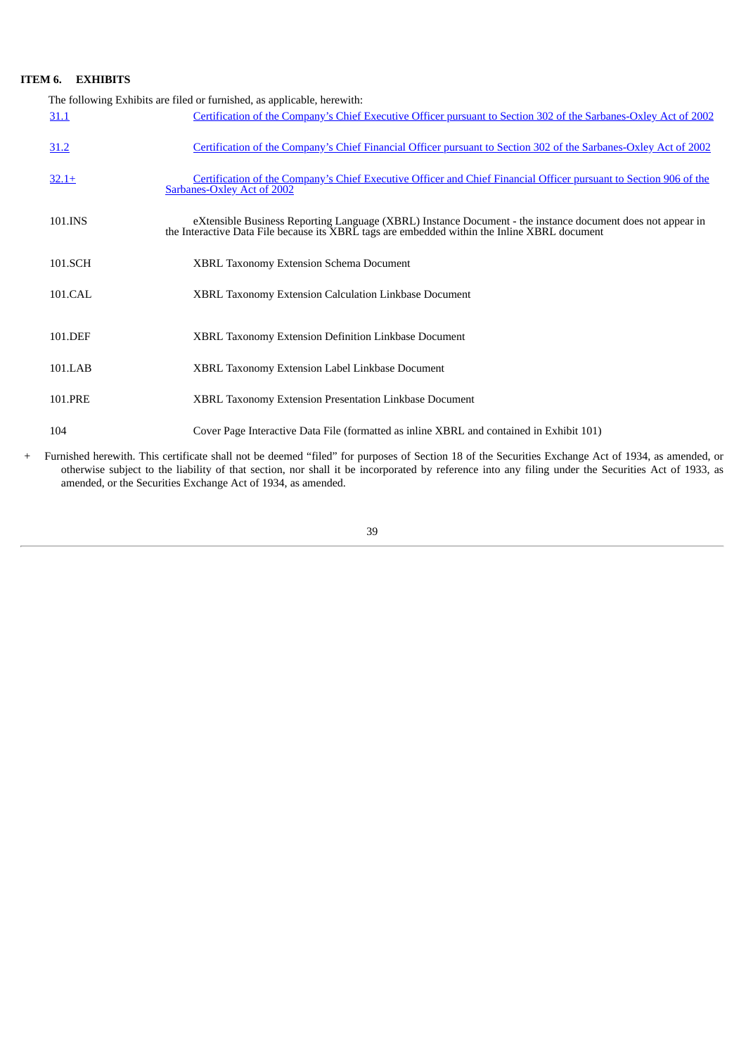## ITEM 6. EXHIBITS

The following Exhibits are filed or furnished, as applicable, herewith:

| | |
|---|---|
| 31.1 | Certification of the Company's Chief Executive Officer pursuant to Section 302 of the Sarbanes-Oxley Act of 2002 |
| 31.2 | Certification of the Company's Chief Financial Officer pursuant to Section 302 of the Sarbanes-Oxley Act of 2002 |
| 32.1+ | Certification of the Company's Chief Executive Officer and Chief Financial Officer pursuant to Section 906 of the Sarbanes-Oxley Act of 2002 |
| 101.INS | eXtensible Business Reporting Language (XBRL) Instance Document - the instance document does not appear in the Interactive Data File because its XBRL tags are embedded within the Inline XBRL document |
| 101.SCH | XBRL Taxonomy Extension Schema Document |
| 101.CAL | XBRL Taxonomy Extension Calculation Linkbase Document |
| 101.DEF | XBRL Taxonomy Extension Definition Linkbase Document |
| 101.LAB | XBRL Taxonomy Extension Label Linkbase Document |
| 101.PRE | XBRL Taxonomy Extension Presentation Linkbase Document |
| 104 | Cover Page Interactive Data File (formatted as inline XBRL and contained in Exhibit 101) |

\+ Furnished herewith. This certificate shall not be deemed "filed" for purposes of Section 18 of the Securities Exchange Act of 1934, as amended, or otherwise subject to the liability of that section, nor shall it be incorporated by reference into any filing under the Securities Act of 1933, as amended, or the Securities Exchange Act of 1934, as amended.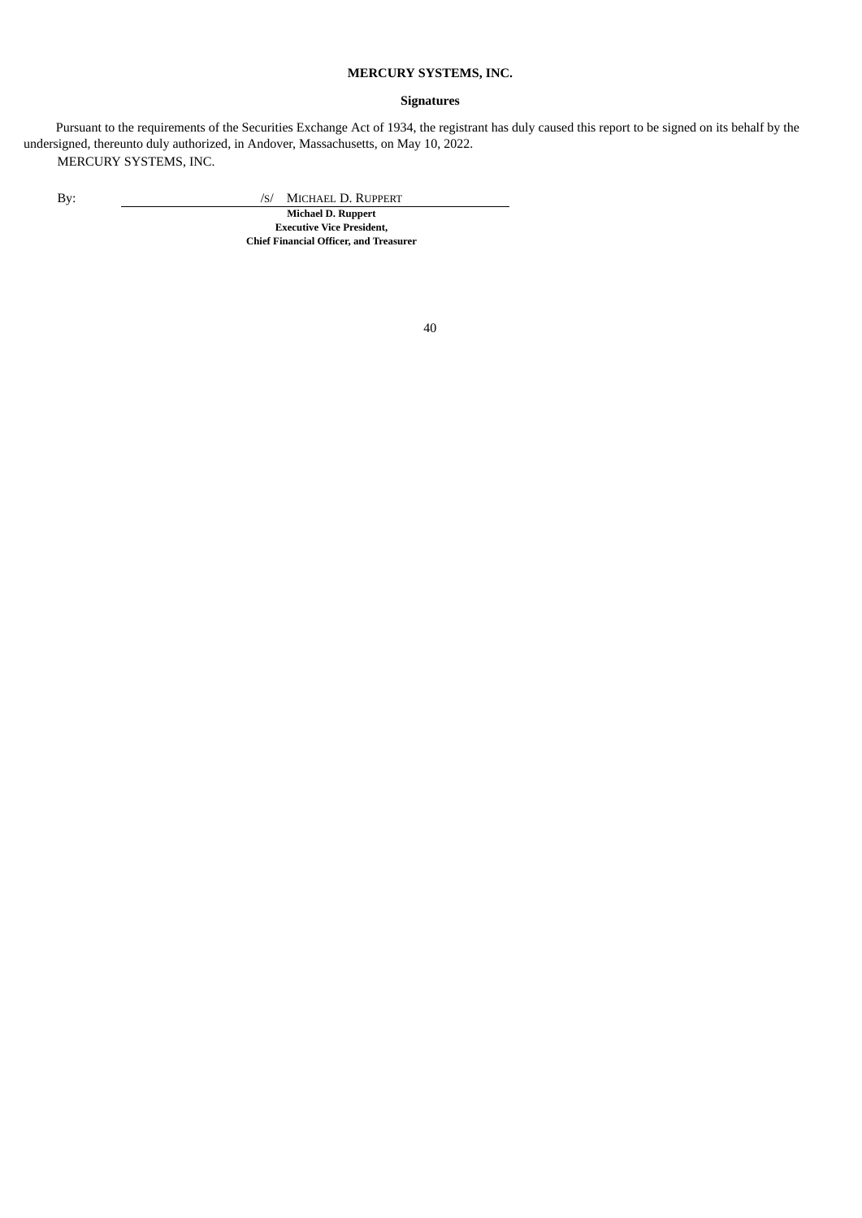**MERCURY SYSTEMS, INC.**

**Signatures**

Pursuant to the requirements of the Securities Exchange Act of 1934, the registrant has duly caused this report to be signed on its behalf by the undersigned, thereunto duly authorized, in Andover, Massachusetts, on May 10, 2022.

MERCURY SYSTEMS, INC.

By: /S/ MICHAEL D. RUPPERT

**Michael D. Ruppert**
**Executive Vice President,**
**Chief Financial Officer, and Treasurer**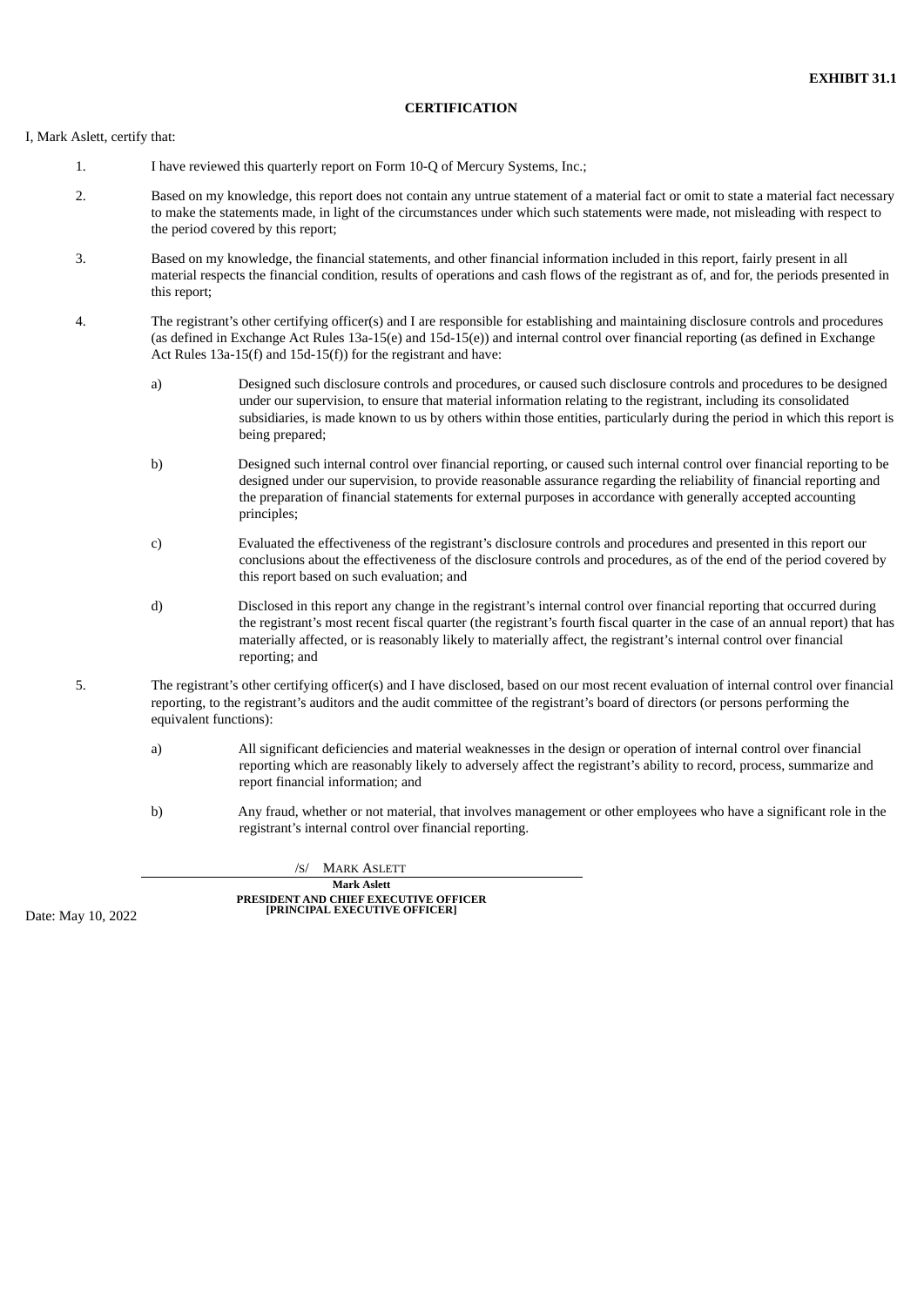**EXHIBIT 31.1**

**CERTIFICATION**

I, Mark Aslett, certify that:

1. I have reviewed this quarterly report on Form 10-Q of Mercury Systems, Inc.;

2. Based on my knowledge, this report does not contain any untrue statement of a material fact or omit to state a material fact necessary to make the statements made, in light of the circumstances under which such statements were made, not misleading with respect to the period covered by this report;

3. Based on my knowledge, the financial statements, and other financial information included in this report, fairly present in all material respects the financial condition, results of operations and cash flows of the registrant as of, and for, the periods presented in this report;

4. The registrant's other certifying officer(s) and I are responsible for establishing and maintaining disclosure controls and procedures (as defined in Exchange Act Rules 13a-15(e) and 15d-15(e)) and internal control over financial reporting (as defined in Exchange Act Rules 13a-15(f) and 15d-15(f)) for the registrant and have:

   a) Designed such disclosure controls and procedures, or caused such disclosure controls and procedures to be designed under our supervision, to ensure that material information relating to the registrant, including its consolidated subsidiaries, is made known to us by others within those entities, particularly during the period in which this report is being prepared;

   b) Designed such internal control over financial reporting, or caused such internal control over financial reporting to be designed under our supervision, to provide reasonable assurance regarding the reliability of financial reporting and the preparation of financial statements for external purposes in accordance with generally accepted accounting principles;

   c) Evaluated the effectiveness of the registrant's disclosure controls and procedures and presented in this report our conclusions about the effectiveness of the disclosure controls and procedures, as of the end of the period covered by this report based on such evaluation; and

   d) Disclosed in this report any change in the registrant's internal control over financial reporting that occurred during the registrant's most recent fiscal quarter (the registrant's fourth fiscal quarter in the case of an annual report) that has materially affected, or is reasonably likely to materially affect, the registrant's internal control over financial reporting; and

5. The registrant's other certifying officer(s) and I have disclosed, based on our most recent evaluation of internal control over financial reporting, to the registrant's auditors and the audit committee of the registrant's board of directors (or persons performing the equivalent functions):

   a) All significant deficiencies and material weaknesses in the design or operation of internal control over financial reporting which are reasonably likely to adversely affect the registrant's ability to record, process, summarize and report financial information; and

   b) Any fraud, whether or not material, that involves management or other employees who have a significant role in the registrant's internal control over financial reporting.

/S/ MARK ASLETT

**Mark Aslett**
**PRESIDENT AND CHIEF EXECUTIVE OFFICER**
**[PRINCIPAL EXECUTIVE OFFICER]**

Date: May 10, 2022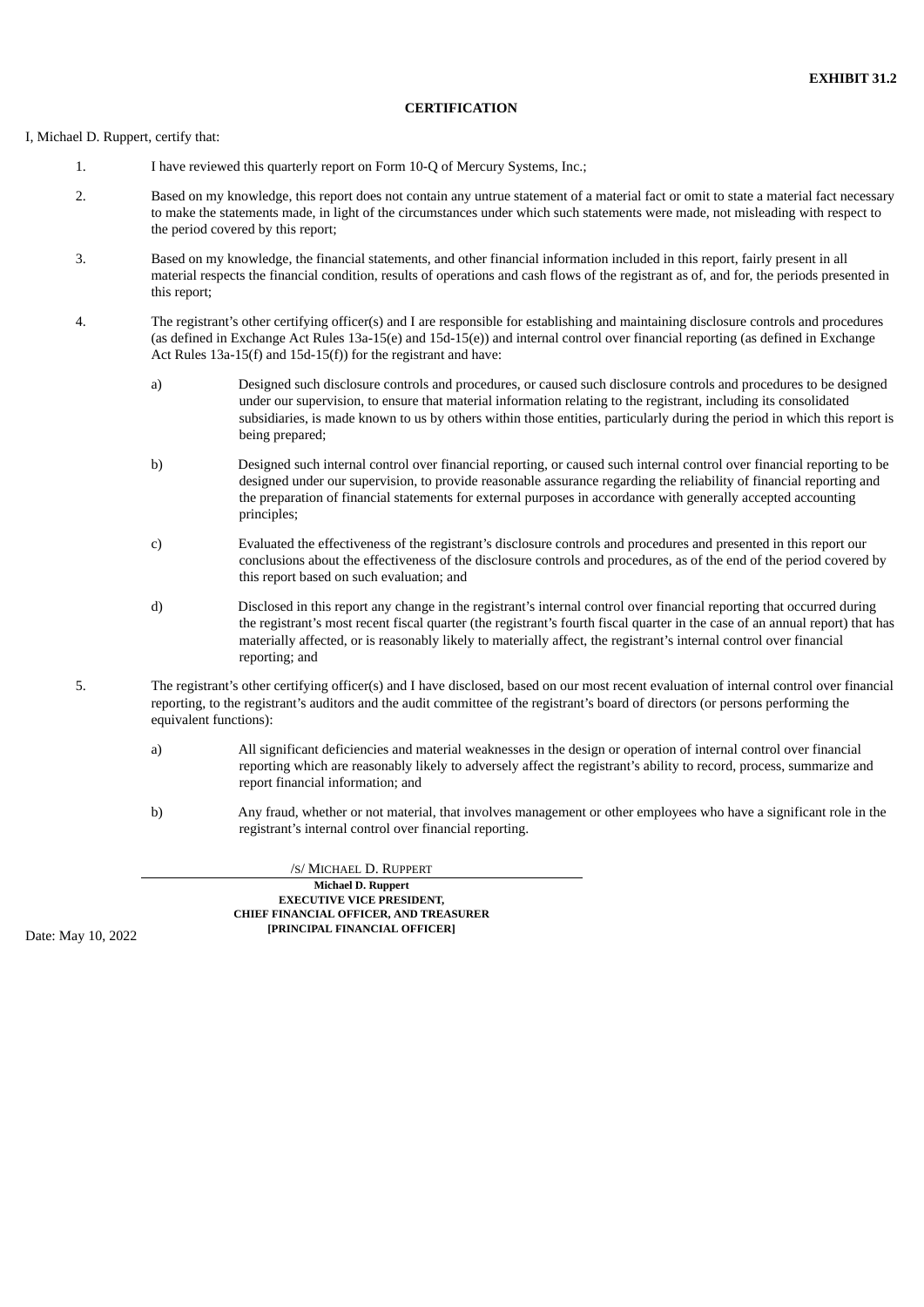**EXHIBIT 31.2**

**CERTIFICATION**

I, Michael D. Ruppert, certify that:

1. I have reviewed this quarterly report on Form 10-Q of Mercury Systems, Inc.;

2. Based on my knowledge, this report does not contain any untrue statement of a material fact or omit to state a material fact necessary to make the statements made, in light of the circumstances under which such statements were made, not misleading with respect to the period covered by this report;

3. Based on my knowledge, the financial statements, and other financial information included in this report, fairly present in all material respects the financial condition, results of operations and cash flows of the registrant as of, and for, the periods presented in this report;

4. The registrant's other certifying officer(s) and I are responsible for establishing and maintaining disclosure controls and procedures (as defined in Exchange Act Rules 13a-15(e) and 15d-15(e)) and internal control over financial reporting (as defined in Exchange Act Rules 13a-15(f) and 15d-15(f)) for the registrant and have:

   a) Designed such disclosure controls and procedures, or caused such disclosure controls and procedures to be designed under our supervision, to ensure that material information relating to the registrant, including its consolidated subsidiaries, is made known to us by others within those entities, particularly during the period in which this report is being prepared;

   b) Designed such internal control over financial reporting, or caused such internal control over financial reporting to be designed under our supervision, to provide reasonable assurance regarding the reliability of financial reporting and the preparation of financial statements for external purposes in accordance with generally accepted accounting principles;

   c) Evaluated the effectiveness of the registrant's disclosure controls and procedures and presented in this report our conclusions about the effectiveness of the disclosure controls and procedures, as of the end of the period covered by this report based on such evaluation; and

   d) Disclosed in this report any change in the registrant's internal control over financial reporting that occurred during the registrant's most recent fiscal quarter (the registrant's fourth fiscal quarter in the case of an annual report) that has materially affected, or is reasonably likely to materially affect, the registrant's internal control over financial reporting; and

5. The registrant's other certifying officer(s) and I have disclosed, based on our most recent evaluation of internal control over financial reporting, to the registrant's auditors and the audit committee of the registrant's board of directors (or persons performing the equivalent functions):

   a) All significant deficiencies and material weaknesses in the design or operation of internal control over financial reporting which are reasonably likely to adversely affect the registrant's ability to record, process, summarize and report financial information; and

   b) Any fraud, whether or not material, that involves management or other employees who have a significant role in the registrant's internal control over financial reporting.

/S/ MICHAEL D. RUPPERT

**Michael D. Ruppert**
**EXECUTIVE VICE PRESIDENT,**
**CHIEF FINANCIAL OFFICER, AND TREASURER**
**[PRINCIPAL FINANCIAL OFFICER]**

Date: May 10, 2022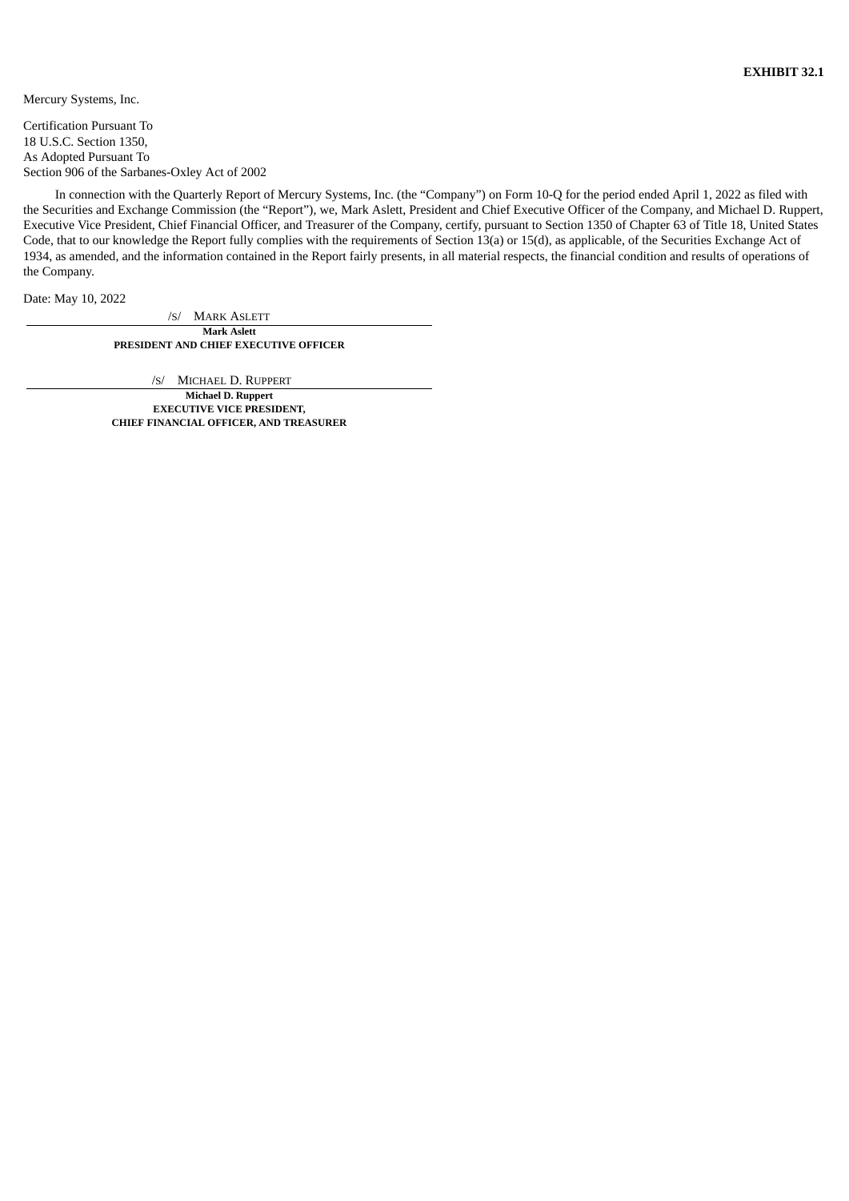**EXHIBIT 32.1**

Mercury Systems, Inc.

Certification Pursuant To
18 U.S.C. Section 1350,
As Adopted Pursuant To
Section 906 of the Sarbanes-Oxley Act of 2002

In connection with the Quarterly Report of Mercury Systems, Inc. (the "Company") on Form 10-Q for the period ended April 1, 2022 as filed with the Securities and Exchange Commission (the "Report"), we, Mark Aslett, President and Chief Executive Officer of the Company, and Michael D. Ruppert, Executive Vice President, Chief Financial Officer, and Treasurer of the Company, certify, pursuant to Section 1350 of Chapter 63 of Title 18, United States Code, that to our knowledge the Report fully complies with the requirements of Section 13(a) or 15(d), as applicable, of the Securities Exchange Act of 1934, as amended, and the information contained in the Report fairly presents, in all material respects, the financial condition and results of operations of the Company.

Date: May 10, 2022

/S/ MARK ASLETT

**Mark Aslett**
**PRESIDENT AND CHIEF EXECUTIVE OFFICER**

/S/ MICHAEL D. RUPPERT

**Michael D. Ruppert**
**EXECUTIVE VICE PRESIDENT,**
**CHIEF FINANCIAL OFFICER, AND TREASURER**